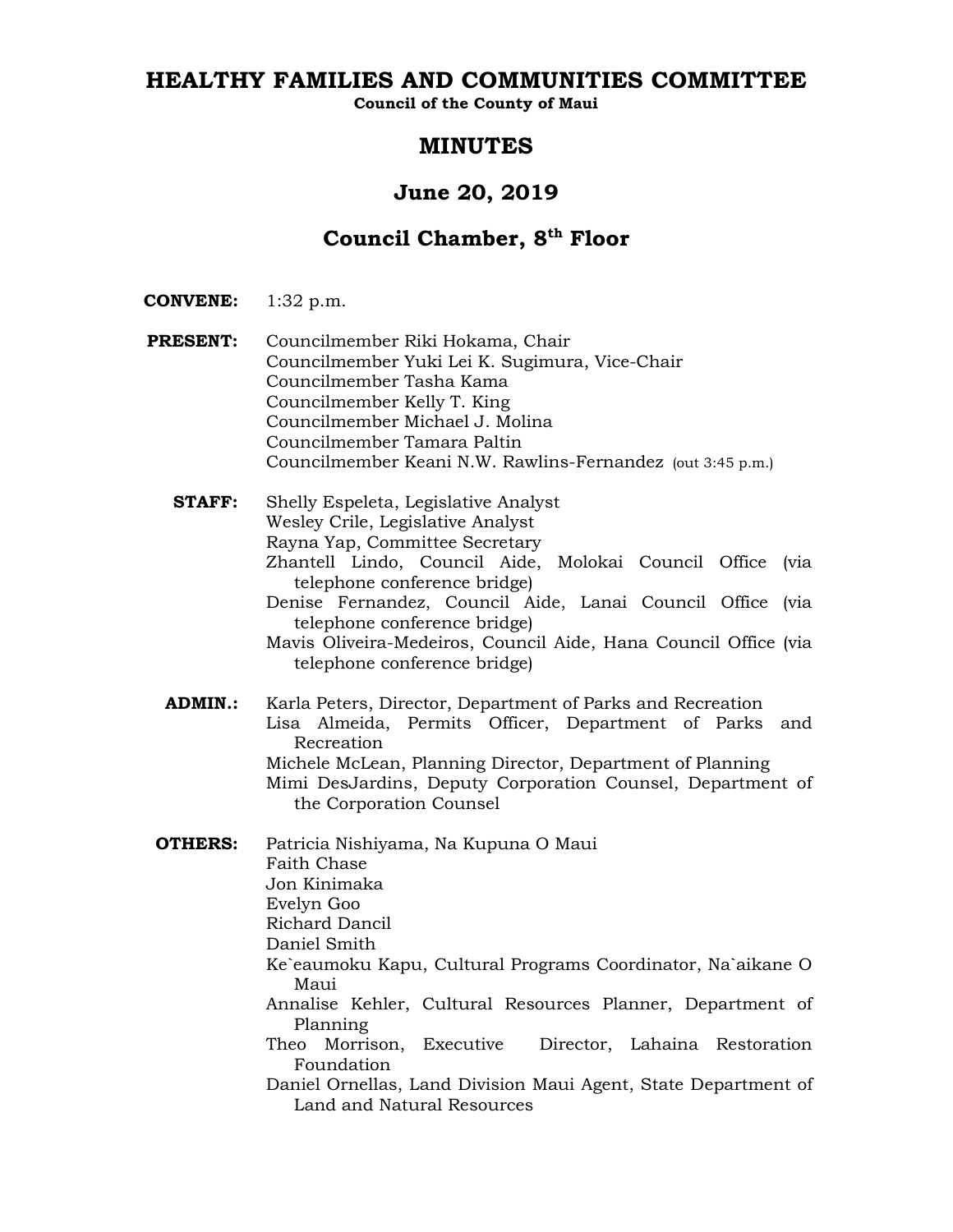# HEALTHY FAMILIES AND COMMUNITIES COMMITTEE

**Council of the County of Maui**

## MINUTES

## June 20, 2019

## Council Chamber, 8th Floor

**CONVENE:** 1:32 p.m.

**PRESENT:**
Councilmember Riki Hokama, Chair
Councilmember Yuki Lei K. Sugimura, Vice-Chair
Councilmember Tasha Kama
Councilmember Kelly T. King
Councilmember Michael J. Molina
Councilmember Tamara Paltin
Councilmember Keani N.W. Rawlins-Fernandez (out 3:45 p.m.)

**STAFF:**
Shelly Espeleta, Legislative Analyst
Wesley Crile, Legislative Analyst
Rayna Yap, Committee Secretary
Zhantell Lindo, Council Aide, Molokai Council Office (via telephone conference bridge)
Denise Fernandez, Council Aide, Lanai Council Office (via telephone conference bridge)
Mavis Oliveira-Medeiros, Council Aide, Hana Council Office (via telephone conference bridge)

**ADMIN.:**
Karla Peters, Director, Department of Parks and Recreation
Lisa Almeida, Permits Officer, Department of Parks and Recreation
Michele McLean, Planning Director, Department of Planning
Mimi DesJardins, Deputy Corporation Counsel, Department of the Corporation Counsel

**OTHERS:**
Patricia Nishiyama, Na Kupuna O Maui
Faith Chase
Jon Kinimaka
Evelyn Goo
Richard Dancil
Daniel Smith
Ke`eaumoku Kapu, Cultural Programs Coordinator, Na`aikane O Maui
Annalise Kehler, Cultural Resources Planner, Department of Planning
Theo Morrison, Executive Director, Lahaina Restoration Foundation
Daniel Ornellas, Land Division Maui Agent, State Department of Land and Natural Resources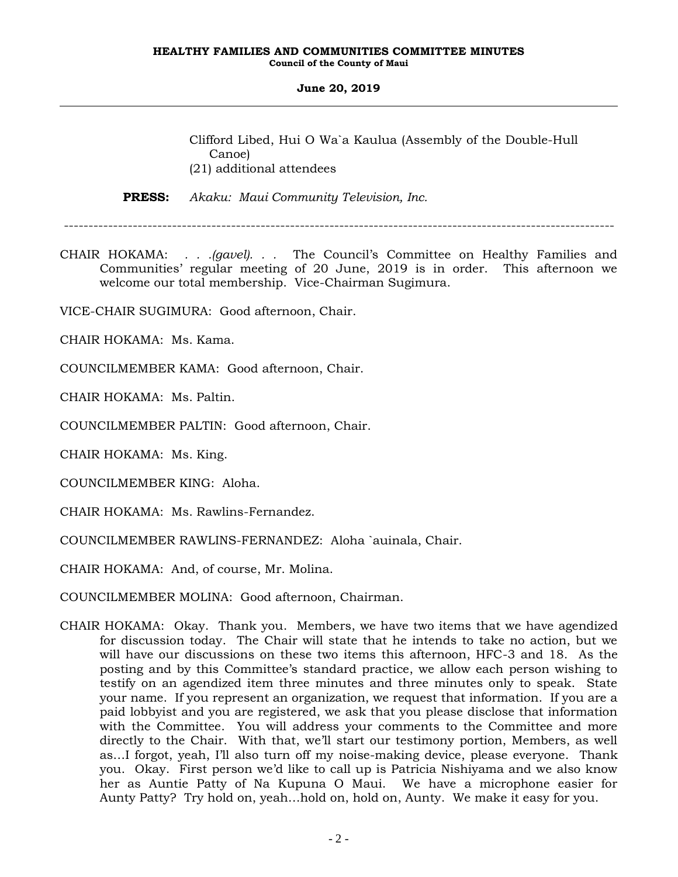Clifford Libed, Hui O Wa`a Kaulua (Assembly of the Double-Hull Canoe)
(21) additional attendees

**PRESS:** *Akaku: Maui Community Television, Inc.*

---

CHAIR HOKAMA: *. . .(gavel). . .* The Council's Committee on Healthy Families and Communities' regular meeting of 20 June, 2019 is in order. This afternoon we welcome our total membership. Vice-Chairman Sugimura.

VICE-CHAIR SUGIMURA: Good afternoon, Chair.

CHAIR HOKAMA: Ms. Kama.

COUNCILMEMBER KAMA: Good afternoon, Chair.

CHAIR HOKAMA: Ms. Paltin.

COUNCILMEMBER PALTIN: Good afternoon, Chair.

CHAIR HOKAMA: Ms. King.

COUNCILMEMBER KING: Aloha.

CHAIR HOKAMA: Ms. Rawlins-Fernandez.

COUNCILMEMBER RAWLINS-FERNANDEZ: Aloha `auinala, Chair.

CHAIR HOKAMA: And, of course, Mr. Molina.

COUNCILMEMBER MOLINA: Good afternoon, Chairman.

CHAIR HOKAMA: Okay. Thank you. Members, we have two items that we have agendized for discussion today. The Chair will state that he intends to take no action, but we will have our discussions on these two items this afternoon, HFC-3 and 18. As the posting and by this Committee's standard practice, we allow each person wishing to testify on an agendized item three minutes and three minutes only to speak. State your name. If you represent an organization, we request that information. If you are a paid lobbyist and you are registered, we ask that you please disclose that information with the Committee. You will address your comments to the Committee and more directly to the Chair. With that, we'll start our testimony portion, Members, as well as...I forgot, yeah, I'll also turn off my noise-making device, please everyone. Thank you. Okay. First person we'd like to call up is Patricia Nishiyama and we also know her as Auntie Patty of Na Kupuna O Maui. We have a microphone easier for Aunty Patty? Try hold on, yeah...hold on, hold on, Aunty. We make it easy for you.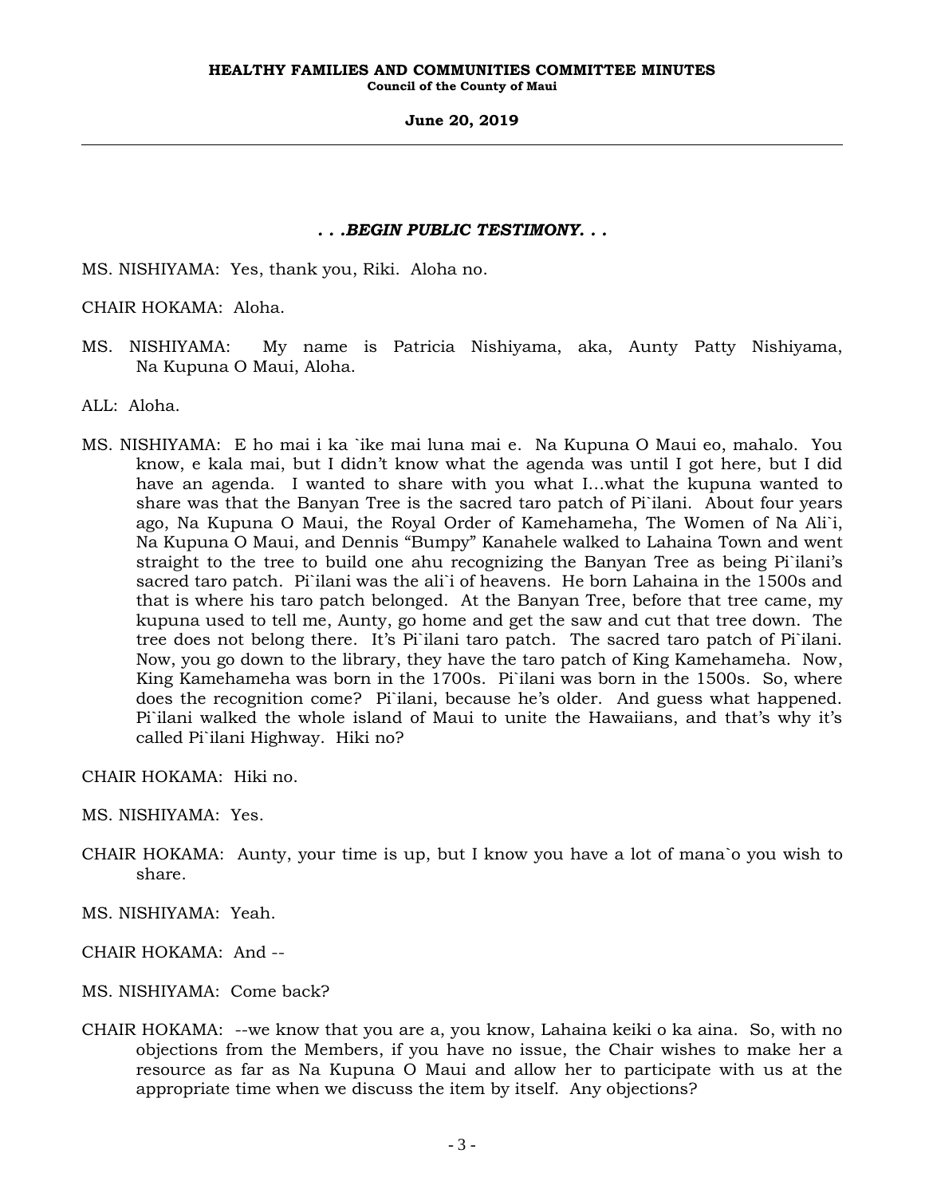***. . .BEGIN PUBLIC TESTIMONY. . .***

MS. NISHIYAMA: Yes, thank you, Riki. Aloha no.

CHAIR HOKAMA: Aloha.

MS. NISHIYAMA: My name is Patricia Nishiyama, aka, Aunty Patty Nishiyama, Na Kupuna O Maui, Aloha.

ALL: Aloha.

MS. NISHIYAMA: E ho mai i ka `ike mai luna mai e. Na Kupuna O Maui eo, mahalo. You know, e kala mai, but I didn't know what the agenda was until I got here, but I did have an agenda. I wanted to share with you what I...what the kupuna wanted to share was that the Banyan Tree is the sacred taro patch of Pi`ilani. About four years ago, Na Kupuna O Maui, the Royal Order of Kamehameha, The Women of Na Ali`i, Na Kupuna O Maui, and Dennis "Bumpy" Kanahele walked to Lahaina Town and went straight to the tree to build one ahu recognizing the Banyan Tree as being Pi`ilani's sacred taro patch. Pi`ilani was the ali`i of heavens. He born Lahaina in the 1500s and that is where his taro patch belonged. At the Banyan Tree, before that tree came, my kupuna used to tell me, Aunty, go home and get the saw and cut that tree down. The tree does not belong there. It's Pi`ilani taro patch. The sacred taro patch of Pi`ilani. Now, you go down to the library, they have the taro patch of King Kamehameha. Now, King Kamehameha was born in the 1700s. Pi`ilani was born in the 1500s. So, where does the recognition come? Pi`ilani, because he's older. And guess what happened. Pi`ilani walked the whole island of Maui to unite the Hawaiians, and that's why it's called Pi`ilani Highway. Hiki no?

CHAIR HOKAMA: Hiki no.

MS. NISHIYAMA: Yes.

CHAIR HOKAMA: Aunty, your time is up, but I know you have a lot of mana`o you wish to share.

MS. NISHIYAMA: Yeah.

CHAIR HOKAMA: And --

MS. NISHIYAMA: Come back?

CHAIR HOKAMA: --we know that you are a, you know, Lahaina keiki o ka aina. So, with no objections from the Members, if you have no issue, the Chair wishes to make her a resource as far as Na Kupuna O Maui and allow her to participate with us at the appropriate time when we discuss the item by itself. Any objections?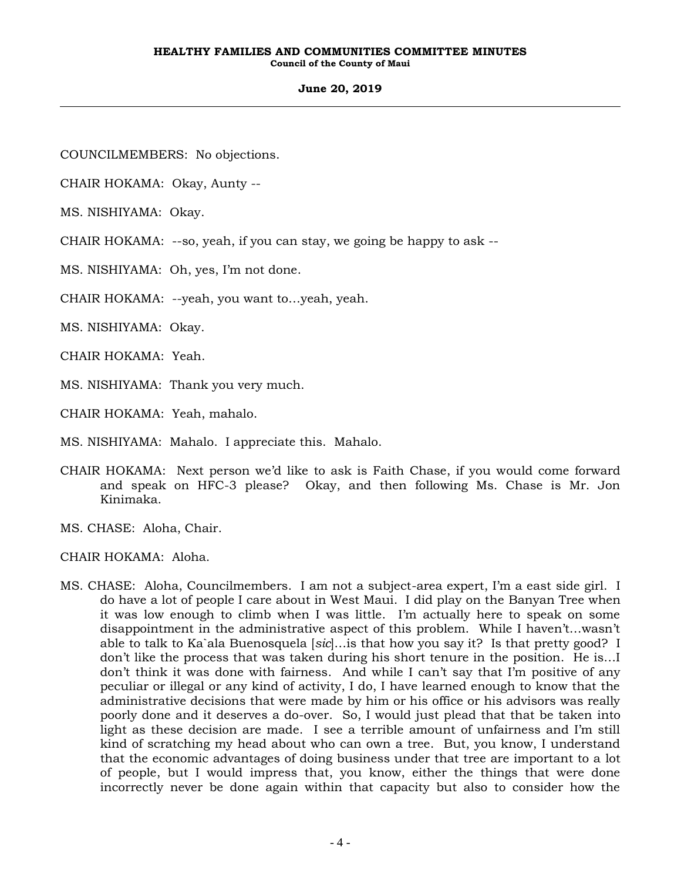COUNCILMEMBERS: No objections.

CHAIR HOKAMA: Okay, Aunty --

MS. NISHIYAMA: Okay.

CHAIR HOKAMA: --so, yeah, if you can stay, we going be happy to ask --

MS. NISHIYAMA: Oh, yes, I'm not done.

CHAIR HOKAMA: --yeah, you want to...yeah, yeah.

MS. NISHIYAMA: Okay.

CHAIR HOKAMA: Yeah.

MS. NISHIYAMA: Thank you very much.

CHAIR HOKAMA: Yeah, mahalo.

MS. NISHIYAMA: Mahalo. I appreciate this. Mahalo.

CHAIR HOKAMA: Next person we'd like to ask is Faith Chase, if you would come forward and speak on HFC-3 please? Okay, and then following Ms. Chase is Mr. Jon Kinimaka.

MS. CHASE: Aloha, Chair.

CHAIR HOKAMA: Aloha.

MS. CHASE: Aloha, Councilmembers. I am not a subject-area expert, I'm a east side girl. I do have a lot of people I care about in West Maui. I did play on the Banyan Tree when it was low enough to climb when I was little. I'm actually here to speak on some disappointment in the administrative aspect of this problem. While I haven't...wasn't able to talk to Ka`ala Buenosquela [*sic*]...is that how you say it? Is that pretty good? I don't like the process that was taken during his short tenure in the position. He is...I don't think it was done with fairness. And while I can't say that I'm positive of any peculiar or illegal or any kind of activity, I do, I have learned enough to know that the administrative decisions that were made by him or his office or his advisors was really poorly done and it deserves a do-over. So, I would just plead that that be taken into light as these decision are made. I see a terrible amount of unfairness and I'm still kind of scratching my head about who can own a tree. But, you know, I understand that the economic advantages of doing business under that tree are important to a lot of people, but I would impress that, you know, either the things that were done incorrectly never be done again within that capacity but also to consider how the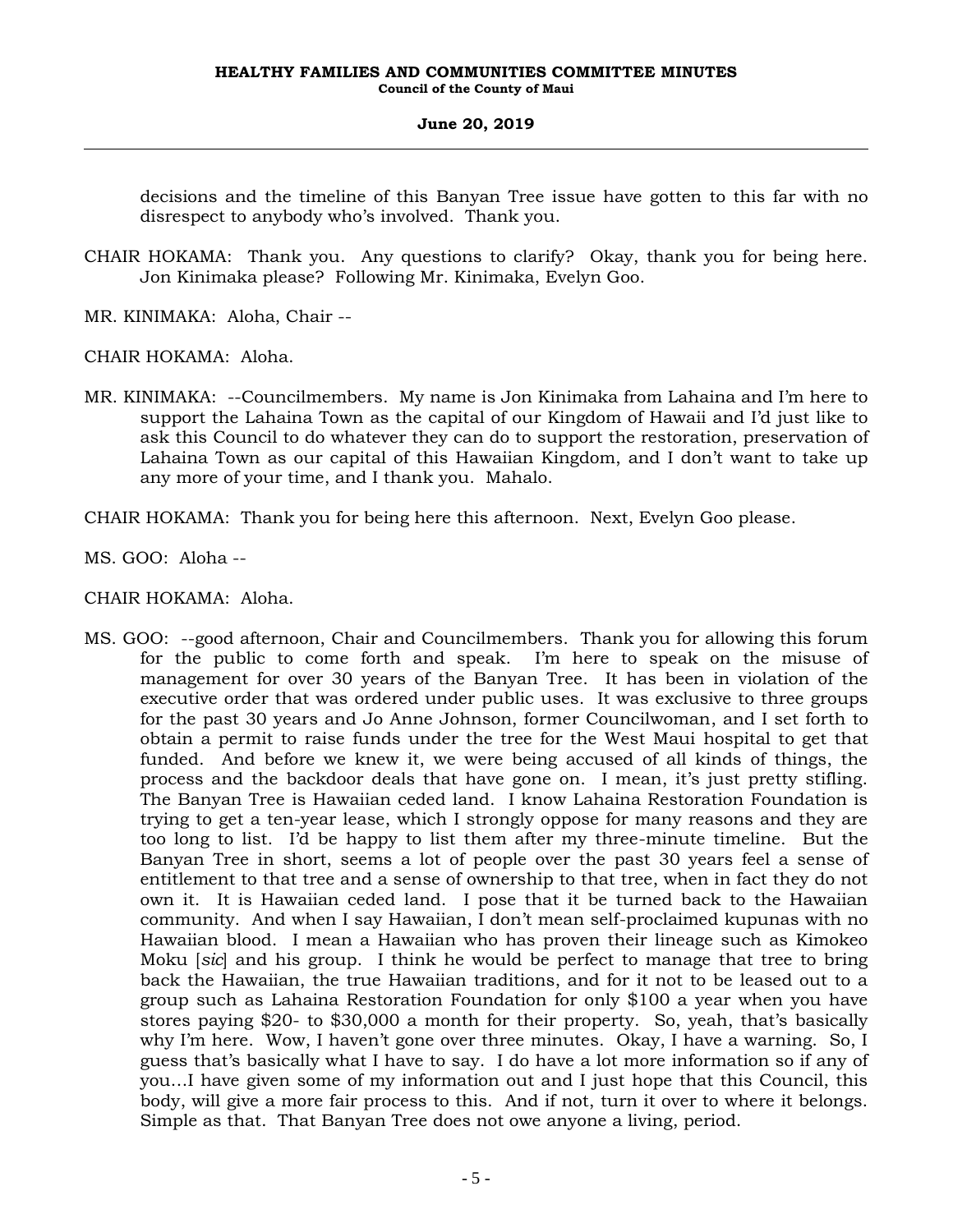decisions and the timeline of this Banyan Tree issue have gotten to this far with no disrespect to anybody who's involved. Thank you.

CHAIR HOKAMA: Thank you. Any questions to clarify? Okay, thank you for being here. Jon Kinimaka please? Following Mr. Kinimaka, Evelyn Goo.

MR. KINIMAKA: Aloha, Chair --

CHAIR HOKAMA: Aloha.

MR. KINIMAKA: --Councilmembers. My name is Jon Kinimaka from Lahaina and I'm here to support the Lahaina Town as the capital of our Kingdom of Hawaii and I'd just like to ask this Council to do whatever they can do to support the restoration, preservation of Lahaina Town as our capital of this Hawaiian Kingdom, and I don't want to take up any more of your time, and I thank you. Mahalo.

CHAIR HOKAMA: Thank you for being here this afternoon. Next, Evelyn Goo please.

MS. GOO: Aloha --

CHAIR HOKAMA: Aloha.

MS. GOO: --good afternoon, Chair and Councilmembers. Thank you for allowing this forum for the public to come forth and speak. I'm here to speak on the misuse of management for over 30 years of the Banyan Tree. It has been in violation of the executive order that was ordered under public uses. It was exclusive to three groups for the past 30 years and Jo Anne Johnson, former Councilwoman, and I set forth to obtain a permit to raise funds under the tree for the West Maui hospital to get that funded. And before we knew it, we were being accused of all kinds of things, the process and the backdoor deals that have gone on. I mean, it's just pretty stifling. The Banyan Tree is Hawaiian ceded land. I know Lahaina Restoration Foundation is trying to get a ten-year lease, which I strongly oppose for many reasons and they are too long to list. I'd be happy to list them after my three-minute timeline. But the Banyan Tree in short, seems a lot of people over the past 30 years feel a sense of entitlement to that tree and a sense of ownership to that tree, when in fact they do not own it. It is Hawaiian ceded land. I pose that it be turned back to the Hawaiian community. And when I say Hawaiian, I don't mean self-proclaimed kupunas with no Hawaiian blood. I mean a Hawaiian who has proven their lineage such as Kimokeo Moku [*sic*] and his group. I think he would be perfect to manage that tree to bring back the Hawaiian, the true Hawaiian traditions, and for it not to be leased out to a group such as Lahaina Restoration Foundation for only $100 a year when you have stores paying $20- to $30,000 a month for their property. So, yeah, that's basically why I'm here. Wow, I haven't gone over three minutes. Okay, I have a warning. So, I guess that's basically what I have to say. I do have a lot more information so if any of you...I have given some of my information out and I just hope that this Council, this body, will give a more fair process to this. And if not, turn it over to where it belongs. Simple as that. That Banyan Tree does not owe anyone a living, period.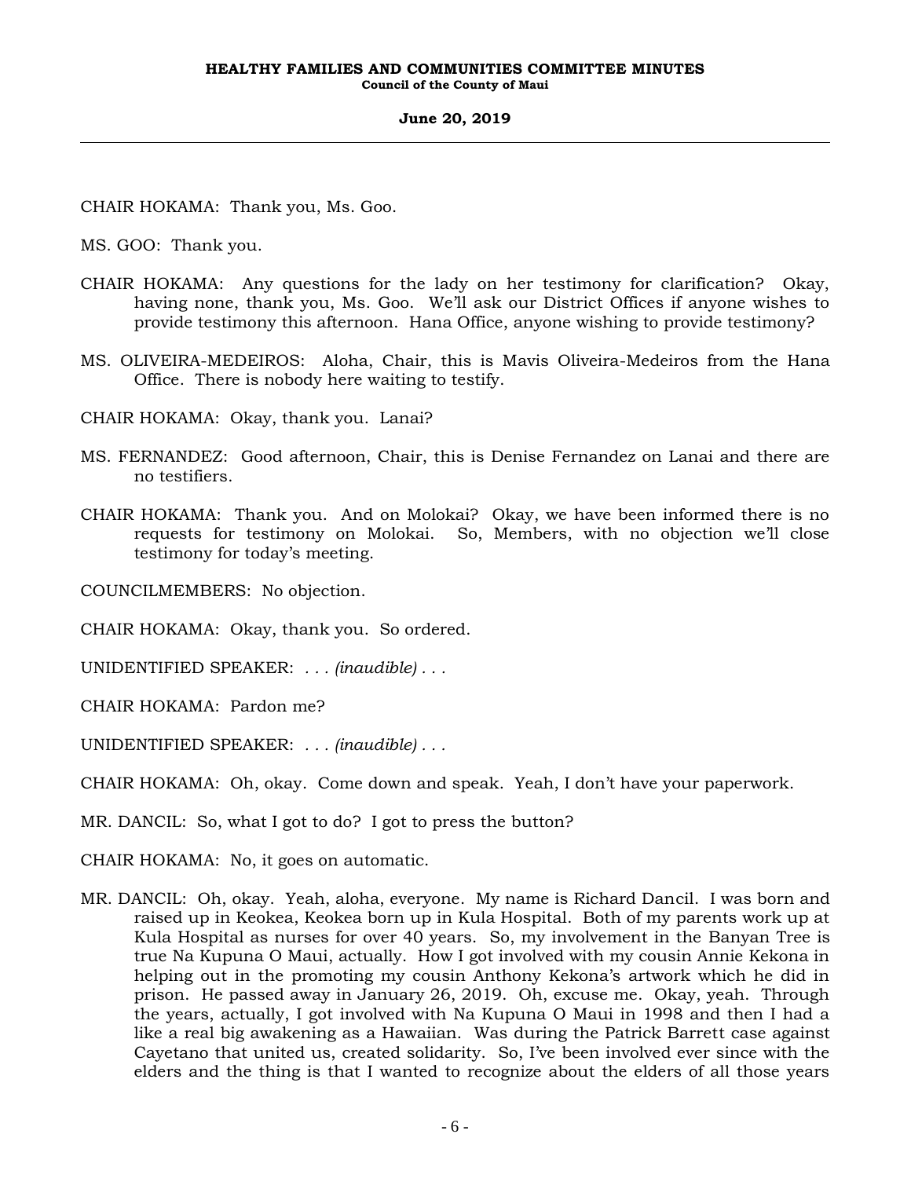CHAIR HOKAMA: Thank you, Ms. Goo.

MS. GOO: Thank you.

CHAIR HOKAMA: Any questions for the lady on her testimony for clarification? Okay, having none, thank you, Ms. Goo. We'll ask our District Offices if anyone wishes to provide testimony this afternoon. Hana Office, anyone wishing to provide testimony?

MS. OLIVEIRA-MEDEIROS: Aloha, Chair, this is Mavis Oliveira-Medeiros from the Hana Office. There is nobody here waiting to testify.

CHAIR HOKAMA: Okay, thank you. Lanai?

MS. FERNANDEZ: Good afternoon, Chair, this is Denise Fernandez on Lanai and there are no testifiers.

CHAIR HOKAMA: Thank you. And on Molokai? Okay, we have been informed there is no requests for testimony on Molokai. So, Members, with no objection we'll close testimony for today's meeting.

COUNCILMEMBERS: No objection.

CHAIR HOKAMA: Okay, thank you. So ordered.

UNIDENTIFIED SPEAKER: . . . *(inaudible)* . . .

CHAIR HOKAMA: Pardon me?

UNIDENTIFIED SPEAKER: . . . *(inaudible)* . . .

CHAIR HOKAMA: Oh, okay. Come down and speak. Yeah, I don't have your paperwork.

MR. DANCIL: So, what I got to do? I got to press the button?

CHAIR HOKAMA: No, it goes on automatic.

MR. DANCIL: Oh, okay. Yeah, aloha, everyone. My name is Richard Dancil. I was born and raised up in Keokea, Keokea born up in Kula Hospital. Both of my parents work up at Kula Hospital as nurses for over 40 years. So, my involvement in the Banyan Tree is true Na Kupuna O Maui, actually. How I got involved with my cousin Annie Kekona in helping out in the promoting my cousin Anthony Kekona's artwork which he did in prison. He passed away in January 26, 2019. Oh, excuse me. Okay, yeah. Through the years, actually, I got involved with Na Kupuna O Maui in 1998 and then I had a like a real big awakening as a Hawaiian. Was during the Patrick Barrett case against Cayetano that united us, created solidarity. So, I've been involved ever since with the elders and the thing is that I wanted to recognize about the elders of all those years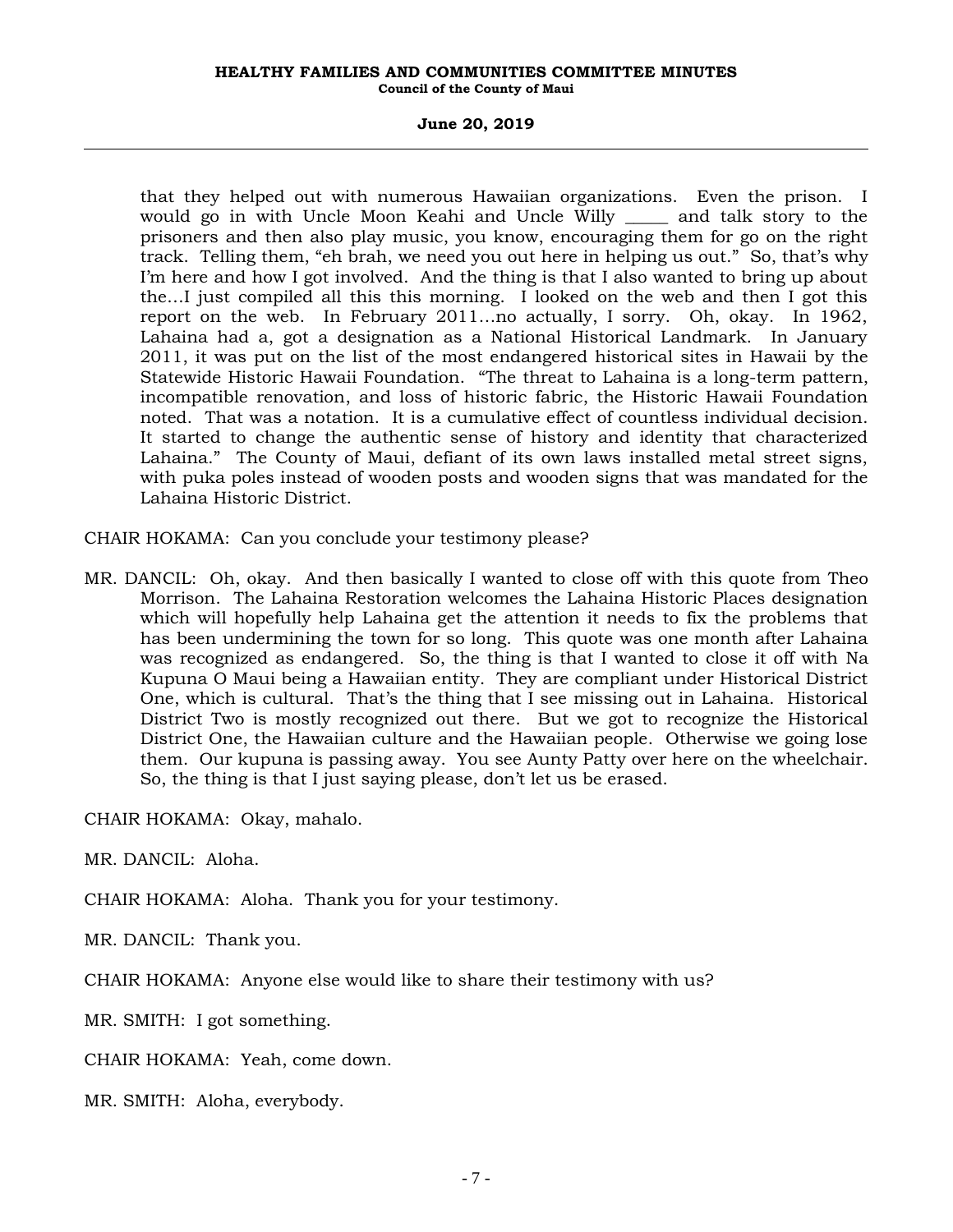that they helped out with numerous Hawaiian organizations. Even the prison. I would go in with Uncle Moon Keahi and Uncle Willy _____ and talk story to the prisoners and then also play music, you know, encouraging them for go on the right track. Telling them, "eh brah, we need you out here in helping us out." So, that's why I'm here and how I got involved. And the thing is that I also wanted to bring up about the...I just compiled all this this morning. I looked on the web and then I got this report on the web. In February 2011...no actually, I sorry. Oh, okay. In 1962, Lahaina had a, got a designation as a National Historical Landmark. In January 2011, it was put on the list of the most endangered historical sites in Hawaii by the Statewide Historic Hawaii Foundation. "The threat to Lahaina is a long-term pattern, incompatible renovation, and loss of historic fabric, the Historic Hawaii Foundation noted. That was a notation. It is a cumulative effect of countless individual decision. It started to change the authentic sense of history and identity that characterized Lahaina." The County of Maui, defiant of its own laws installed metal street signs, with puka poles instead of wooden posts and wooden signs that was mandated for the Lahaina Historic District.

CHAIR HOKAMA: Can you conclude your testimony please?

MR. DANCIL: Oh, okay. And then basically I wanted to close off with this quote from Theo Morrison. The Lahaina Restoration welcomes the Lahaina Historic Places designation which will hopefully help Lahaina get the attention it needs to fix the problems that has been undermining the town for so long. This quote was one month after Lahaina was recognized as endangered. So, the thing is that I wanted to close it off with Na Kupuna O Maui being a Hawaiian entity. They are compliant under Historical District One, which is cultural. That's the thing that I see missing out in Lahaina. Historical District Two is mostly recognized out there. But we got to recognize the Historical District One, the Hawaiian culture and the Hawaiian people. Otherwise we going lose them. Our kupuna is passing away. You see Aunty Patty over here on the wheelchair. So, the thing is that I just saying please, don't let us be erased.

CHAIR HOKAMA: Okay, mahalo.

MR. DANCIL: Aloha.

CHAIR HOKAMA: Aloha. Thank you for your testimony.

MR. DANCIL: Thank you.

CHAIR HOKAMA: Anyone else would like to share their testimony with us?

MR. SMITH: I got something.

CHAIR HOKAMA: Yeah, come down.

MR. SMITH: Aloha, everybody.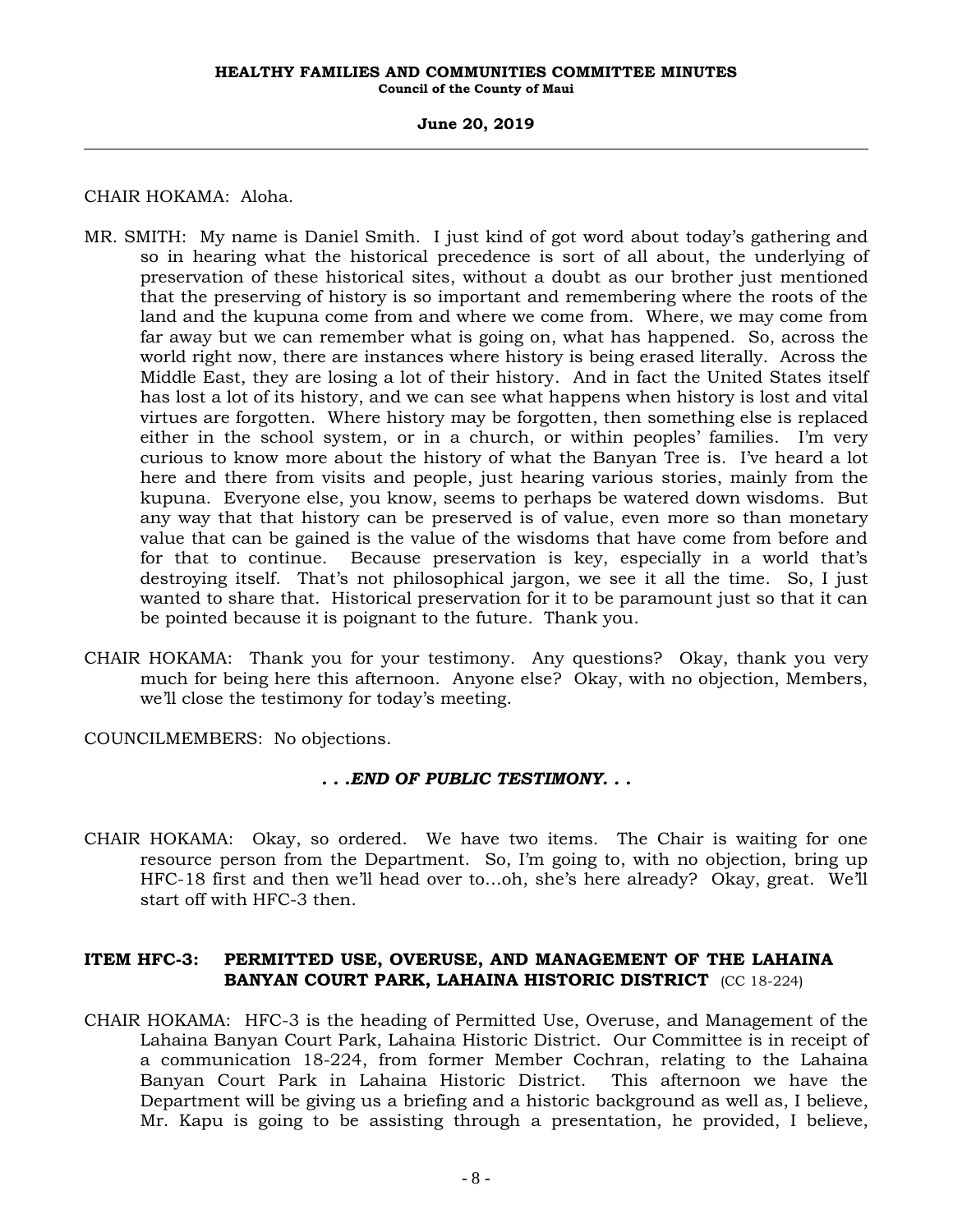CHAIR HOKAMA: Aloha.

MR. SMITH: My name is Daniel Smith. I just kind of got word about today's gathering and so in hearing what the historical precedence is sort of all about, the underlying of preservation of these historical sites, without a doubt as our brother just mentioned that the preserving of history is so important and remembering where the roots of the land and the kupuna come from and where we come from. Where, we may come from far away but we can remember what is going on, what has happened. So, across the world right now, there are instances where history is being erased literally. Across the Middle East, they are losing a lot of their history. And in fact the United States itself has lost a lot of its history, and we can see what happens when history is lost and vital virtues are forgotten. Where history may be forgotten, then something else is replaced either in the school system, or in a church, or within peoples' families. I'm very curious to know more about the history of what the Banyan Tree is. I've heard a lot here and there from visits and people, just hearing various stories, mainly from the kupuna. Everyone else, you know, seems to perhaps be watered down wisdoms. But any way that that history can be preserved is of value, even more so than monetary value that can be gained is the value of the wisdoms that have come from before and for that to continue. Because preservation is key, especially in a world that's destroying itself. That's not philosophical jargon, we see it all the time. So, I just wanted to share that. Historical preservation for it to be paramount just so that it can be pointed because it is poignant to the future. Thank you.

CHAIR HOKAMA: Thank you for your testimony. Any questions? Okay, thank you very much for being here this afternoon. Anyone else? Okay, with no objection, Members, we'll close the testimony for today's meeting.

COUNCILMEMBERS: No objections.

***. . .END OF PUBLIC TESTIMONY. . .***

CHAIR HOKAMA: Okay, so ordered. We have two items. The Chair is waiting for one resource person from the Department. So, I'm going to, with no objection, bring up HFC-18 first and then we'll head over to…oh, she's here already? Okay, great. We'll start off with HFC-3 then.

**ITEM HFC-3: PERMITTED USE, OVERUSE, AND MANAGEMENT OF THE LAHAINA BANYAN COURT PARK, LAHAINA HISTORIC DISTRICT** (CC 18-224)

CHAIR HOKAMA: HFC-3 is the heading of Permitted Use, Overuse, and Management of the Lahaina Banyan Court Park, Lahaina Historic District. Our Committee is in receipt of a communication 18-224, from former Member Cochran, relating to the Lahaina Banyan Court Park in Lahaina Historic District. This afternoon we have the Department will be giving us a briefing and a historic background as well as, I believe, Mr. Kapu is going to be assisting through a presentation, he provided, I believe,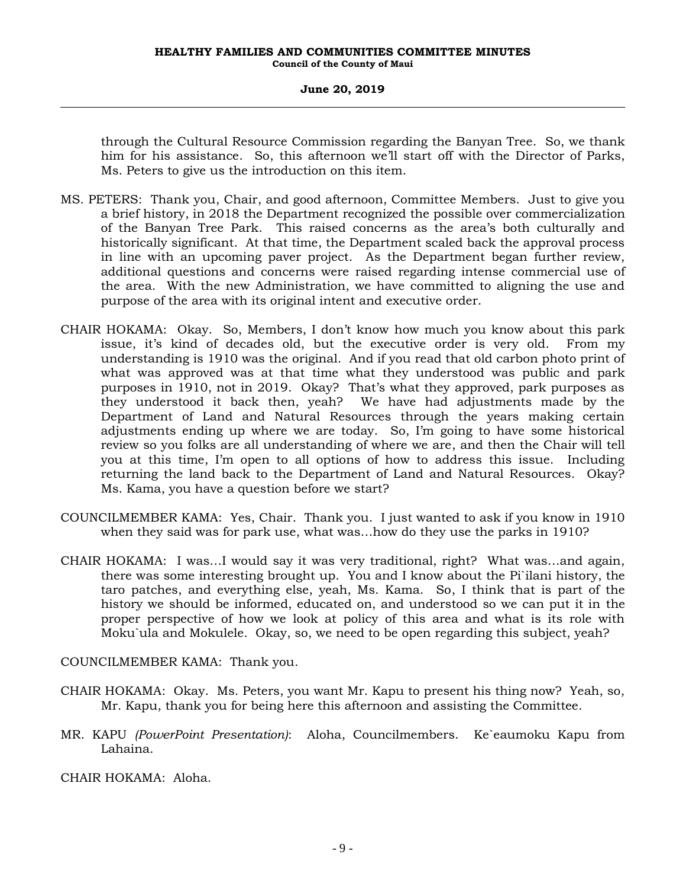through the Cultural Resource Commission regarding the Banyan Tree. So, we thank him for his assistance. So, this afternoon we'll start off with the Director of Parks, Ms. Peters to give us the introduction on this item.

MS. PETERS: Thank you, Chair, and good afternoon, Committee Members. Just to give you a brief history, in 2018 the Department recognized the possible over commercialization of the Banyan Tree Park. This raised concerns as the area's both culturally and historically significant. At that time, the Department scaled back the approval process in line with an upcoming paver project. As the Department began further review, additional questions and concerns were raised regarding intense commercial use of the area. With the new Administration, we have committed to aligning the use and purpose of the area with its original intent and executive order.

CHAIR HOKAMA: Okay. So, Members, I don't know how much you know about this park issue, it's kind of decades old, but the executive order is very old. From my understanding is 1910 was the original. And if you read that old carbon photo print of what was approved was at that time what they understood was public and park purposes in 1910, not in 2019. Okay? That's what they approved, park purposes as they understood it back then, yeah? We have had adjustments made by the Department of Land and Natural Resources through the years making certain adjustments ending up where we are today. So, I'm going to have some historical review so you folks are all understanding of where we are, and then the Chair will tell you at this time, I'm open to all options of how to address this issue. Including returning the land back to the Department of Land and Natural Resources. Okay? Ms. Kama, you have a question before we start?

COUNCILMEMBER KAMA: Yes, Chair. Thank you. I just wanted to ask if you know in 1910 when they said was for park use, what was…how do they use the parks in 1910?

CHAIR HOKAMA: I was…I would say it was very traditional, right? What was…and again, there was some interesting brought up. You and I know about the Pi`ilani history, the taro patches, and everything else, yeah, Ms. Kama. So, I think that is part of the history we should be informed, educated on, and understood so we can put it in the proper perspective of how we look at policy of this area and what is its role with Moku`ula and Mokulele. Okay, so, we need to be open regarding this subject, yeah?

COUNCILMEMBER KAMA: Thank you.

CHAIR HOKAMA: Okay. Ms. Peters, you want Mr. Kapu to present his thing now? Yeah, so, Mr. Kapu, thank you for being here this afternoon and assisting the Committee.

MR. KAPU *(PowerPoint Presentation)*: Aloha, Councilmembers. Ke`eaumoku Kapu from Lahaina.

CHAIR HOKAMA: Aloha.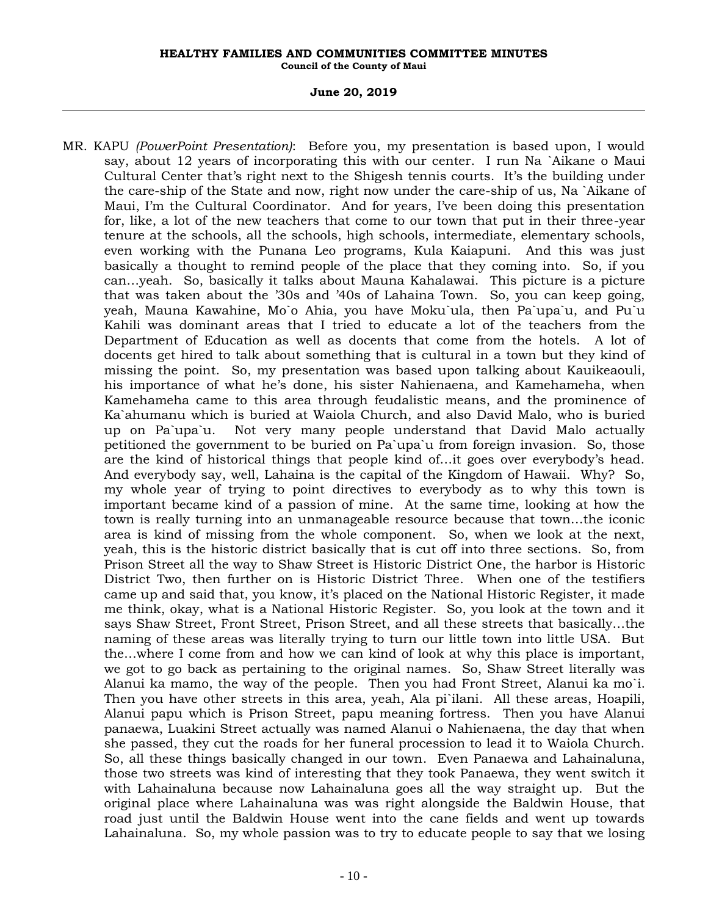MR. KAPU *(PowerPoint Presentation)*: Before you, my presentation is based upon, I would say, about 12 years of incorporating this with our center. I run Na `Aikane o Maui Cultural Center that's right next to the Shigesh tennis courts. It's the building under the care-ship of the State and now, right now under the care-ship of us, Na `Aikane of Maui, I'm the Cultural Coordinator. And for years, I've been doing this presentation for, like, a lot of the new teachers that come to our town that put in their three-year tenure at the schools, all the schools, high schools, intermediate, elementary schools, even working with the Punana Leo programs, Kula Kaiapuni. And this was just basically a thought to remind people of the place that they coming into. So, if you can...yeah. So, basically it talks about Mauna Kahalawai. This picture is a picture that was taken about the '30s and '40s of Lahaina Town. So, you can keep going, yeah, Mauna Kawahine, Mo`o Ahia, you have Moku`ula, then Pa`upa`u, and Pu`u Kahili was dominant areas that I tried to educate a lot of the teachers from the Department of Education as well as docents that come from the hotels. A lot of docents get hired to talk about something that is cultural in a town but they kind of missing the point. So, my presentation was based upon talking about Kauikeaouli, his importance of what he's done, his sister Nahienaena, and Kamehameha, when Kamehameha came to this area through feudalistic means, and the prominence of Ka`ahumanu which is buried at Waiola Church, and also David Malo, who is buried up on Pa`upa`u. Not very many people understand that David Malo actually petitioned the government to be buried on Pa`upa`u from foreign invasion. So, those are the kind of historical things that people kind of...it goes over everybody's head. And everybody say, well, Lahaina is the capital of the Kingdom of Hawaii. Why? So, my whole year of trying to point directives to everybody as to why this town is important became kind of a passion of mine. At the same time, looking at how the town is really turning into an unmanageable resource because that town...the iconic area is kind of missing from the whole component. So, when we look at the next, yeah, this is the historic district basically that is cut off into three sections. So, from Prison Street all the way to Shaw Street is Historic District One, the harbor is Historic District Two, then further on is Historic District Three. When one of the testifiers came up and said that, you know, it's placed on the National Historic Register, it made me think, okay, what is a National Historic Register. So, you look at the town and it says Shaw Street, Front Street, Prison Street, and all these streets that basically...the naming of these areas was literally trying to turn our little town into little USA. But the...where I come from and how we can kind of look at why this place is important, we got to go back as pertaining to the original names. So, Shaw Street literally was Alanui ka mamo, the way of the people. Then you had Front Street, Alanui ka mo`i. Then you have other streets in this area, yeah, Ala pi`ilani. All these areas, Hoapili, Alanui papu which is Prison Street, papu meaning fortress. Then you have Alanui panaewa, Luakini Street actually was named Alanui o Nahienaena, the day that when she passed, they cut the roads for her funeral procession to lead it to Waiola Church. So, all these things basically changed in our town. Even Panaewa and Lahainaluna, those two streets was kind of interesting that they took Panaewa, they went switch it with Lahainaluna because now Lahainaluna goes all the way straight up. But the original place where Lahainaluna was was right alongside the Baldwin House, that road just until the Baldwin House went into the cane fields and went up towards Lahainaluna. So, my whole passion was to try to educate people to say that we losing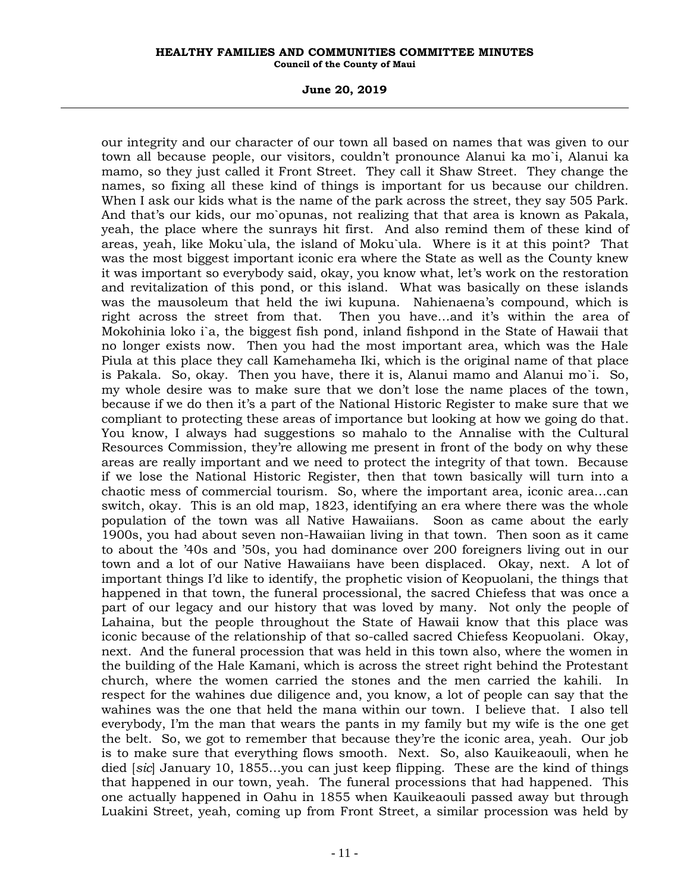our integrity and our character of our town all based on names that was given to our town all because people, our visitors, couldn't pronounce Alanui ka mo`i, Alanui ka mamo, so they just called it Front Street. They call it Shaw Street. They change the names, so fixing all these kind of things is important for us because our children. When I ask our kids what is the name of the park across the street, they say 505 Park. And that's our kids, our mo`opunas, not realizing that that area is known as Pakala, yeah, the place where the sunrays hit first. And also remind them of these kind of areas, yeah, like Moku`ula, the island of Moku`ula. Where is it at this point? That was the most biggest important iconic era where the State as well as the County knew it was important so everybody said, okay, you know what, let's work on the restoration and revitalization of this pond, or this island. What was basically on these islands was the mausoleum that held the iwi kupuna. Nahienaena's compound, which is right across the street from that. Then you have...and it's within the area of Mokohinia loko i`a, the biggest fish pond, inland fishpond in the State of Hawaii that no longer exists now. Then you had the most important area, which was the Hale Piula at this place they call Kamehameha Iki, which is the original name of that place is Pakala. So, okay. Then you have, there it is, Alanui mamo and Alanui mo`i. So, my whole desire was to make sure that we don't lose the name places of the town, because if we do then it's a part of the National Historic Register to make sure that we compliant to protecting these areas of importance but looking at how we going do that. You know, I always had suggestions so mahalo to the Annalise with the Cultural Resources Commission, they're allowing me present in front of the body on why these areas are really important and we need to protect the integrity of that town. Because if we lose the National Historic Register, then that town basically will turn into a chaotic mess of commercial tourism. So, where the important area, iconic area...can switch, okay. This is an old map, 1823, identifying an era where there was the whole population of the town was all Native Hawaiians. Soon as came about the early 1900s, you had about seven non-Hawaiian living in that town. Then soon as it came to about the '40s and '50s, you had dominance over 200 foreigners living out in our town and a lot of our Native Hawaiians have been displaced. Okay, next. A lot of important things I'd like to identify, the prophetic vision of Keopuolani, the things that happened in that town, the funeral processional, the sacred Chiefess that was once a part of our legacy and our history that was loved by many. Not only the people of Lahaina, but the people throughout the State of Hawaii know that this place was iconic because of the relationship of that so-called sacred Chiefess Keopuolani. Okay, next. And the funeral procession that was held in this town also, where the women in the building of the Hale Kamani, which is across the street right behind the Protestant church, where the women carried the stones and the men carried the kahili. In respect for the wahines due diligence and, you know, a lot of people can say that the wahines was the one that held the mana within our town. I believe that. I also tell everybody, I'm the man that wears the pants in my family but my wife is the one get the belt. So, we got to remember that because they're the iconic area, yeah. Our job is to make sure that everything flows smooth. Next. So, also Kauikeaouli, when he died [*sic*] January 10, 1855...you can just keep flipping. These are the kind of things that happened in our town, yeah. The funeral processions that had happened. This one actually happened in Oahu in 1855 when Kauikeaouli passed away but through Luakini Street, yeah, coming up from Front Street, a similar procession was held by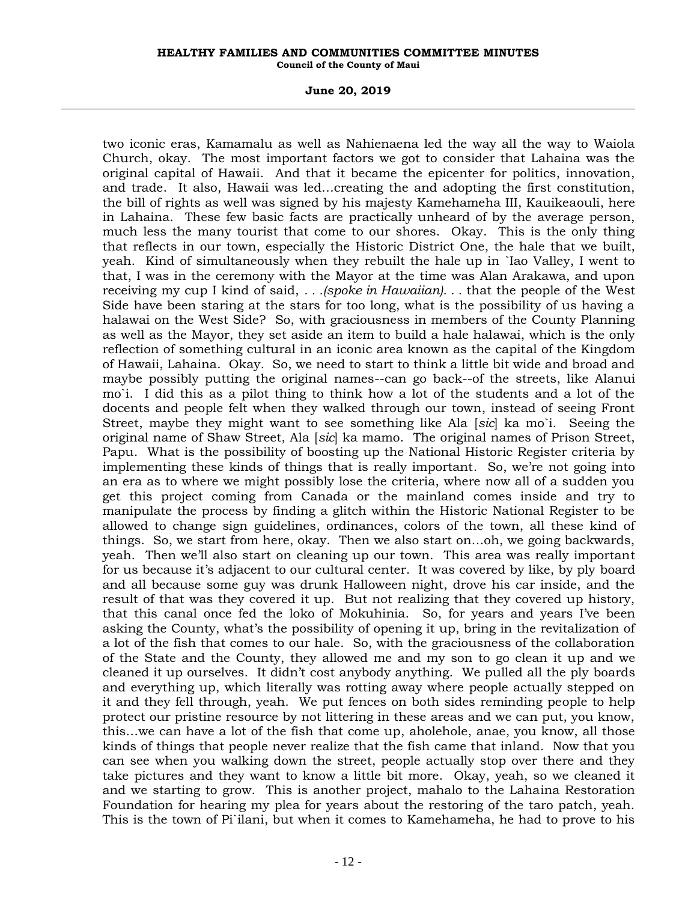two iconic eras, Kamamalu as well as Nahienaena led the way all the way to Waiola Church, okay. The most important factors we got to consider that Lahaina was the original capital of Hawaii. And that it became the epicenter for politics, innovation, and trade. It also, Hawaii was led...creating the and adopting the first constitution, the bill of rights as well was signed by his majesty Kamehameha III, Kauikeaouli, here in Lahaina. These few basic facts are practically unheard of by the average person, much less the many tourist that come to our shores. Okay. This is the only thing that reflects in our town, especially the Historic District One, the hale that we built, yeah. Kind of simultaneously when they rebuilt the hale up in `Iao Valley, I went to that, I was in the ceremony with the Mayor at the time was Alan Arakawa, and upon receiving my cup I kind of said, . . .*(spoke in Hawaiian)*. . . that the people of the West Side have been staring at the stars for too long, what is the possibility of us having a halawai on the West Side? So, with graciousness in members of the County Planning as well as the Mayor, they set aside an item to build a hale halawai, which is the only reflection of something cultural in an iconic area known as the capital of the Kingdom of Hawaii, Lahaina. Okay. So, we need to start to think a little bit wide and broad and maybe possibly putting the original names--can go back--of the streets, like Alanui mo`i. I did this as a pilot thing to think how a lot of the students and a lot of the docents and people felt when they walked through our town, instead of seeing Front Street, maybe they might want to see something like Ala [*sic*] ka mo`i. Seeing the original name of Shaw Street, Ala [*sic*] ka mamo. The original names of Prison Street, Papu. What is the possibility of boosting up the National Historic Register criteria by implementing these kinds of things that is really important. So, we're not going into an era as to where we might possibly lose the criteria, where now all of a sudden you get this project coming from Canada or the mainland comes inside and try to manipulate the process by finding a glitch within the Historic National Register to be allowed to change sign guidelines, ordinances, colors of the town, all these kind of things. So, we start from here, okay. Then we also start on...oh, we going backwards, yeah. Then we'll also start on cleaning up our town. This area was really important for us because it's adjacent to our cultural center. It was covered by like, by ply board and all because some guy was drunk Halloween night, drove his car inside, and the result of that was they covered it up. But not realizing that they covered up history, that this canal once fed the loko of Mokuhinia. So, for years and years I've been asking the County, what's the possibility of opening it up, bring in the revitalization of a lot of the fish that comes to our hale. So, with the graciousness of the collaboration of the State and the County, they allowed me and my son to go clean it up and we cleaned it up ourselves. It didn't cost anybody anything. We pulled all the ply boards and everything up, which literally was rotting away where people actually stepped on it and they fell through, yeah. We put fences on both sides reminding people to help protect our pristine resource by not littering in these areas and we can put, you know, this...we can have a lot of the fish that come up, aholehole, anae, you know, all those kinds of things that people never realize that the fish came that inland. Now that you can see when you walking down the street, people actually stop over there and they take pictures and they want to know a little bit more. Okay, yeah, so we cleaned it and we starting to grow. This is another project, mahalo to the Lahaina Restoration Foundation for hearing my plea for years about the restoring of the taro patch, yeah. This is the town of Pi`ilani, but when it comes to Kamehameha, he had to prove to his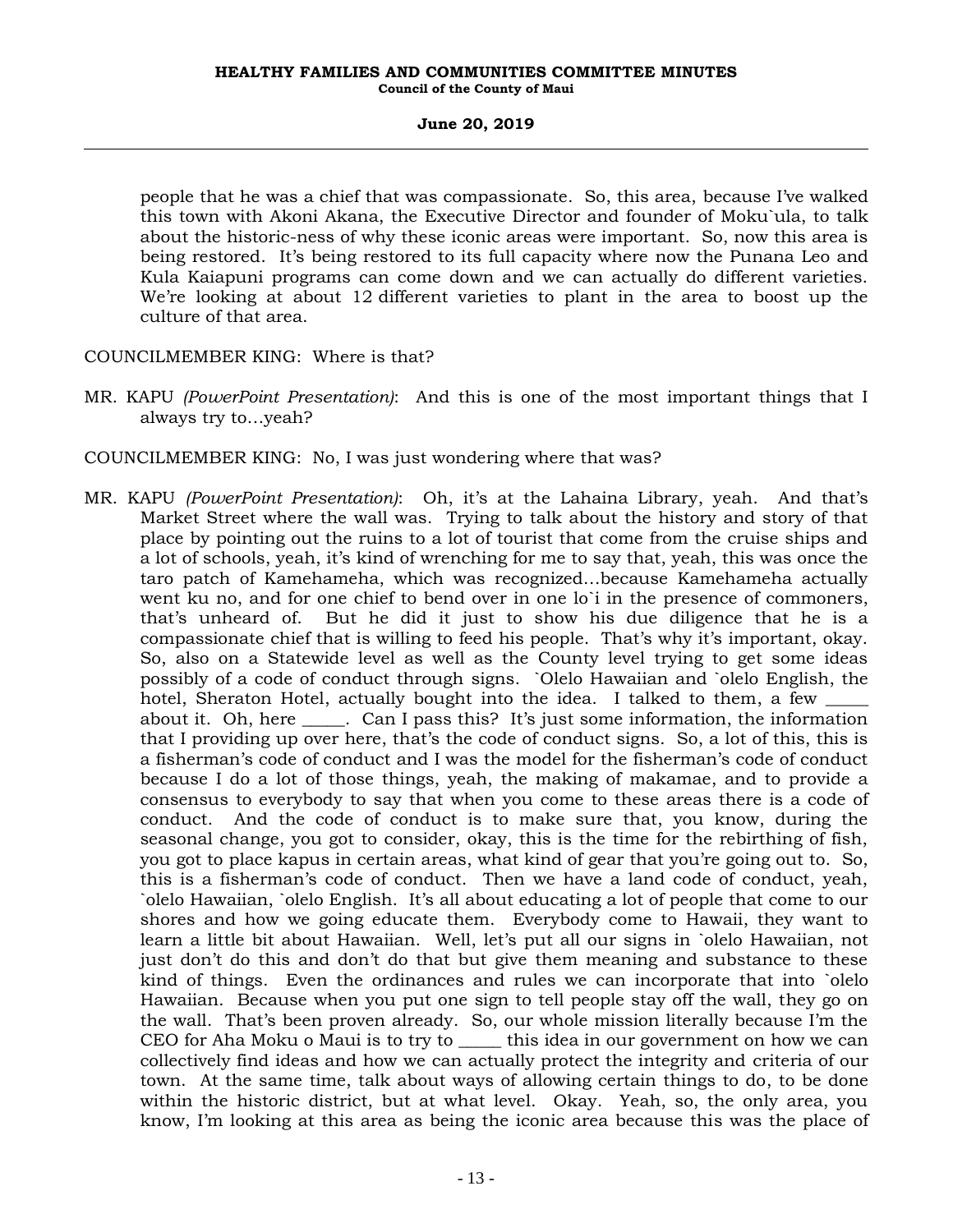people that he was a chief that was compassionate. So, this area, because I've walked this town with Akoni Akana, the Executive Director and founder of Moku`ula, to talk about the historic-ness of why these iconic areas were important. So, now this area is being restored. It's being restored to its full capacity where now the Punana Leo and Kula Kaiapuni programs can come down and we can actually do different varieties. We're looking at about 12 different varieties to plant in the area to boost up the culture of that area.

COUNCILMEMBER KING: Where is that?

MR. KAPU *(PowerPoint Presentation)*: And this is one of the most important things that I always try to…yeah?

COUNCILMEMBER KING: No, I was just wondering where that was?

MR. KAPU *(PowerPoint Presentation)*: Oh, it's at the Lahaina Library, yeah. And that's Market Street where the wall was. Trying to talk about the history and story of that place by pointing out the ruins to a lot of tourist that come from the cruise ships and a lot of schools, yeah, it's kind of wrenching for me to say that, yeah, this was once the taro patch of Kamehameha, which was recognized…because Kamehameha actually went ku no, and for one chief to bend over in one lo`i in the presence of commoners, that's unheard of. But he did it just to show his due diligence that he is a compassionate chief that is willing to feed his people. That's why it's important, okay. So, also on a Statewide level as well as the County level trying to get some ideas possibly of a code of conduct through signs. `Olelo Hawaiian and `olelo English, the hotel, Sheraton Hotel, actually bought into the idea. I talked to them, a few _____ about it. Oh, here _____. Can I pass this? It's just some information, the information that I providing up over here, that's the code of conduct signs. So, a lot of this, this is a fisherman's code of conduct and I was the model for the fisherman's code of conduct because I do a lot of those things, yeah, the making of makamae, and to provide a consensus to everybody to say that when you come to these areas there is a code of conduct. And the code of conduct is to make sure that, you know, during the seasonal change, you got to consider, okay, this is the time for the rebirthing of fish, you got to place kapus in certain areas, what kind of gear that you're going out to. So, this is a fisherman's code of conduct. Then we have a land code of conduct, yeah, `olelo Hawaiian, `olelo English. It's all about educating a lot of people that come to our shores and how we going educate them. Everybody come to Hawaii, they want to learn a little bit about Hawaiian. Well, let's put all our signs in `olelo Hawaiian, not just don't do this and don't do that but give them meaning and substance to these kind of things. Even the ordinances and rules we can incorporate that into `olelo Hawaiian. Because when you put one sign to tell people stay off the wall, they go on the wall. That's been proven already. So, our whole mission literally because I'm the CEO for Aha Moku o Maui is to try to _____ this idea in our government on how we can collectively find ideas and how we can actually protect the integrity and criteria of our town. At the same time, talk about ways of allowing certain things to do, to be done within the historic district, but at what level. Okay. Yeah, so, the only area, you know, I'm looking at this area as being the iconic area because this was the place of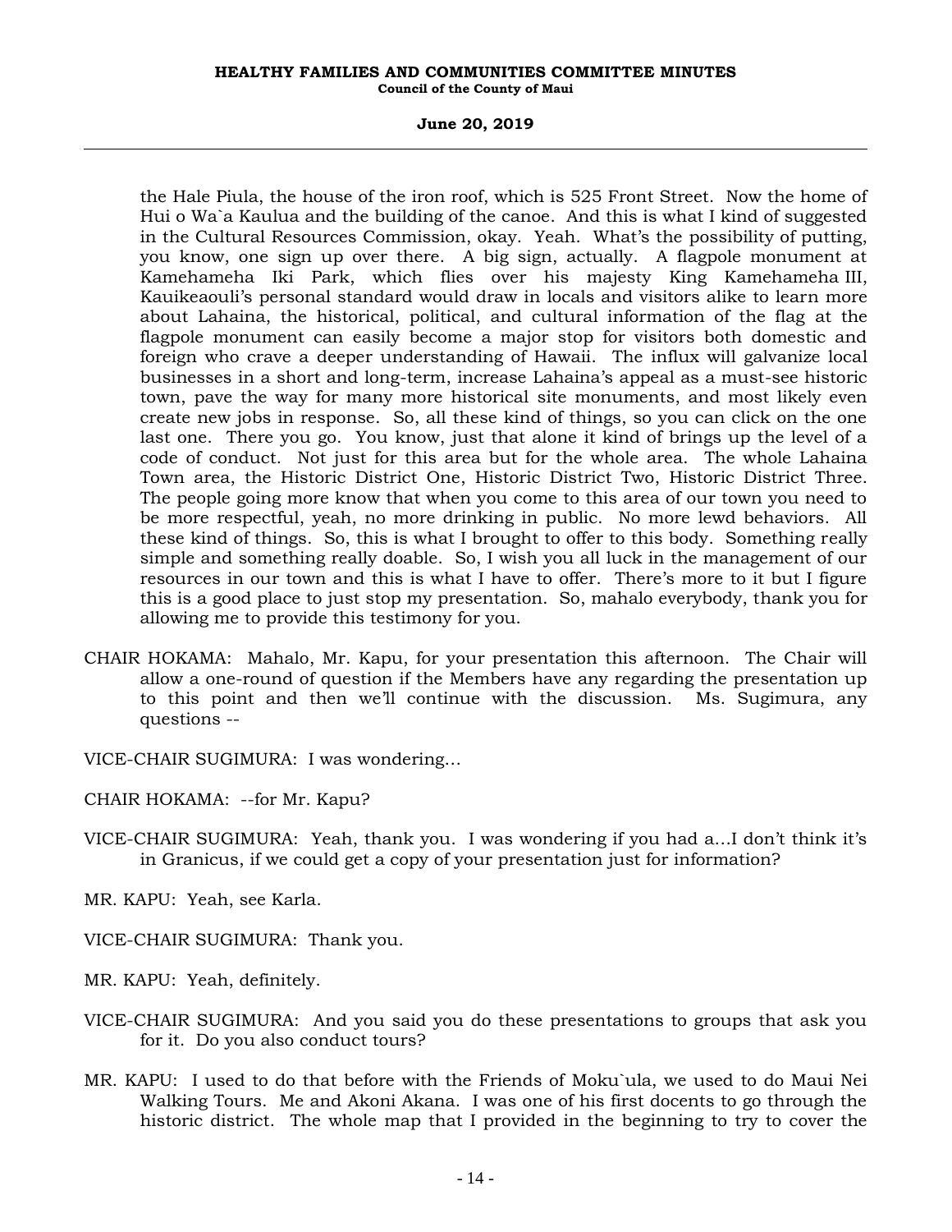the Hale Piula, the house of the iron roof, which is 525 Front Street. Now the home of Hui o Wa`a Kaulua and the building of the canoe. And this is what I kind of suggested in the Cultural Resources Commission, okay. Yeah. What's the possibility of putting, you know, one sign up over there. A big sign, actually. A flagpole monument at Kamehameha Iki Park, which flies over his majesty King Kamehameha III, Kauikeaouli's personal standard would draw in locals and visitors alike to learn more about Lahaina, the historical, political, and cultural information of the flag at the flagpole monument can easily become a major stop for visitors both domestic and foreign who crave a deeper understanding of Hawaii. The influx will galvanize local businesses in a short and long-term, increase Lahaina's appeal as a must-see historic town, pave the way for many more historical site monuments, and most likely even create new jobs in response. So, all these kind of things, so you can click on the one last one. There you go. You know, just that alone it kind of brings up the level of a code of conduct. Not just for this area but for the whole area. The whole Lahaina Town area, the Historic District One, Historic District Two, Historic District Three. The people going more know that when you come to this area of our town you need to be more respectful, yeah, no more drinking in public. No more lewd behaviors. All these kind of things. So, this is what I brought to offer to this body. Something really simple and something really doable. So, I wish you all luck in the management of our resources in our town and this is what I have to offer. There's more to it but I figure this is a good place to just stop my presentation. So, mahalo everybody, thank you for allowing me to provide this testimony for you.

CHAIR HOKAMA: Mahalo, Mr. Kapu, for your presentation this afternoon. The Chair will allow a one-round of question if the Members have any regarding the presentation up to this point and then we'll continue with the discussion. Ms. Sugimura, any questions --

VICE-CHAIR SUGIMURA: I was wondering...

CHAIR HOKAMA: --for Mr. Kapu?

VICE-CHAIR SUGIMURA: Yeah, thank you. I was wondering if you had a...I don't think it's in Granicus, if we could get a copy of your presentation just for information?

MR. KAPU: Yeah, see Karla.

VICE-CHAIR SUGIMURA: Thank you.

MR. KAPU: Yeah, definitely.

VICE-CHAIR SUGIMURA: And you said you do these presentations to groups that ask you for it. Do you also conduct tours?

MR. KAPU: I used to do that before with the Friends of Moku`ula, we used to do Maui Nei Walking Tours. Me and Akoni Akana. I was one of his first docents to go through the historic district. The whole map that I provided in the beginning to try to cover the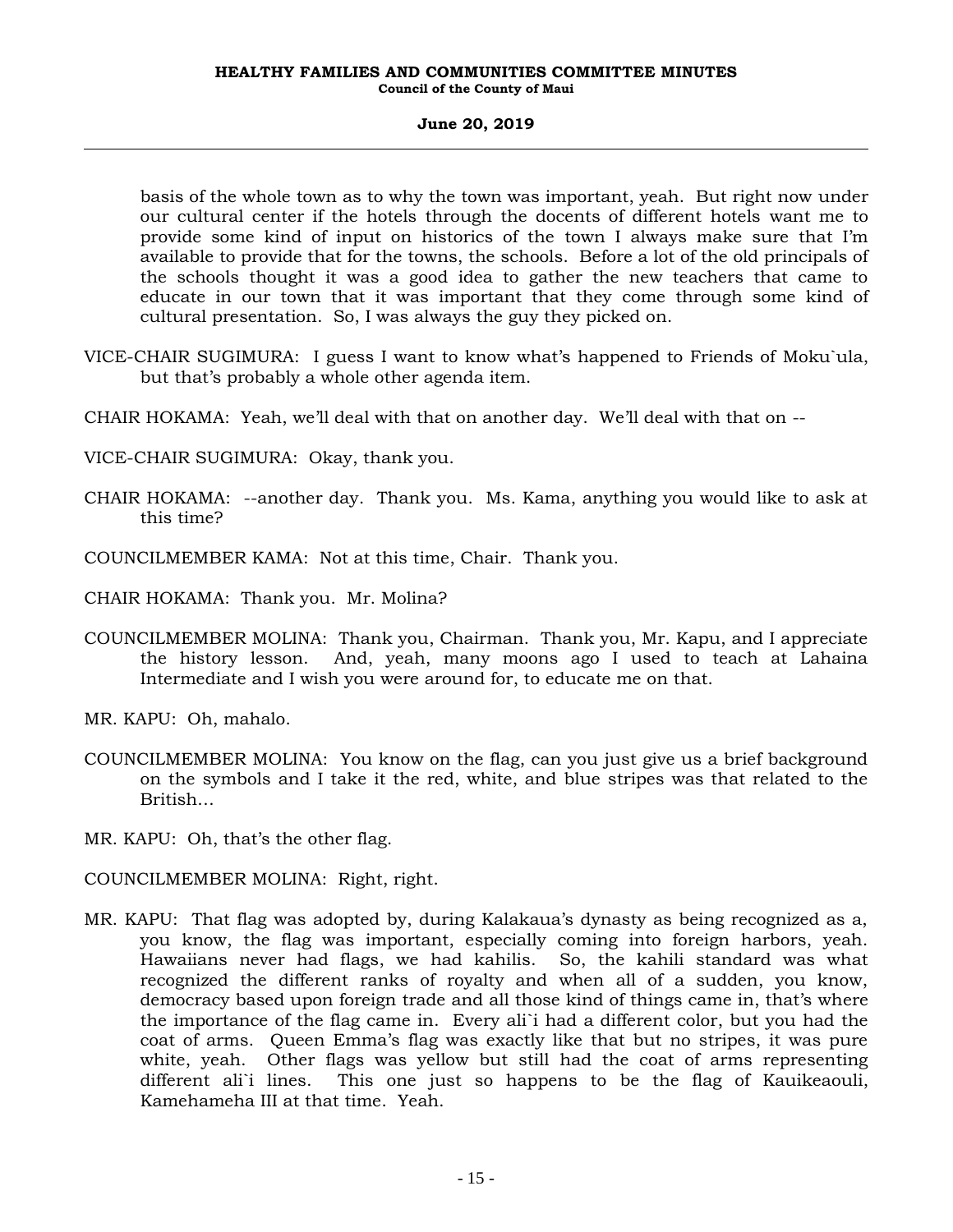basis of the whole town as to why the town was important, yeah. But right now under our cultural center if the hotels through the docents of different hotels want me to provide some kind of input on historics of the town I always make sure that I'm available to provide that for the towns, the schools. Before a lot of the old principals of the schools thought it was a good idea to gather the new teachers that came to educate in our town that it was important that they come through some kind of cultural presentation. So, I was always the guy they picked on.

VICE-CHAIR SUGIMURA: I guess I want to know what's happened to Friends of Moku`ula, but that's probably a whole other agenda item.

CHAIR HOKAMA: Yeah, we'll deal with that on another day. We'll deal with that on --

VICE-CHAIR SUGIMURA: Okay, thank you.

CHAIR HOKAMA: --another day. Thank you. Ms. Kama, anything you would like to ask at this time?

COUNCILMEMBER KAMA: Not at this time, Chair. Thank you.

CHAIR HOKAMA: Thank you. Mr. Molina?

COUNCILMEMBER MOLINA: Thank you, Chairman. Thank you, Mr. Kapu, and I appreciate the history lesson. And, yeah, many moons ago I used to teach at Lahaina Intermediate and I wish you were around for, to educate me on that.

MR. KAPU: Oh, mahalo.

COUNCILMEMBER MOLINA: You know on the flag, can you just give us a brief background on the symbols and I take it the red, white, and blue stripes was that related to the British...

MR. KAPU: Oh, that's the other flag.

COUNCILMEMBER MOLINA: Right, right.

MR. KAPU: That flag was adopted by, during Kalakaua's dynasty as being recognized as a, you know, the flag was important, especially coming into foreign harbors, yeah. Hawaiians never had flags, we had kahilis. So, the kahili standard was what recognized the different ranks of royalty and when all of a sudden, you know, democracy based upon foreign trade and all those kind of things came in, that's where the importance of the flag came in. Every ali`i had a different color, but you had the coat of arms. Queen Emma's flag was exactly like that but no stripes, it was pure white, yeah. Other flags was yellow but still had the coat of arms representing different ali`i lines. This one just so happens to be the flag of Kauikeaouli, Kamehameha III at that time. Yeah.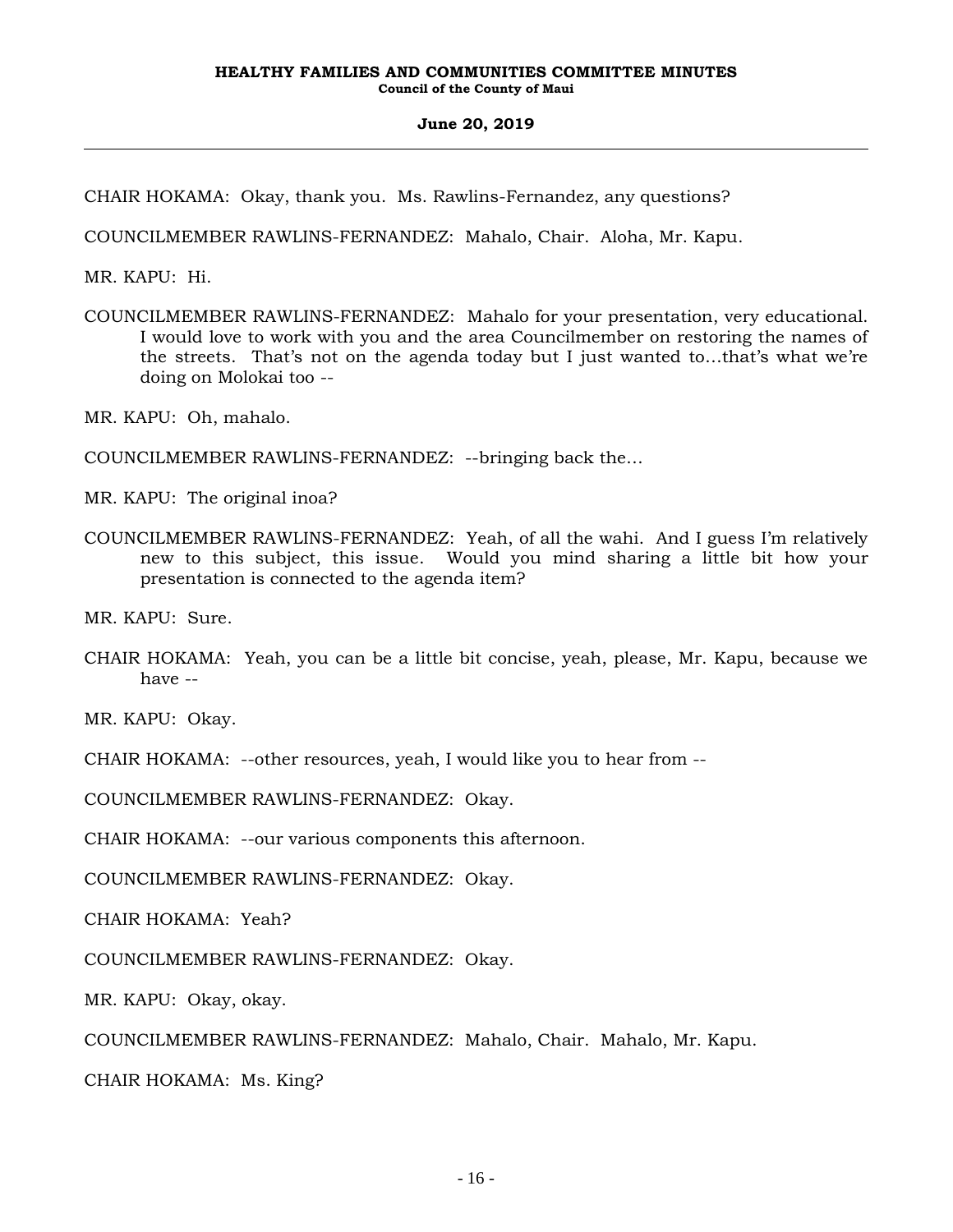CHAIR HOKAMA: Okay, thank you. Ms. Rawlins-Fernandez, any questions?

COUNCILMEMBER RAWLINS-FERNANDEZ: Mahalo, Chair. Aloha, Mr. Kapu.

MR. KAPU: Hi.

COUNCILMEMBER RAWLINS-FERNANDEZ: Mahalo for your presentation, very educational. I would love to work with you and the area Councilmember on restoring the names of the streets. That's not on the agenda today but I just wanted to...that's what we're doing on Molokai too --

MR. KAPU: Oh, mahalo.

COUNCILMEMBER RAWLINS-FERNANDEZ: --bringing back the...

MR. KAPU: The original inoa?

COUNCILMEMBER RAWLINS-FERNANDEZ: Yeah, of all the wahi. And I guess I'm relatively new to this subject, this issue. Would you mind sharing a little bit how your presentation is connected to the agenda item?

MR. KAPU: Sure.

CHAIR HOKAMA: Yeah, you can be a little bit concise, yeah, please, Mr. Kapu, because we have --

MR. KAPU: Okay.

CHAIR HOKAMA: --other resources, yeah, I would like you to hear from --

COUNCILMEMBER RAWLINS-FERNANDEZ: Okay.

CHAIR HOKAMA: --our various components this afternoon.

COUNCILMEMBER RAWLINS-FERNANDEZ: Okay.

CHAIR HOKAMA: Yeah?

COUNCILMEMBER RAWLINS-FERNANDEZ: Okay.

MR. KAPU: Okay, okay.

COUNCILMEMBER RAWLINS-FERNANDEZ: Mahalo, Chair. Mahalo, Mr. Kapu.

CHAIR HOKAMA: Ms. King?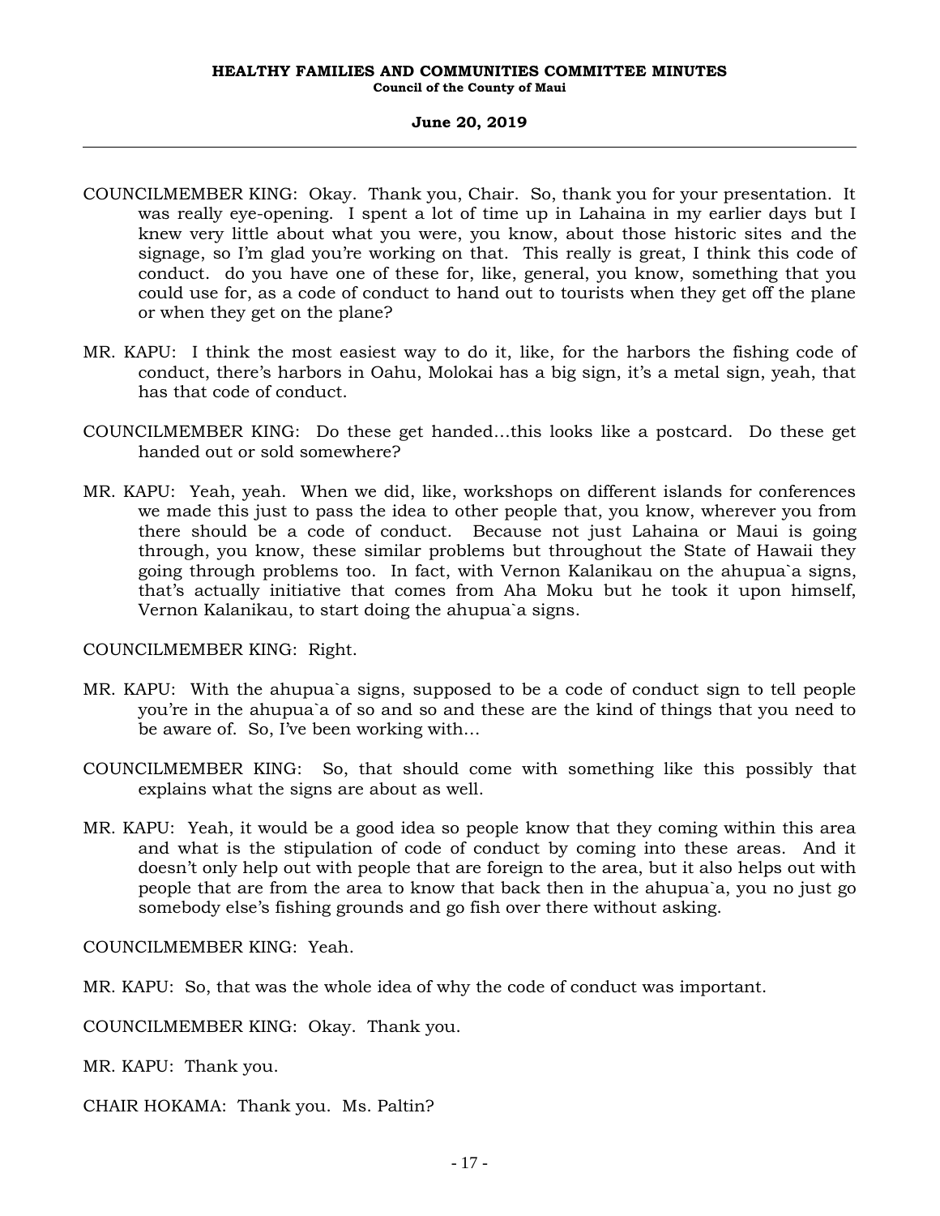COUNCILMEMBER KING: Okay. Thank you, Chair. So, thank you for your presentation. It was really eye-opening. I spent a lot of time up in Lahaina in my earlier days but I knew very little about what you were, you know, about those historic sites and the signage, so I'm glad you're working on that. This really is great, I think this code of conduct. do you have one of these for, like, general, you know, something that you could use for, as a code of conduct to hand out to tourists when they get off the plane or when they get on the plane?

MR. KAPU: I think the most easiest way to do it, like, for the harbors the fishing code of conduct, there's harbors in Oahu, Molokai has a big sign, it's a metal sign, yeah, that has that code of conduct.

COUNCILMEMBER KING: Do these get handed…this looks like a postcard. Do these get handed out or sold somewhere?

MR. KAPU: Yeah, yeah. When we did, like, workshops on different islands for conferences we made this just to pass the idea to other people that, you know, wherever you from there should be a code of conduct. Because not just Lahaina or Maui is going through, you know, these similar problems but throughout the State of Hawaii they going through problems too. In fact, with Vernon Kalanikau on the ahupua`a signs, that's actually initiative that comes from Aha Moku but he took it upon himself, Vernon Kalanikau, to start doing the ahupua`a signs.

COUNCILMEMBER KING: Right.

MR. KAPU: With the ahupua`a signs, supposed to be a code of conduct sign to tell people you're in the ahupua`a of so and so and these are the kind of things that you need to be aware of. So, I've been working with…

COUNCILMEMBER KING: So, that should come with something like this possibly that explains what the signs are about as well.

MR. KAPU: Yeah, it would be a good idea so people know that they coming within this area and what is the stipulation of code of conduct by coming into these areas. And it doesn't only help out with people that are foreign to the area, but it also helps out with people that are from the area to know that back then in the ahupua`a, you no just go somebody else's fishing grounds and go fish over there without asking.

COUNCILMEMBER KING: Yeah.

MR. KAPU: So, that was the whole idea of why the code of conduct was important.

COUNCILMEMBER KING: Okay. Thank you.

MR. KAPU: Thank you.

CHAIR HOKAMA: Thank you. Ms. Paltin?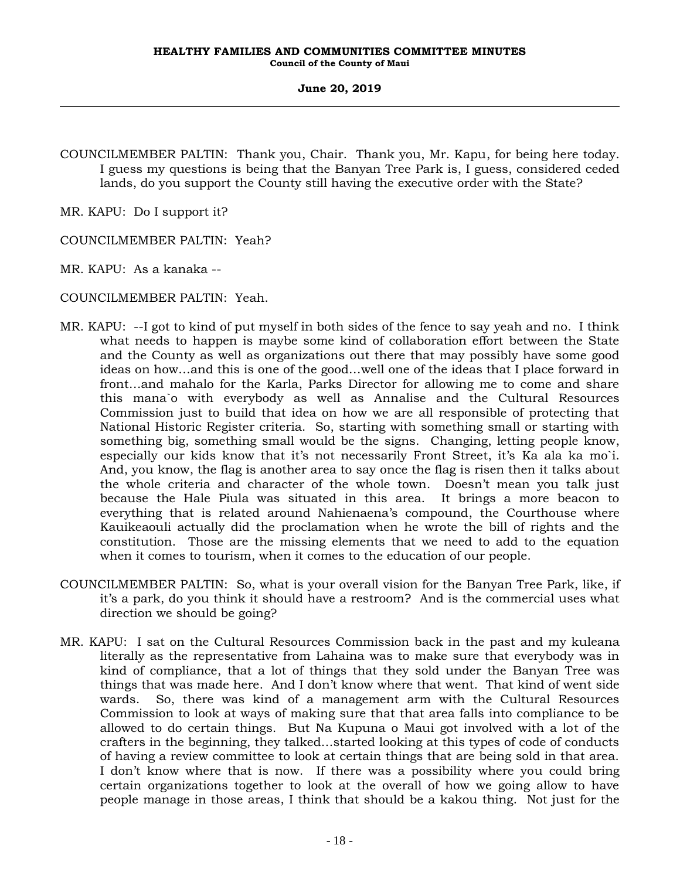COUNCILMEMBER PALTIN: Thank you, Chair. Thank you, Mr. Kapu, for being here today. I guess my questions is being that the Banyan Tree Park is, I guess, considered ceded lands, do you support the County still having the executive order with the State?

MR. KAPU: Do I support it?

COUNCILMEMBER PALTIN: Yeah?

MR. KAPU: As a kanaka --

COUNCILMEMBER PALTIN: Yeah.

MR. KAPU: --I got to kind of put myself in both sides of the fence to say yeah and no. I think what needs to happen is maybe some kind of collaboration effort between the State and the County as well as organizations out there that may possibly have some good ideas on how…and this is one of the good…well one of the ideas that I place forward in front…and mahalo for the Karla, Parks Director for allowing me to come and share this mana`o with everybody as well as Annalise and the Cultural Resources Commission just to build that idea on how we are all responsible of protecting that National Historic Register criteria. So, starting with something small or starting with something big, something small would be the signs. Changing, letting people know, especially our kids know that it's not necessarily Front Street, it's Ka ala ka mo`i. And, you know, the flag is another area to say once the flag is risen then it talks about the whole criteria and character of the whole town. Doesn't mean you talk just because the Hale Piula was situated in this area. It brings a more beacon to everything that is related around Nahienaena's compound, the Courthouse where Kauikeaouli actually did the proclamation when he wrote the bill of rights and the constitution. Those are the missing elements that we need to add to the equation when it comes to tourism, when it comes to the education of our people.

COUNCILMEMBER PALTIN: So, what is your overall vision for the Banyan Tree Park, like, if it's a park, do you think it should have a restroom? And is the commercial uses what direction we should be going?

MR. KAPU: I sat on the Cultural Resources Commission back in the past and my kuleana literally as the representative from Lahaina was to make sure that everybody was in kind of compliance, that a lot of things that they sold under the Banyan Tree was things that was made here. And I don't know where that went. That kind of went side wards. So, there was kind of a management arm with the Cultural Resources Commission to look at ways of making sure that that area falls into compliance to be allowed to do certain things. But Na Kupuna o Maui got involved with a lot of the crafters in the beginning, they talked…started looking at this types of code of conducts of having a review committee to look at certain things that are being sold in that area. I don't know where that is now. If there was a possibility where you could bring certain organizations together to look at the overall of how we going allow to have people manage in those areas, I think that should be a kakou thing. Not just for the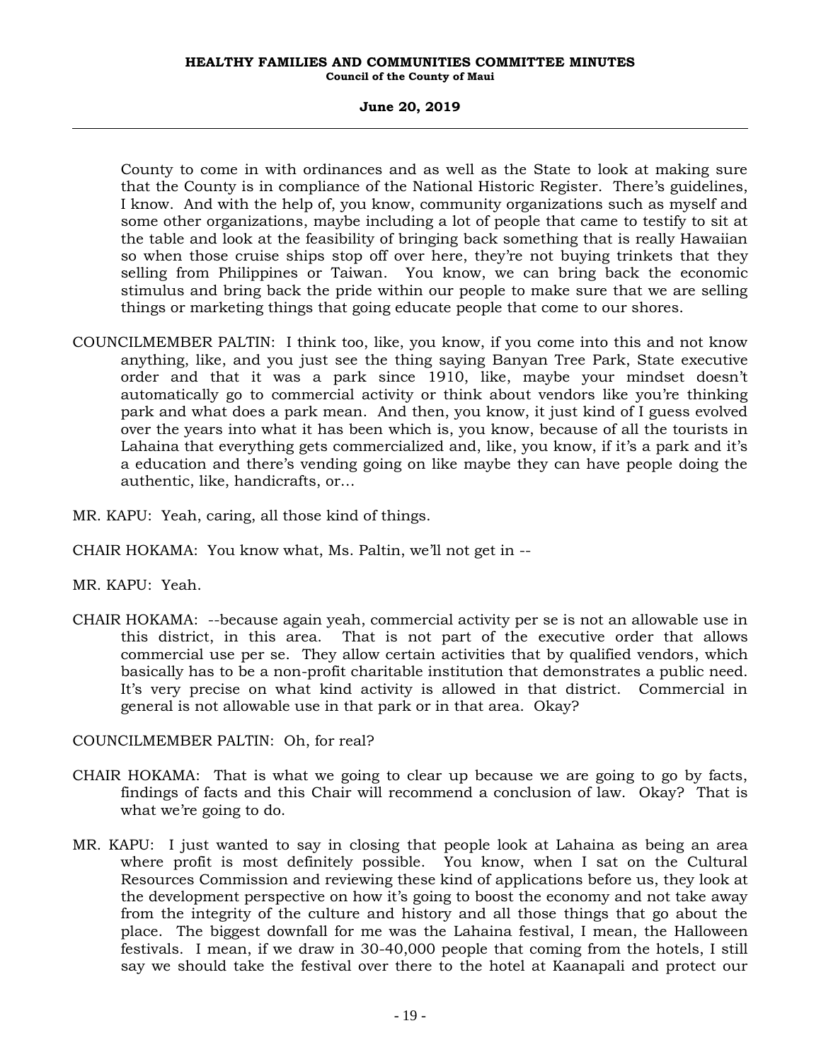County to come in with ordinances and as well as the State to look at making sure that the County is in compliance of the National Historic Register. There's guidelines, I know. And with the help of, you know, community organizations such as myself and some other organizations, maybe including a lot of people that came to testify to sit at the table and look at the feasibility of bringing back something that is really Hawaiian so when those cruise ships stop off over here, they're not buying trinkets that they selling from Philippines or Taiwan. You know, we can bring back the economic stimulus and bring back the pride within our people to make sure that we are selling things or marketing things that going educate people that come to our shores.

COUNCILMEMBER PALTIN: I think too, like, you know, if you come into this and not know anything, like, and you just see the thing saying Banyan Tree Park, State executive order and that it was a park since 1910, like, maybe your mindset doesn't automatically go to commercial activity or think about vendors like you're thinking park and what does a park mean. And then, you know, it just kind of I guess evolved over the years into what it has been which is, you know, because of all the tourists in Lahaina that everything gets commercialized and, like, you know, if it's a park and it's a education and there's vending going on like maybe they can have people doing the authentic, like, handicrafts, or...

MR. KAPU: Yeah, caring, all those kind of things.

CHAIR HOKAMA: You know what, Ms. Paltin, we'll not get in --

MR. KAPU: Yeah.

CHAIR HOKAMA: --because again yeah, commercial activity per se is not an allowable use in this district, in this area. That is not part of the executive order that allows commercial use per se. They allow certain activities that by qualified vendors, which basically has to be a non-profit charitable institution that demonstrates a public need. It's very precise on what kind activity is allowed in that district. Commercial in general is not allowable use in that park or in that area. Okay?

COUNCILMEMBER PALTIN: Oh, for real?

CHAIR HOKAMA: That is what we going to clear up because we are going to go by facts, findings of facts and this Chair will recommend a conclusion of law. Okay? That is what we're going to do.

MR. KAPU: I just wanted to say in closing that people look at Lahaina as being an area where profit is most definitely possible. You know, when I sat on the Cultural Resources Commission and reviewing these kind of applications before us, they look at the development perspective on how it's going to boost the economy and not take away from the integrity of the culture and history and all those things that go about the place. The biggest downfall for me was the Lahaina festival, I mean, the Halloween festivals. I mean, if we draw in 30-40,000 people that coming from the hotels, I still say we should take the festival over there to the hotel at Kaanapali and protect our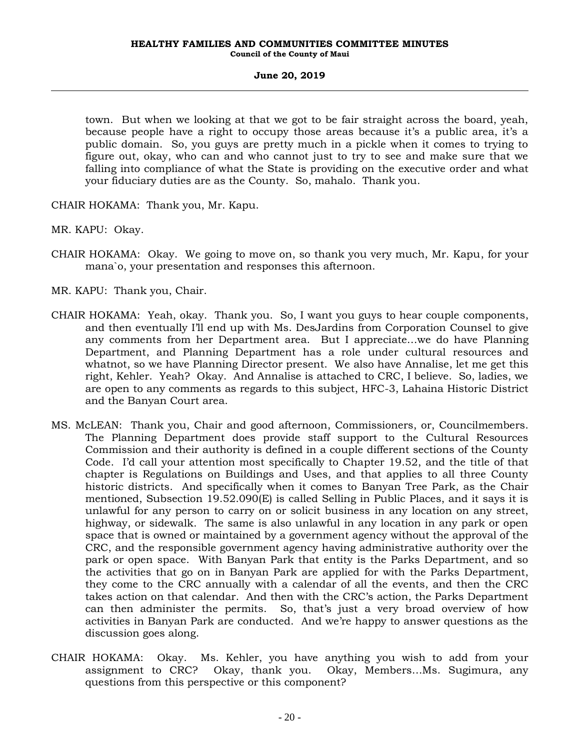town. But when we looking at that we got to be fair straight across the board, yeah, because people have a right to occupy those areas because it's a public area, it's a public domain. So, you guys are pretty much in a pickle when it comes to trying to figure out, okay, who can and who cannot just to try to see and make sure that we falling into compliance of what the State is providing on the executive order and what your fiduciary duties are as the County. So, mahalo. Thank you.

CHAIR HOKAMA: Thank you, Mr. Kapu.

MR. KAPU: Okay.

CHAIR HOKAMA: Okay. We going to move on, so thank you very much, Mr. Kapu, for your mana`o, your presentation and responses this afternoon.

MR. KAPU: Thank you, Chair.

CHAIR HOKAMA: Yeah, okay. Thank you. So, I want you guys to hear couple components, and then eventually I'll end up with Ms. DesJardins from Corporation Counsel to give any comments from her Department area. But I appreciate...we do have Planning Department, and Planning Department has a role under cultural resources and whatnot, so we have Planning Director present. We also have Annalise, let me get this right, Kehler. Yeah? Okay. And Annalise is attached to CRC, I believe. So, ladies, we are open to any comments as regards to this subject, HFC-3, Lahaina Historic District and the Banyan Court area.

MS. McLEAN: Thank you, Chair and good afternoon, Commissioners, or, Councilmembers. The Planning Department does provide staff support to the Cultural Resources Commission and their authority is defined in a couple different sections of the County Code. I'd call your attention most specifically to Chapter 19.52, and the title of that chapter is Regulations on Buildings and Uses, and that applies to all three County historic districts. And specifically when it comes to Banyan Tree Park, as the Chair mentioned, Subsection 19.52.090(E) is called Selling in Public Places, and it says it is unlawful for any person to carry on or solicit business in any location on any street, highway, or sidewalk. The same is also unlawful in any location in any park or open space that is owned or maintained by a government agency without the approval of the CRC, and the responsible government agency having administrative authority over the park or open space. With Banyan Park that entity is the Parks Department, and so the activities that go on in Banyan Park are applied for with the Parks Department, they come to the CRC annually with a calendar of all the events, and then the CRC takes action on that calendar. And then with the CRC's action, the Parks Department can then administer the permits. So, that's just a very broad overview of how activities in Banyan Park are conducted. And we're happy to answer questions as the discussion goes along.

CHAIR HOKAMA: Okay. Ms. Kehler, you have anything you wish to add from your assignment to CRC? Okay, thank you. Okay, Members...Ms. Sugimura, any questions from this perspective or this component?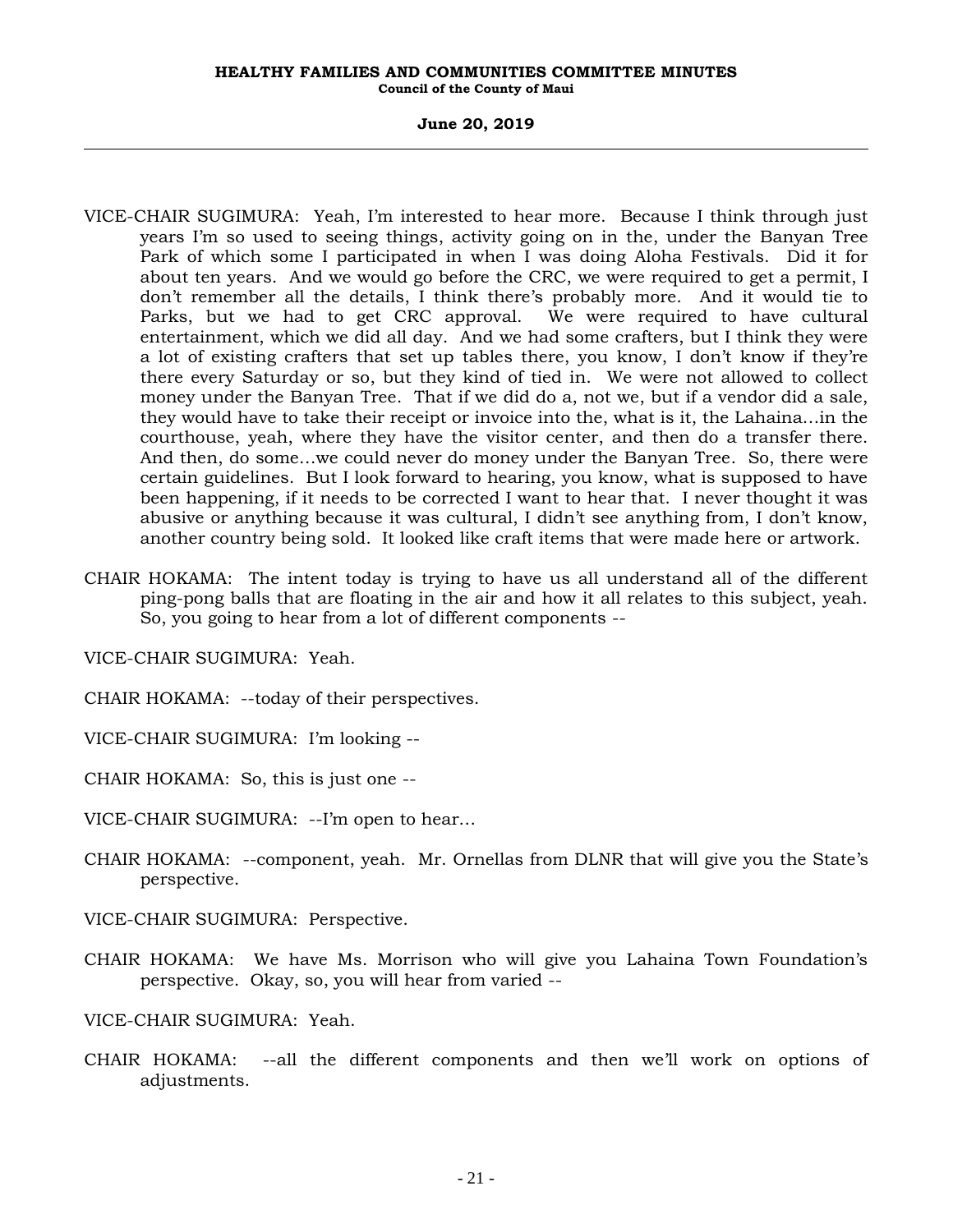VICE-CHAIR SUGIMURA: Yeah, I'm interested to hear more. Because I think through just years I'm so used to seeing things, activity going on in the, under the Banyan Tree Park of which some I participated in when I was doing Aloha Festivals. Did it for about ten years. And we would go before the CRC, we were required to get a permit, I don't remember all the details, I think there's probably more. And it would tie to Parks, but we had to get CRC approval. We were required to have cultural entertainment, which we did all day. And we had some crafters, but I think they were a lot of existing crafters that set up tables there, you know, I don't know if they're there every Saturday or so, but they kind of tied in. We were not allowed to collect money under the Banyan Tree. That if we did do a, not we, but if a vendor did a sale, they would have to take their receipt or invoice into the, what is it, the Lahaina...in the courthouse, yeah, where they have the visitor center, and then do a transfer there. And then, do some...we could never do money under the Banyan Tree. So, there were certain guidelines. But I look forward to hearing, you know, what is supposed to have been happening, if it needs to be corrected I want to hear that. I never thought it was abusive or anything because it was cultural, I didn't see anything from, I don't know, another country being sold. It looked like craft items that were made here or artwork.

CHAIR HOKAMA: The intent today is trying to have us all understand all of the different ping-pong balls that are floating in the air and how it all relates to this subject, yeah. So, you going to hear from a lot of different components --

VICE-CHAIR SUGIMURA: Yeah.

CHAIR HOKAMA: --today of their perspectives.

VICE-CHAIR SUGIMURA: I'm looking --

CHAIR HOKAMA: So, this is just one --

VICE-CHAIR SUGIMURA: --I'm open to hear...

CHAIR HOKAMA: --component, yeah. Mr. Ornellas from DLNR that will give you the State's perspective.

VICE-CHAIR SUGIMURA: Perspective.

CHAIR HOKAMA: We have Ms. Morrison who will give you Lahaina Town Foundation's perspective. Okay, so, you will hear from varied --

VICE-CHAIR SUGIMURA: Yeah.

CHAIR HOKAMA: --all the different components and then we'll work on options of adjustments.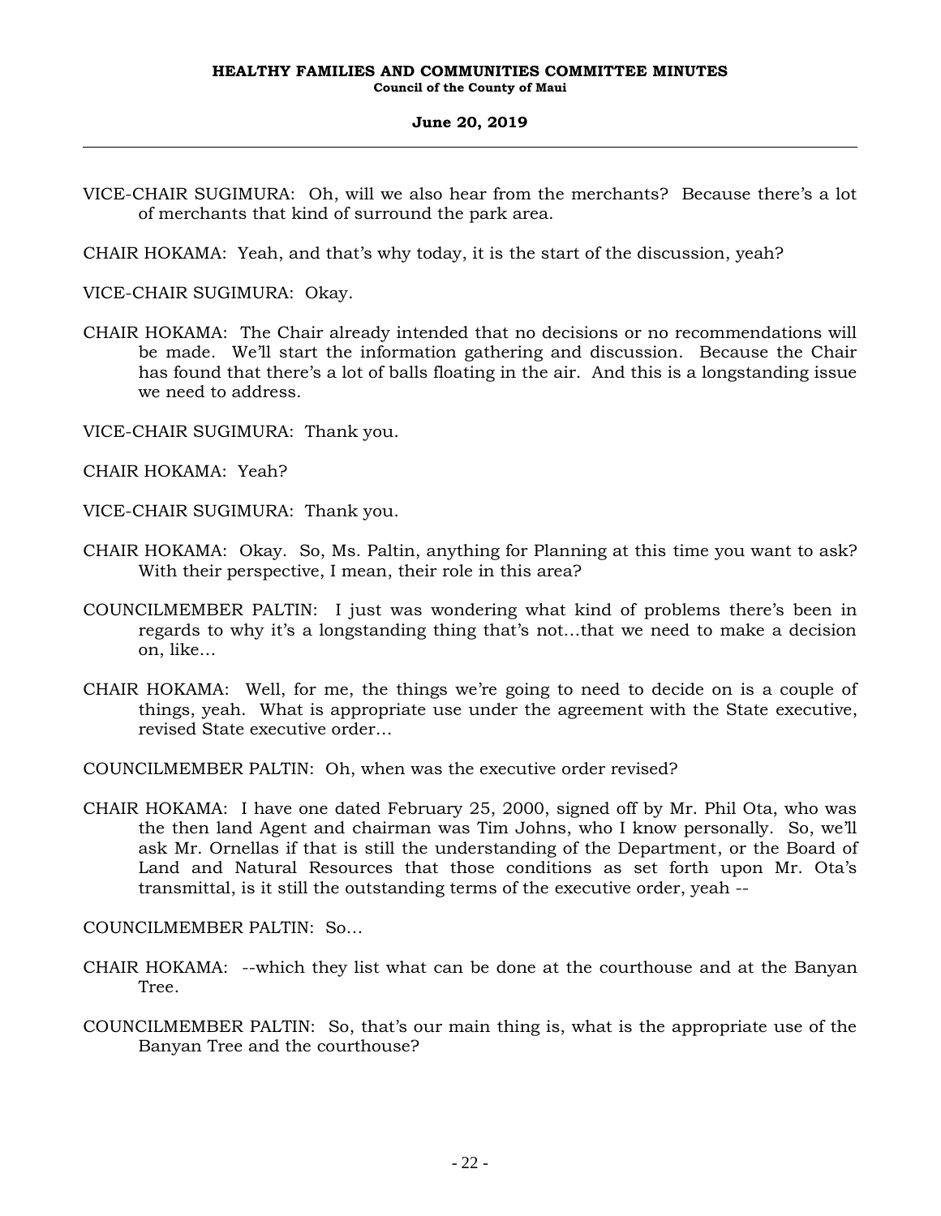VICE-CHAIR SUGIMURA: Oh, will we also hear from the merchants? Because there's a lot of merchants that kind of surround the park area.

CHAIR HOKAMA: Yeah, and that's why today, it is the start of the discussion, yeah?

VICE-CHAIR SUGIMURA: Okay.

CHAIR HOKAMA: The Chair already intended that no decisions or no recommendations will be made. We'll start the information gathering and discussion. Because the Chair has found that there's a lot of balls floating in the air. And this is a longstanding issue we need to address.

VICE-CHAIR SUGIMURA: Thank you.

CHAIR HOKAMA: Yeah?

VICE-CHAIR SUGIMURA: Thank you.

CHAIR HOKAMA: Okay. So, Ms. Paltin, anything for Planning at this time you want to ask? With their perspective, I mean, their role in this area?

COUNCILMEMBER PALTIN: I just was wondering what kind of problems there's been in regards to why it's a longstanding thing that's not...that we need to make a decision on, like...

CHAIR HOKAMA: Well, for me, the things we're going to need to decide on is a couple of things, yeah. What is appropriate use under the agreement with the State executive, revised State executive order...

COUNCILMEMBER PALTIN: Oh, when was the executive order revised?

CHAIR HOKAMA: I have one dated February 25, 2000, signed off by Mr. Phil Ota, who was the then land Agent and chairman was Tim Johns, who I know personally. So, we'll ask Mr. Ornellas if that is still the understanding of the Department, or the Board of Land and Natural Resources that those conditions as set forth upon Mr. Ota's transmittal, is it still the outstanding terms of the executive order, yeah --

COUNCILMEMBER PALTIN: So...

CHAIR HOKAMA: --which they list what can be done at the courthouse and at the Banyan Tree.

COUNCILMEMBER PALTIN: So, that's our main thing is, what is the appropriate use of the Banyan Tree and the courthouse?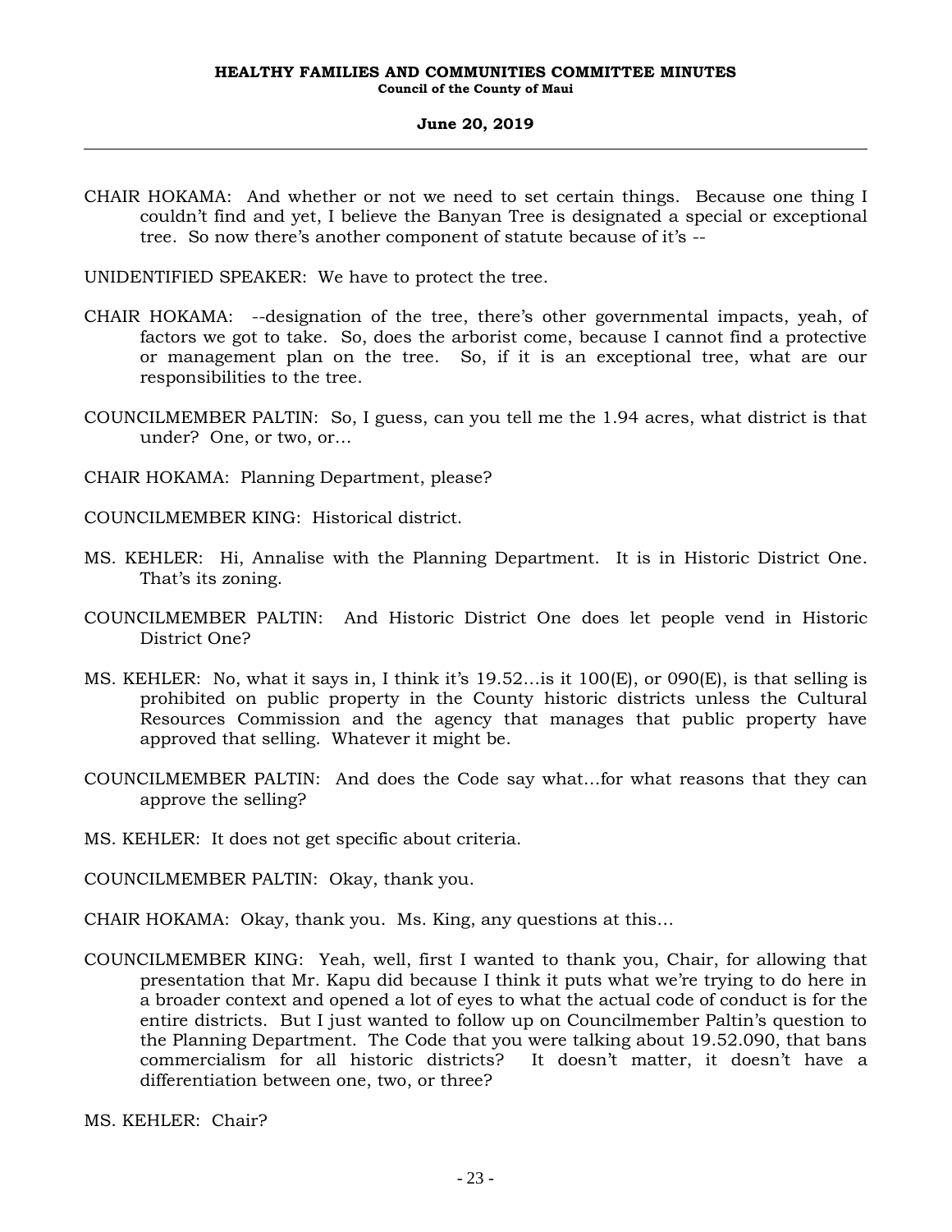CHAIR HOKAMA: And whether or not we need to set certain things. Because one thing I couldn't find and yet, I believe the Banyan Tree is designated a special or exceptional tree. So now there's another component of statute because of it's --

UNIDENTIFIED SPEAKER: We have to protect the tree.

CHAIR HOKAMA: --designation of the tree, there's other governmental impacts, yeah, of factors we got to take. So, does the arborist come, because I cannot find a protective or management plan on the tree. So, if it is an exceptional tree, what are our responsibilities to the tree.

COUNCILMEMBER PALTIN: So, I guess, can you tell me the 1.94 acres, what district is that under? One, or two, or…

CHAIR HOKAMA: Planning Department, please?

COUNCILMEMBER KING: Historical district.

MS. KEHLER: Hi, Annalise with the Planning Department. It is in Historic District One. That's its zoning.

COUNCILMEMBER PALTIN: And Historic District One does let people vend in Historic District One?

MS. KEHLER: No, what it says in, I think it's 19.52…is it 100(E), or 090(E), is that selling is prohibited on public property in the County historic districts unless the Cultural Resources Commission and the agency that manages that public property have approved that selling. Whatever it might be.

COUNCILMEMBER PALTIN: And does the Code say what…for what reasons that they can approve the selling?

MS. KEHLER: It does not get specific about criteria.

COUNCILMEMBER PALTIN: Okay, thank you.

CHAIR HOKAMA: Okay, thank you. Ms. King, any questions at this…

COUNCILMEMBER KING: Yeah, well, first I wanted to thank you, Chair, for allowing that presentation that Mr. Kapu did because I think it puts what we're trying to do here in a broader context and opened a lot of eyes to what the actual code of conduct is for the entire districts. But I just wanted to follow up on Councilmember Paltin's question to the Planning Department. The Code that you were talking about 19.52.090, that bans commercialism for all historic districts? It doesn't matter, it doesn't have a differentiation between one, two, or three?

MS. KEHLER: Chair?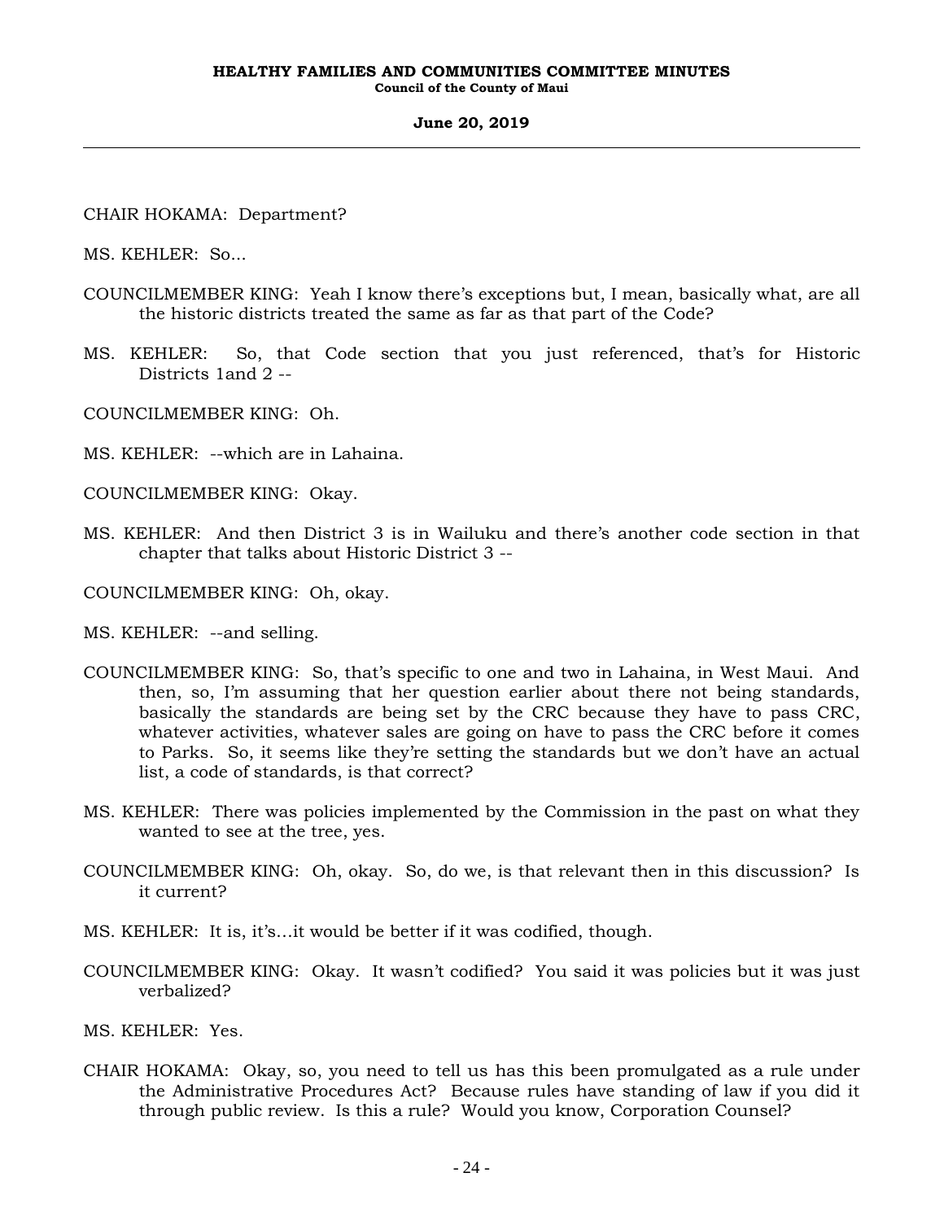CHAIR HOKAMA: Department?

MS. KEHLER: So...

COUNCILMEMBER KING: Yeah I know there's exceptions but, I mean, basically what, are all the historic districts treated the same as far as that part of the Code?

MS. KEHLER: So, that Code section that you just referenced, that's for Historic Districts 1and 2 --

COUNCILMEMBER KING: Oh.

MS. KEHLER: --which are in Lahaina.

COUNCILMEMBER KING: Okay.

MS. KEHLER: And then District 3 is in Wailuku and there's another code section in that chapter that talks about Historic District 3 --

COUNCILMEMBER KING: Oh, okay.

MS. KEHLER: --and selling.

COUNCILMEMBER KING: So, that's specific to one and two in Lahaina, in West Maui. And then, so, I'm assuming that her question earlier about there not being standards, basically the standards are being set by the CRC because they have to pass CRC, whatever activities, whatever sales are going on have to pass the CRC before it comes to Parks. So, it seems like they're setting the standards but we don't have an actual list, a code of standards, is that correct?

MS. KEHLER: There was policies implemented by the Commission in the past on what they wanted to see at the tree, yes.

COUNCILMEMBER KING: Oh, okay. So, do we, is that relevant then in this discussion? Is it current?

MS. KEHLER: It is, it's…it would be better if it was codified, though.

COUNCILMEMBER KING: Okay. It wasn't codified? You said it was policies but it was just verbalized?

MS. KEHLER: Yes.

CHAIR HOKAMA: Okay, so, you need to tell us has this been promulgated as a rule under the Administrative Procedures Act? Because rules have standing of law if you did it through public review. Is this a rule? Would you know, Corporation Counsel?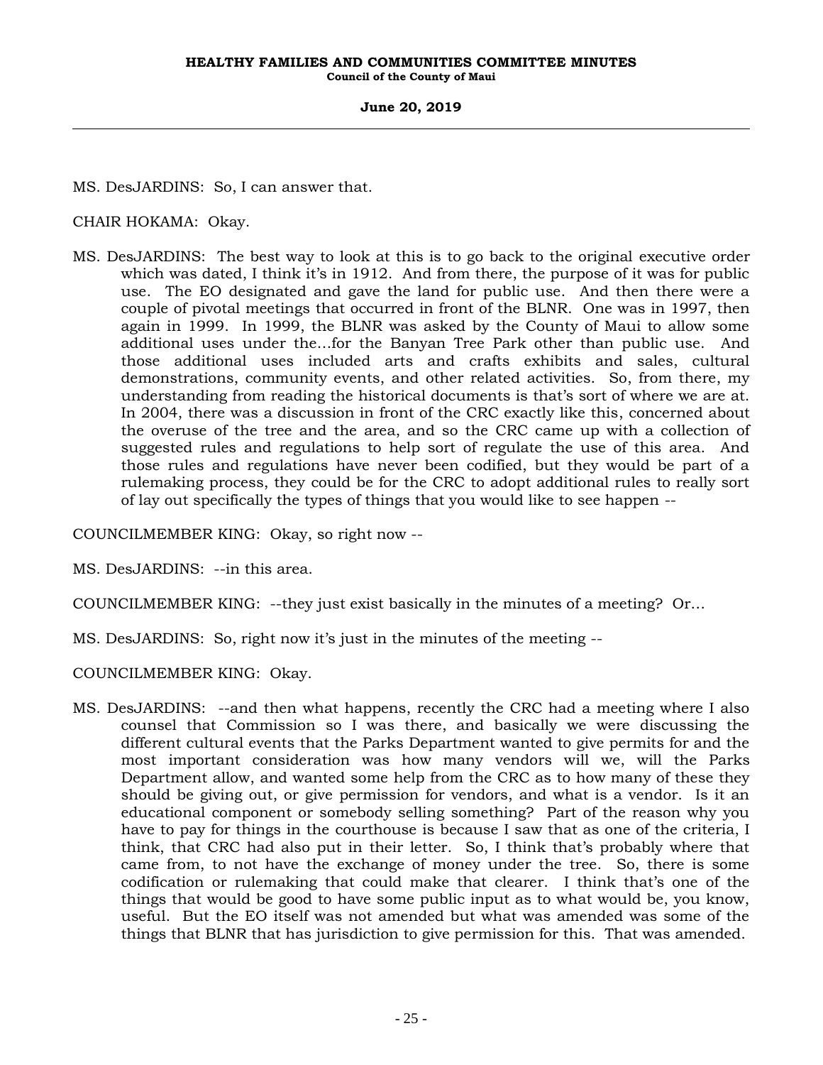MS. DesJARDINS: So, I can answer that.

CHAIR HOKAMA: Okay.

MS. DesJARDINS: The best way to look at this is to go back to the original executive order which was dated, I think it's in 1912. And from there, the purpose of it was for public use. The EO designated and gave the land for public use. And then there were a couple of pivotal meetings that occurred in front of the BLNR. One was in 1997, then again in 1999. In 1999, the BLNR was asked by the County of Maui to allow some additional uses under the...for the Banyan Tree Park other than public use. And those additional uses included arts and crafts exhibits and sales, cultural demonstrations, community events, and other related activities. So, from there, my understanding from reading the historical documents is that's sort of where we are at. In 2004, there was a discussion in front of the CRC exactly like this, concerned about the overuse of the tree and the area, and so the CRC came up with a collection of suggested rules and regulations to help sort of regulate the use of this area. And those rules and regulations have never been codified, but they would be part of a rulemaking process, they could be for the CRC to adopt additional rules to really sort of lay out specifically the types of things that you would like to see happen --

COUNCILMEMBER KING: Okay, so right now --

MS. DesJARDINS: --in this area.

COUNCILMEMBER KING: --they just exist basically in the minutes of a meeting? Or...

MS. DesJARDINS: So, right now it's just in the minutes of the meeting --

COUNCILMEMBER KING: Okay.

MS. DesJARDINS: --and then what happens, recently the CRC had a meeting where I also counsel that Commission so I was there, and basically we were discussing the different cultural events that the Parks Department wanted to give permits for and the most important consideration was how many vendors will we, will the Parks Department allow, and wanted some help from the CRC as to how many of these they should be giving out, or give permission for vendors, and what is a vendor. Is it an educational component or somebody selling something? Part of the reason why you have to pay for things in the courthouse is because I saw that as one of the criteria, I think, that CRC had also put in their letter. So, I think that's probably where that came from, to not have the exchange of money under the tree. So, there is some codification or rulemaking that could make that clearer. I think that's one of the things that would be good to have some public input as to what would be, you know, useful. But the EO itself was not amended but what was amended was some of the things that BLNR that has jurisdiction to give permission for this. That was amended.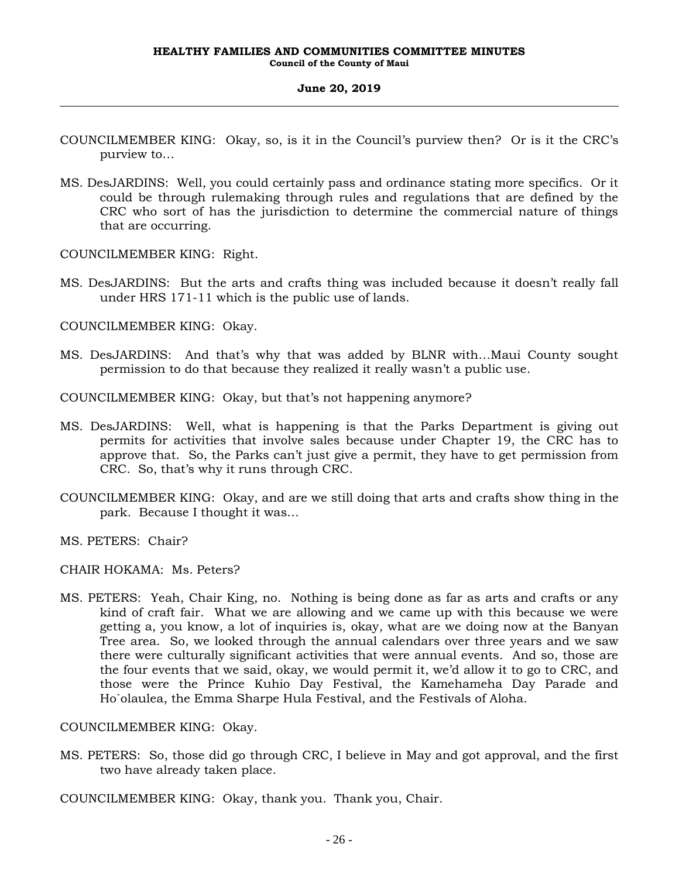COUNCILMEMBER KING: Okay, so, is it in the Council's purview then? Or is it the CRC's purview to...

MS. DesJARDINS: Well, you could certainly pass and ordinance stating more specifics. Or it could be through rulemaking through rules and regulations that are defined by the CRC who sort of has the jurisdiction to determine the commercial nature of things that are occurring.

COUNCILMEMBER KING: Right.

MS. DesJARDINS: But the arts and crafts thing was included because it doesn't really fall under HRS 171-11 which is the public use of lands.

COUNCILMEMBER KING: Okay.

MS. DesJARDINS: And that's why that was added by BLNR with...Maui County sought permission to do that because they realized it really wasn't a public use.

COUNCILMEMBER KING: Okay, but that's not happening anymore?

MS. DesJARDINS: Well, what is happening is that the Parks Department is giving out permits for activities that involve sales because under Chapter 19, the CRC has to approve that. So, the Parks can't just give a permit, they have to get permission from CRC. So, that's why it runs through CRC.

COUNCILMEMBER KING: Okay, and are we still doing that arts and crafts show thing in the park. Because I thought it was...

MS. PETERS: Chair?

CHAIR HOKAMA: Ms. Peters?

MS. PETERS: Yeah, Chair King, no. Nothing is being done as far as arts and crafts or any kind of craft fair. What we are allowing and we came up with this because we were getting a, you know, a lot of inquiries is, okay, what are we doing now at the Banyan Tree area. So, we looked through the annual calendars over three years and we saw there were culturally significant activities that were annual events. And so, those are the four events that we said, okay, we would permit it, we'd allow it to go to CRC, and those were the Prince Kuhio Day Festival, the Kamehameha Day Parade and Ho`olaulea, the Emma Sharpe Hula Festival, and the Festivals of Aloha.

COUNCILMEMBER KING: Okay.

MS. PETERS: So, those did go through CRC, I believe in May and got approval, and the first two have already taken place.

COUNCILMEMBER KING: Okay, thank you. Thank you, Chair.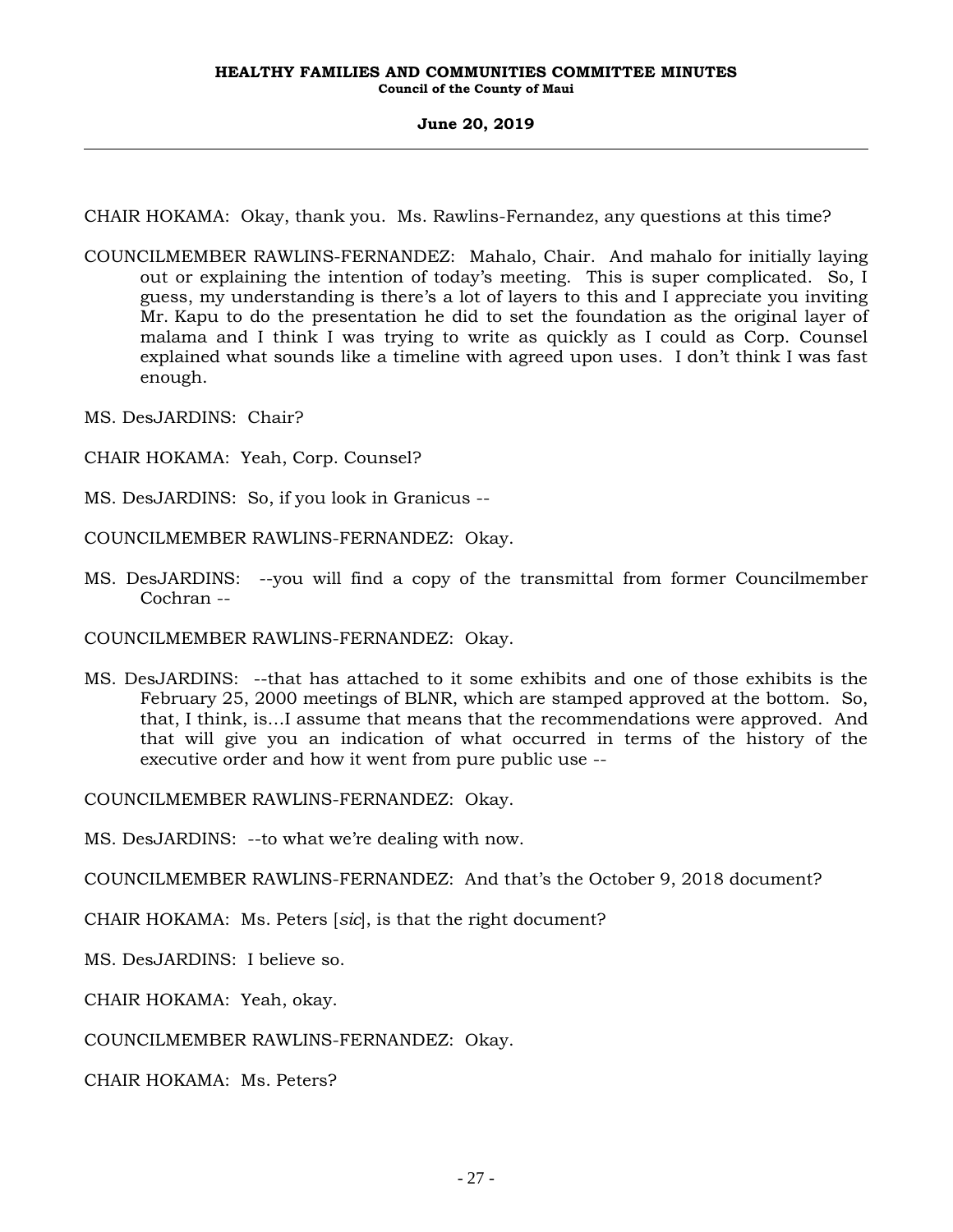CHAIR HOKAMA: Okay, thank you. Ms. Rawlins-Fernandez, any questions at this time?

COUNCILMEMBER RAWLINS-FERNANDEZ: Mahalo, Chair. And mahalo for initially laying out or explaining the intention of today's meeting. This is super complicated. So, I guess, my understanding is there's a lot of layers to this and I appreciate you inviting Mr. Kapu to do the presentation he did to set the foundation as the original layer of malama and I think I was trying to write as quickly as I could as Corp. Counsel explained what sounds like a timeline with agreed upon uses. I don't think I was fast enough.

MS. DesJARDINS: Chair?

CHAIR HOKAMA: Yeah, Corp. Counsel?

MS. DesJARDINS: So, if you look in Granicus --

COUNCILMEMBER RAWLINS-FERNANDEZ: Okay.

MS. DesJARDINS: --you will find a copy of the transmittal from former Councilmember Cochran --

COUNCILMEMBER RAWLINS-FERNANDEZ: Okay.

MS. DesJARDINS: --that has attached to it some exhibits and one of those exhibits is the February 25, 2000 meetings of BLNR, which are stamped approved at the bottom. So, that, I think, is...I assume that means that the recommendations were approved. And that will give you an indication of what occurred in terms of the history of the executive order and how it went from pure public use --

COUNCILMEMBER RAWLINS-FERNANDEZ: Okay.

MS. DesJARDINS: --to what we're dealing with now.

COUNCILMEMBER RAWLINS-FERNANDEZ: And that's the October 9, 2018 document?

CHAIR HOKAMA: Ms. Peters [*sic*], is that the right document?

MS. DesJARDINS: I believe so.

CHAIR HOKAMA: Yeah, okay.

COUNCILMEMBER RAWLINS-FERNANDEZ: Okay.

CHAIR HOKAMA: Ms. Peters?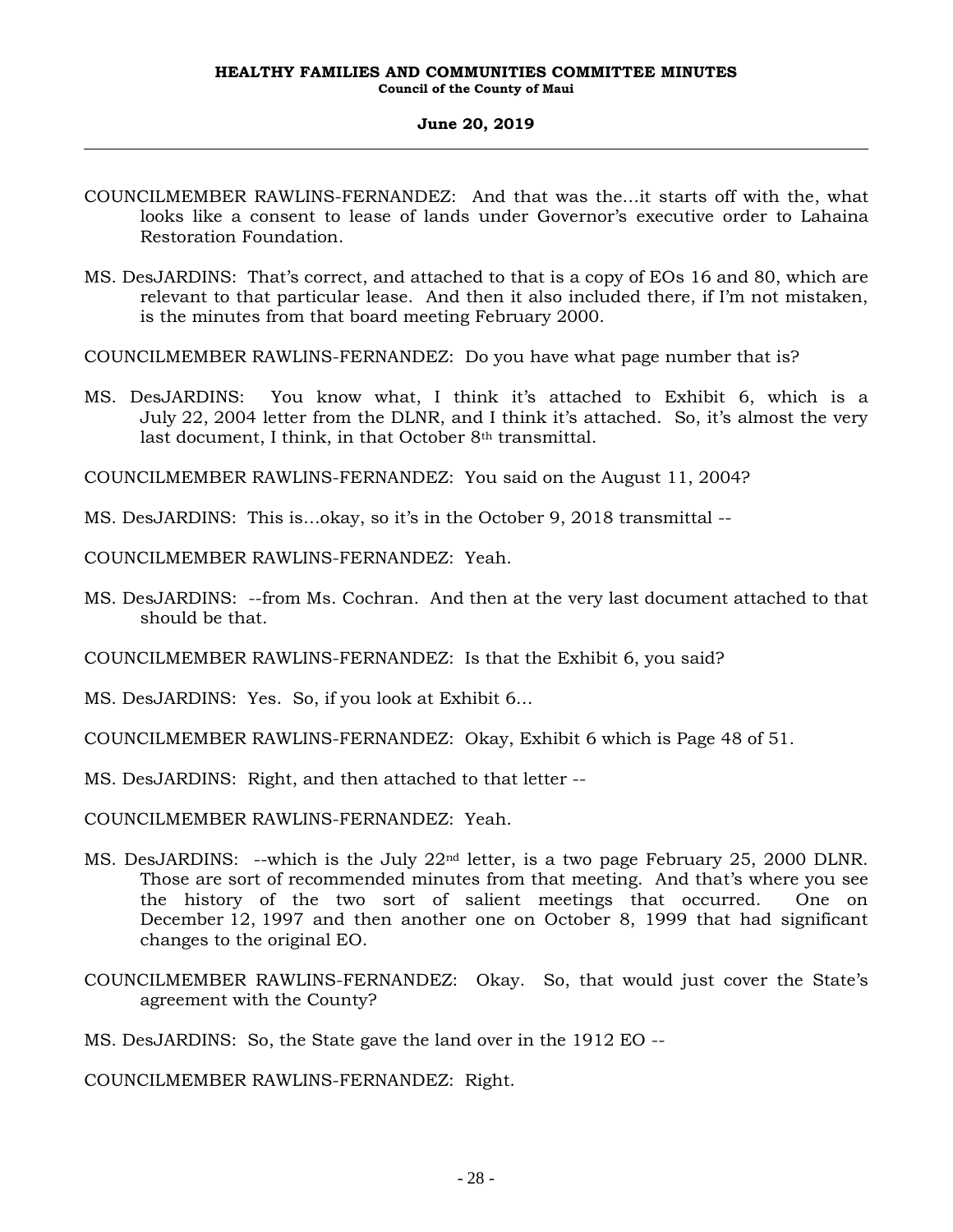COUNCILMEMBER RAWLINS-FERNANDEZ: And that was the…it starts off with the, what looks like a consent to lease of lands under Governor's executive order to Lahaina Restoration Foundation.

MS. DesJARDINS: That's correct, and attached to that is a copy of EOs 16 and 80, which are relevant to that particular lease. And then it also included there, if I'm not mistaken, is the minutes from that board meeting February 2000.

COUNCILMEMBER RAWLINS-FERNANDEZ: Do you have what page number that is?

MS. DesJARDINS: You know what, I think it's attached to Exhibit 6, which is a July 22, 2004 letter from the DLNR, and I think it's attached. So, it's almost the very last document, I think, in that October 8th transmittal.

COUNCILMEMBER RAWLINS-FERNANDEZ: You said on the August 11, 2004?

MS. DesJARDINS: This is…okay, so it's in the October 9, 2018 transmittal --

COUNCILMEMBER RAWLINS-FERNANDEZ: Yeah.

MS. DesJARDINS: --from Ms. Cochran. And then at the very last document attached to that should be that.

COUNCILMEMBER RAWLINS-FERNANDEZ: Is that the Exhibit 6, you said?

MS. DesJARDINS: Yes. So, if you look at Exhibit 6…

COUNCILMEMBER RAWLINS-FERNANDEZ: Okay, Exhibit 6 which is Page 48 of 51.

MS. DesJARDINS: Right, and then attached to that letter --

COUNCILMEMBER RAWLINS-FERNANDEZ: Yeah.

MS. DesJARDINS: --which is the July 22nd letter, is a two page February 25, 2000 DLNR. Those are sort of recommended minutes from that meeting. And that's where you see the history of the two sort of salient meetings that occurred. One on December 12, 1997 and then another one on October 8, 1999 that had significant changes to the original EO.

COUNCILMEMBER RAWLINS-FERNANDEZ: Okay. So, that would just cover the State's agreement with the County?

MS. DesJARDINS: So, the State gave the land over in the 1912 EO --

COUNCILMEMBER RAWLINS-FERNANDEZ: Right.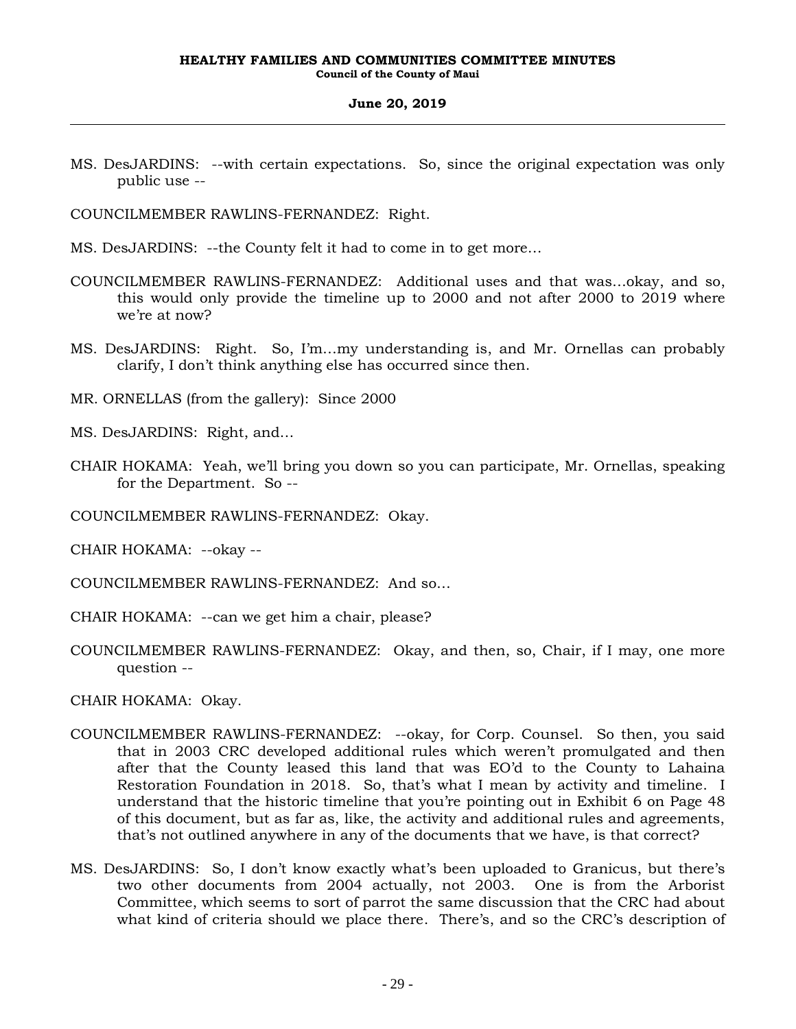MS. DesJARDINS: --with certain expectations. So, since the original expectation was only public use --

COUNCILMEMBER RAWLINS-FERNANDEZ: Right.

MS. DesJARDINS: --the County felt it had to come in to get more...

COUNCILMEMBER RAWLINS-FERNANDEZ: Additional uses and that was...okay, and so, this would only provide the timeline up to 2000 and not after 2000 to 2019 where we're at now?

MS. DesJARDINS: Right. So, I'm...my understanding is, and Mr. Ornellas can probably clarify, I don't think anything else has occurred since then.

MR. ORNELLAS (from the gallery): Since 2000

MS. DesJARDINS: Right, and...

CHAIR HOKAMA: Yeah, we'll bring you down so you can participate, Mr. Ornellas, speaking for the Department. So --

COUNCILMEMBER RAWLINS-FERNANDEZ: Okay.

CHAIR HOKAMA: --okay --

COUNCILMEMBER RAWLINS-FERNANDEZ: And so...

CHAIR HOKAMA: --can we get him a chair, please?

COUNCILMEMBER RAWLINS-FERNANDEZ: Okay, and then, so, Chair, if I may, one more question --

CHAIR HOKAMA: Okay.

COUNCILMEMBER RAWLINS-FERNANDEZ: --okay, for Corp. Counsel. So then, you said that in 2003 CRC developed additional rules which weren't promulgated and then after that the County leased this land that was EO'd to the County to Lahaina Restoration Foundation in 2018. So, that's what I mean by activity and timeline. I understand that the historic timeline that you're pointing out in Exhibit 6 on Page 48 of this document, but as far as, like, the activity and additional rules and agreements, that's not outlined anywhere in any of the documents that we have, is that correct?

MS. DesJARDINS: So, I don't know exactly what's been uploaded to Granicus, but there's two other documents from 2004 actually, not 2003. One is from the Arborist Committee, which seems to sort of parrot the same discussion that the CRC had about what kind of criteria should we place there. There's, and so the CRC's description of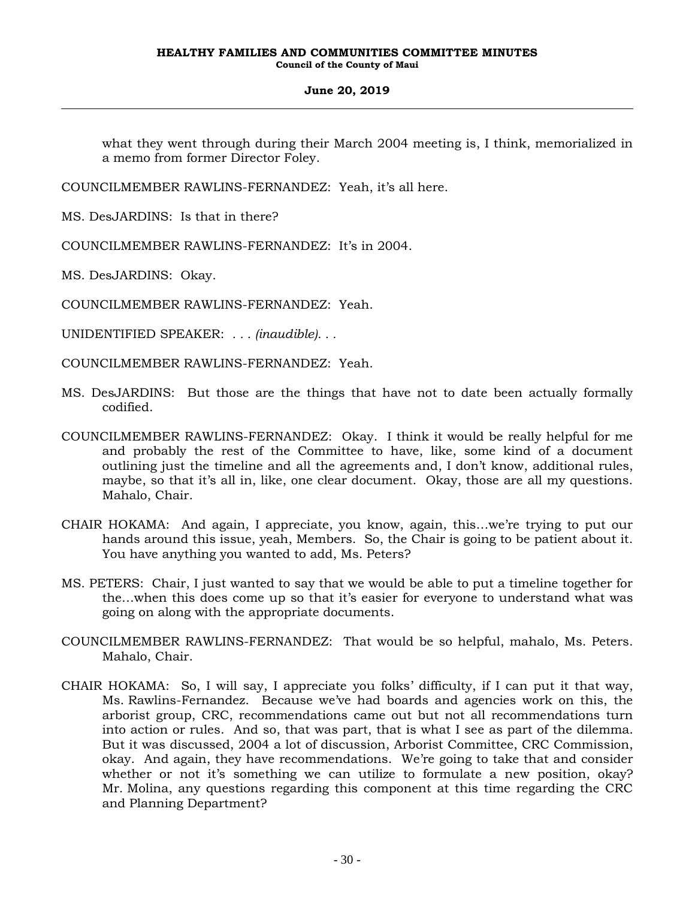what they went through during their March 2004 meeting is, I think, memorialized in a memo from former Director Foley.

COUNCILMEMBER RAWLINS-FERNANDEZ: Yeah, it's all here.

MS. DesJARDINS: Is that in there?

COUNCILMEMBER RAWLINS-FERNANDEZ: It's in 2004.

MS. DesJARDINS: Okay.

COUNCILMEMBER RAWLINS-FERNANDEZ: Yeah.

UNIDENTIFIED SPEAKER: . . . *(inaudible)*. . .

COUNCILMEMBER RAWLINS-FERNANDEZ: Yeah.

MS. DesJARDINS: But those are the things that have not to date been actually formally codified.

COUNCILMEMBER RAWLINS-FERNANDEZ: Okay. I think it would be really helpful for me and probably the rest of the Committee to have, like, some kind of a document outlining just the timeline and all the agreements and, I don't know, additional rules, maybe, so that it's all in, like, one clear document. Okay, those are all my questions. Mahalo, Chair.

CHAIR HOKAMA: And again, I appreciate, you know, again, this...we're trying to put our hands around this issue, yeah, Members. So, the Chair is going to be patient about it. You have anything you wanted to add, Ms. Peters?

MS. PETERS: Chair, I just wanted to say that we would be able to put a timeline together for the...when this does come up so that it's easier for everyone to understand what was going on along with the appropriate documents.

COUNCILMEMBER RAWLINS-FERNANDEZ: That would be so helpful, mahalo, Ms. Peters. Mahalo, Chair.

CHAIR HOKAMA: So, I will say, I appreciate you folks' difficulty, if I can put it that way, Ms. Rawlins-Fernandez. Because we've had boards and agencies work on this, the arborist group, CRC, recommendations came out but not all recommendations turn into action or rules. And so, that was part, that is what I see as part of the dilemma. But it was discussed, 2004 a lot of discussion, Arborist Committee, CRC Commission, okay. And again, they have recommendations. We're going to take that and consider whether or not it's something we can utilize to formulate a new position, okay? Mr. Molina, any questions regarding this component at this time regarding the CRC and Planning Department?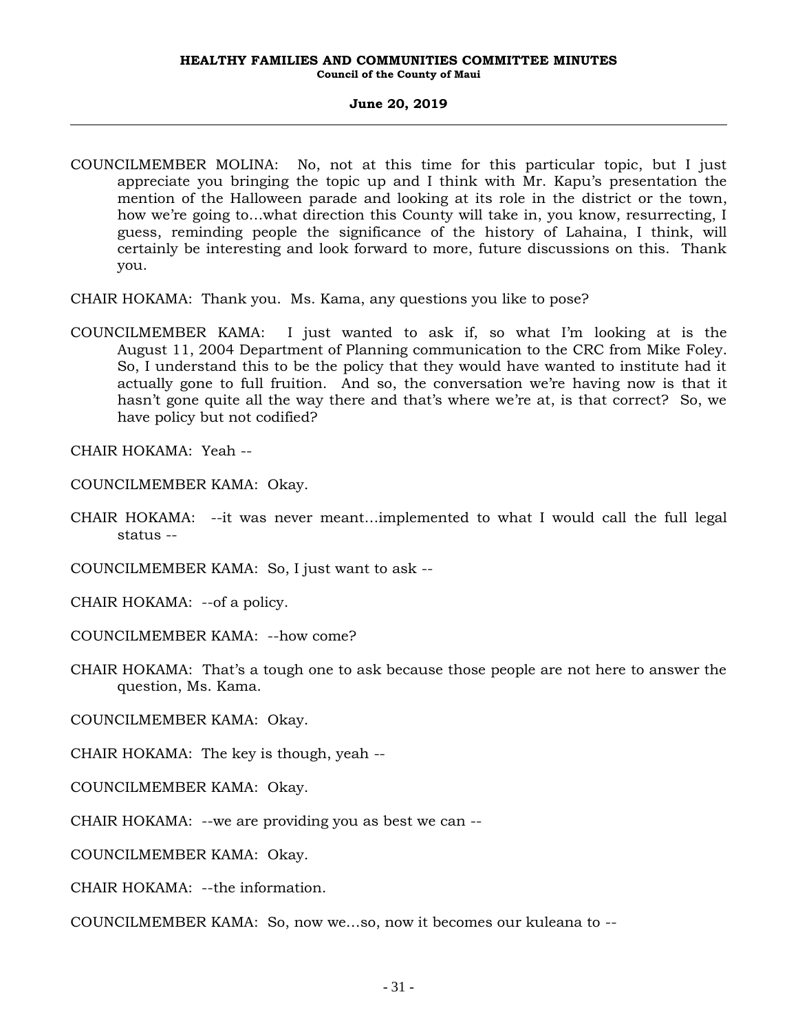COUNCILMEMBER MOLINA: No, not at this time for this particular topic, but I just appreciate you bringing the topic up and I think with Mr. Kapu's presentation the mention of the Halloween parade and looking at its role in the district or the town, how we're going to…what direction this County will take in, you know, resurrecting, I guess, reminding people the significance of the history of Lahaina, I think, will certainly be interesting and look forward to more, future discussions on this. Thank you.

CHAIR HOKAMA: Thank you. Ms. Kama, any questions you like to pose?

COUNCILMEMBER KAMA: I just wanted to ask if, so what I'm looking at is the August 11, 2004 Department of Planning communication to the CRC from Mike Foley. So, I understand this to be the policy that they would have wanted to institute had it actually gone to full fruition. And so, the conversation we're having now is that it hasn't gone quite all the way there and that's where we're at, is that correct? So, we have policy but not codified?

CHAIR HOKAMA: Yeah --

COUNCILMEMBER KAMA: Okay.

CHAIR HOKAMA: --it was never meant…implemented to what I would call the full legal status --

COUNCILMEMBER KAMA: So, I just want to ask --

CHAIR HOKAMA: --of a policy.

COUNCILMEMBER KAMA: --how come?

CHAIR HOKAMA: That's a tough one to ask because those people are not here to answer the question, Ms. Kama.

COUNCILMEMBER KAMA: Okay.

CHAIR HOKAMA: The key is though, yeah --

COUNCILMEMBER KAMA: Okay.

CHAIR HOKAMA: --we are providing you as best we can --

COUNCILMEMBER KAMA: Okay.

CHAIR HOKAMA: --the information.

COUNCILMEMBER KAMA: So, now we…so, now it becomes our kuleana to --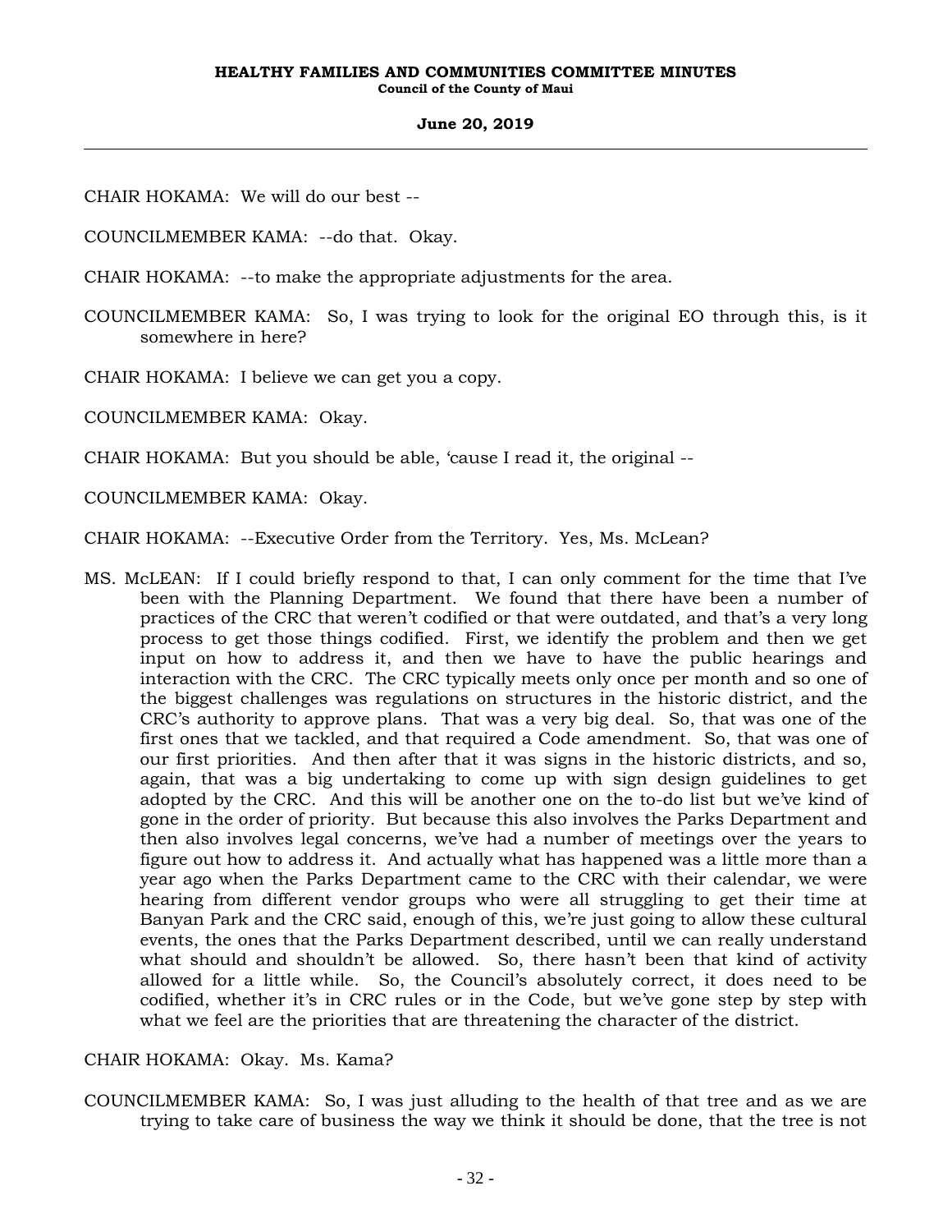CHAIR HOKAMA: We will do our best --

COUNCILMEMBER KAMA: --do that. Okay.

CHAIR HOKAMA: --to make the appropriate adjustments for the area.

COUNCILMEMBER KAMA: So, I was trying to look for the original EO through this, is it somewhere in here?

CHAIR HOKAMA: I believe we can get you a copy.

COUNCILMEMBER KAMA: Okay.

CHAIR HOKAMA: But you should be able, 'cause I read it, the original --

COUNCILMEMBER KAMA: Okay.

CHAIR HOKAMA: --Executive Order from the Territory. Yes, Ms. McLean?

MS. McLEAN: If I could briefly respond to that, I can only comment for the time that I've been with the Planning Department. We found that there have been a number of practices of the CRC that weren't codified or that were outdated, and that's a very long process to get those things codified. First, we identify the problem and then we get input on how to address it, and then we have to have the public hearings and interaction with the CRC. The CRC typically meets only once per month and so one of the biggest challenges was regulations on structures in the historic district, and the CRC's authority to approve plans. That was a very big deal. So, that was one of the first ones that we tackled, and that required a Code amendment. So, that was one of our first priorities. And then after that it was signs in the historic districts, and so, again, that was a big undertaking to come up with sign design guidelines to get adopted by the CRC. And this will be another one on the to-do list but we've kind of gone in the order of priority. But because this also involves the Parks Department and then also involves legal concerns, we've had a number of meetings over the years to figure out how to address it. And actually what has happened was a little more than a year ago when the Parks Department came to the CRC with their calendar, we were hearing from different vendor groups who were all struggling to get their time at Banyan Park and the CRC said, enough of this, we're just going to allow these cultural events, the ones that the Parks Department described, until we can really understand what should and shouldn't be allowed. So, there hasn't been that kind of activity allowed for a little while. So, the Council's absolutely correct, it does need to be codified, whether it's in CRC rules or in the Code, but we've gone step by step with what we feel are the priorities that are threatening the character of the district.

CHAIR HOKAMA: Okay. Ms. Kama?

COUNCILMEMBER KAMA: So, I was just alluding to the health of that tree and as we are trying to take care of business the way we think it should be done, that the tree is not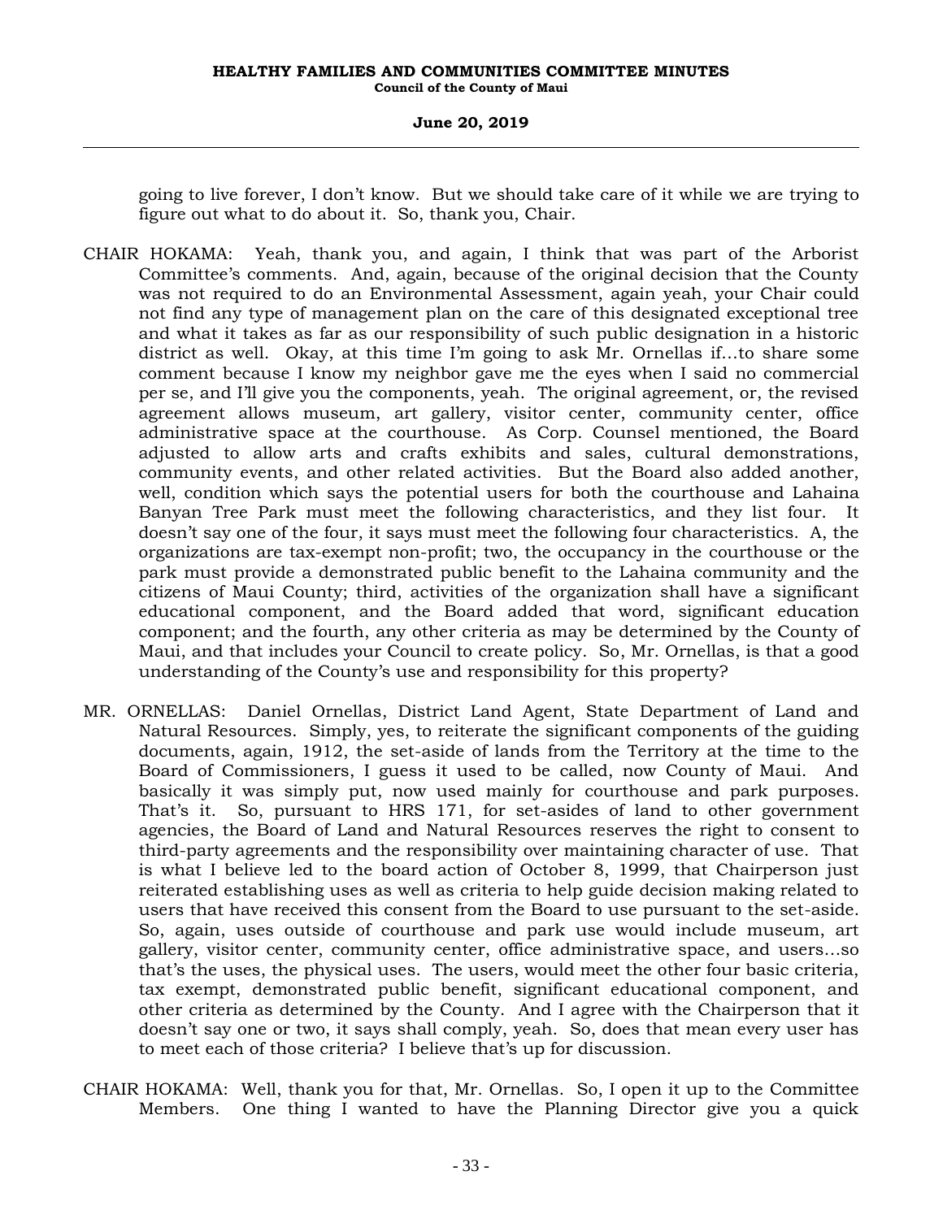going to live forever, I don't know. But we should take care of it while we are trying to figure out what to do about it. So, thank you, Chair.

CHAIR HOKAMA: Yeah, thank you, and again, I think that was part of the Arborist Committee's comments. And, again, because of the original decision that the County was not required to do an Environmental Assessment, again yeah, your Chair could not find any type of management plan on the care of this designated exceptional tree and what it takes as far as our responsibility of such public designation in a historic district as well. Okay, at this time I'm going to ask Mr. Ornellas if...to share some comment because I know my neighbor gave me the eyes when I said no commercial per se, and I'll give you the components, yeah. The original agreement, or, the revised agreement allows museum, art gallery, visitor center, community center, office administrative space at the courthouse. As Corp. Counsel mentioned, the Board adjusted to allow arts and crafts exhibits and sales, cultural demonstrations, community events, and other related activities. But the Board also added another, well, condition which says the potential users for both the courthouse and Lahaina Banyan Tree Park must meet the following characteristics, and they list four. It doesn't say one of the four, it says must meet the following four characteristics. A, the organizations are tax-exempt non-profit; two, the occupancy in the courthouse or the park must provide a demonstrated public benefit to the Lahaina community and the citizens of Maui County; third, activities of the organization shall have a significant educational component, and the Board added that word, significant education component; and the fourth, any other criteria as may be determined by the County of Maui, and that includes your Council to create policy. So, Mr. Ornellas, is that a good understanding of the County's use and responsibility for this property?

MR. ORNELLAS: Daniel Ornellas, District Land Agent, State Department of Land and Natural Resources. Simply, yes, to reiterate the significant components of the guiding documents, again, 1912, the set-aside of lands from the Territory at the time to the Board of Commissioners, I guess it used to be called, now County of Maui. And basically it was simply put, now used mainly for courthouse and park purposes. That's it. So, pursuant to HRS 171, for set-asides of land to other government agencies, the Board of Land and Natural Resources reserves the right to consent to third-party agreements and the responsibility over maintaining character of use. That is what I believe led to the board action of October 8, 1999, that Chairperson just reiterated establishing uses as well as criteria to help guide decision making related to users that have received this consent from the Board to use pursuant to the set-aside. So, again, uses outside of courthouse and park use would include museum, art gallery, visitor center, community center, office administrative space, and users...so that's the uses, the physical uses. The users, would meet the other four basic criteria, tax exempt, demonstrated public benefit, significant educational component, and other criteria as determined by the County. And I agree with the Chairperson that it doesn't say one or two, it says shall comply, yeah. So, does that mean every user has to meet each of those criteria? I believe that's up for discussion.

CHAIR HOKAMA: Well, thank you for that, Mr. Ornellas. So, I open it up to the Committee Members. One thing I wanted to have the Planning Director give you a quick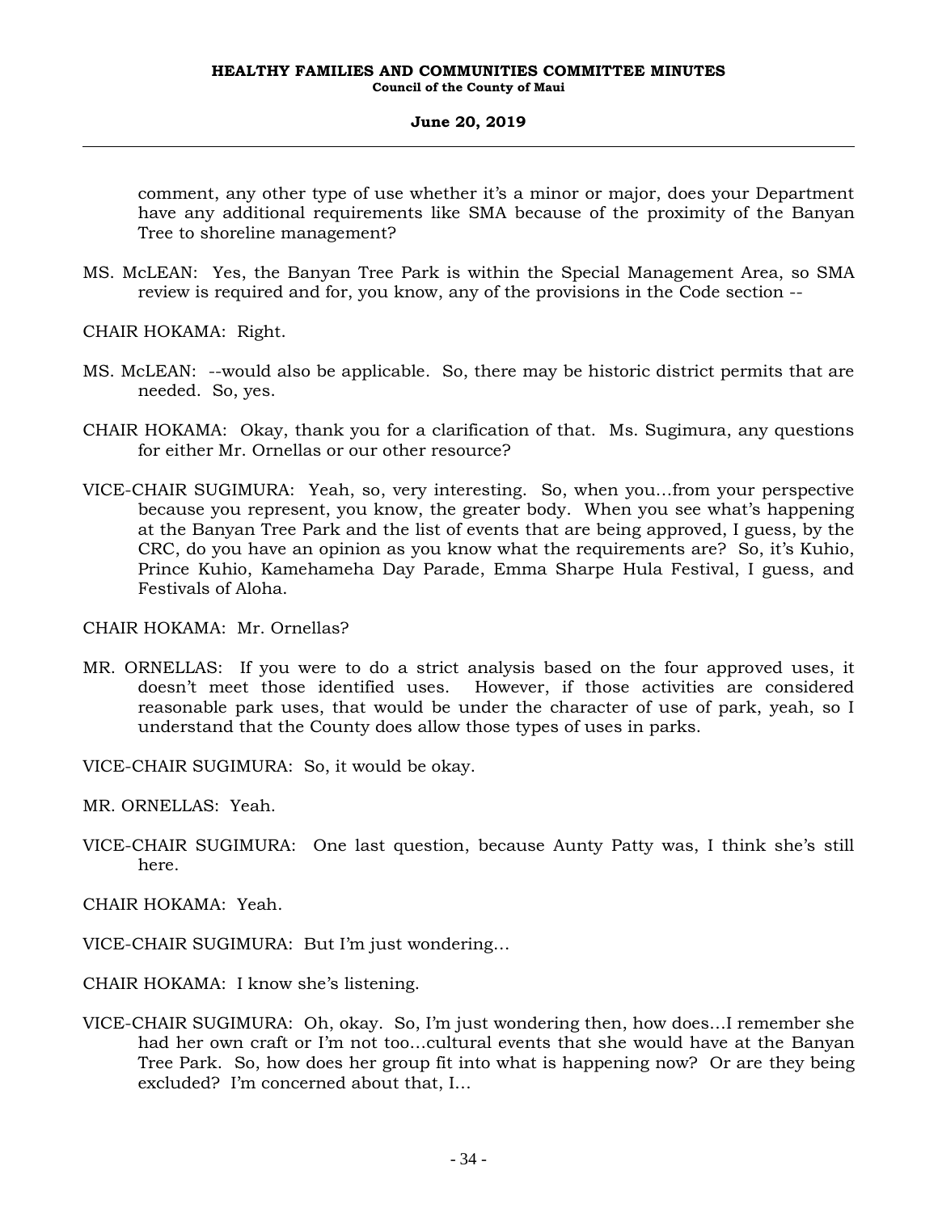comment, any other type of use whether it's a minor or major, does your Department have any additional requirements like SMA because of the proximity of the Banyan Tree to shoreline management?

MS. McLEAN: Yes, the Banyan Tree Park is within the Special Management Area, so SMA review is required and for, you know, any of the provisions in the Code section --

CHAIR HOKAMA: Right.

MS. McLEAN: --would also be applicable. So, there may be historic district permits that are needed. So, yes.

CHAIR HOKAMA: Okay, thank you for a clarification of that. Ms. Sugimura, any questions for either Mr. Ornellas or our other resource?

VICE-CHAIR SUGIMURA: Yeah, so, very interesting. So, when you…from your perspective because you represent, you know, the greater body. When you see what's happening at the Banyan Tree Park and the list of events that are being approved, I guess, by the CRC, do you have an opinion as you know what the requirements are? So, it's Kuhio, Prince Kuhio, Kamehameha Day Parade, Emma Sharpe Hula Festival, I guess, and Festivals of Aloha.

CHAIR HOKAMA: Mr. Ornellas?

MR. ORNELLAS: If you were to do a strict analysis based on the four approved uses, it doesn't meet those identified uses. However, if those activities are considered reasonable park uses, that would be under the character of use of park, yeah, so I understand that the County does allow those types of uses in parks.

VICE-CHAIR SUGIMURA: So, it would be okay.

MR. ORNELLAS: Yeah.

VICE-CHAIR SUGIMURA: One last question, because Aunty Patty was, I think she's still here.

CHAIR HOKAMA: Yeah.

VICE-CHAIR SUGIMURA: But I'm just wondering…

CHAIR HOKAMA: I know she's listening.

VICE-CHAIR SUGIMURA: Oh, okay. So, I'm just wondering then, how does…I remember she had her own craft or I'm not too…cultural events that she would have at the Banyan Tree Park. So, how does her group fit into what is happening now? Or are they being excluded? I'm concerned about that, I…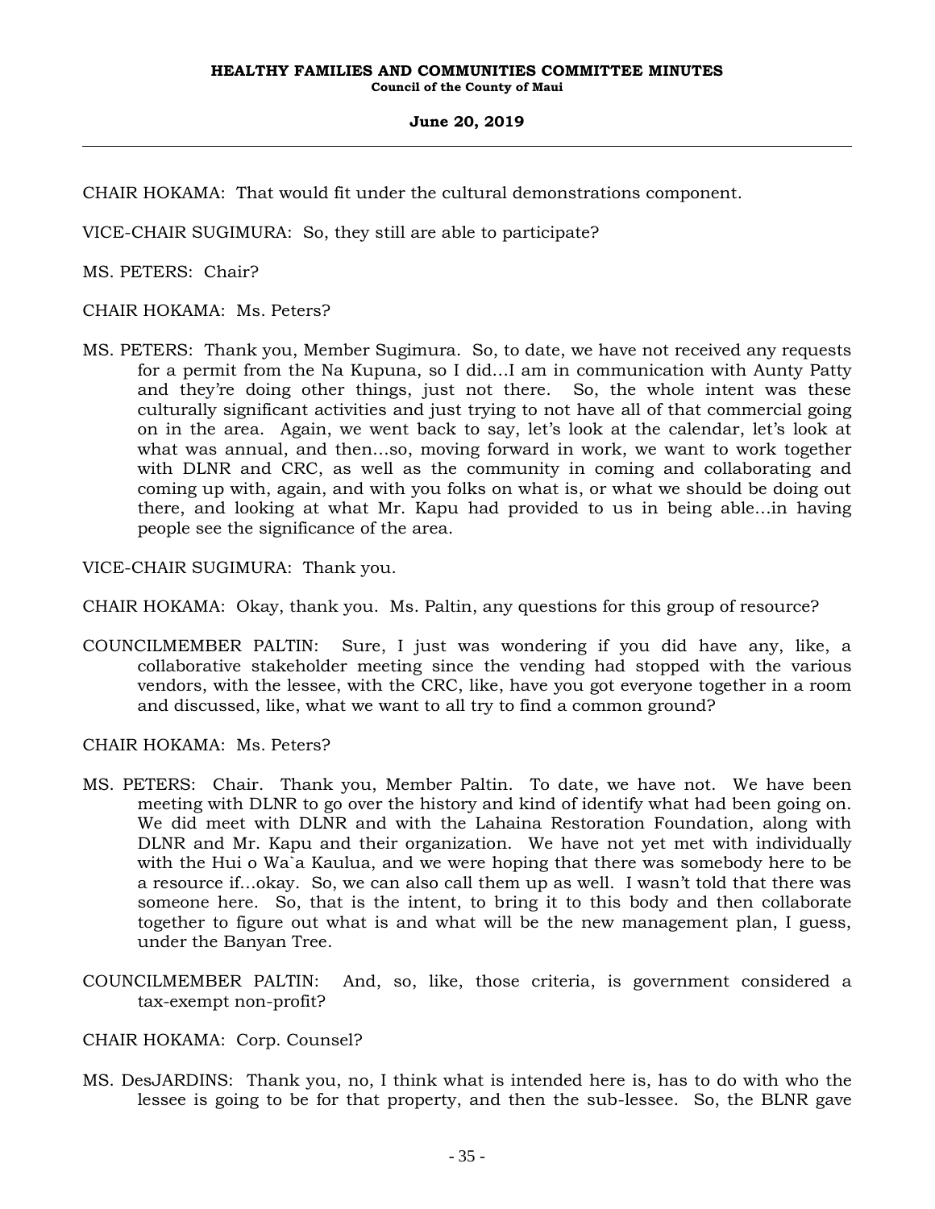CHAIR HOKAMA: That would fit under the cultural demonstrations component.

VICE-CHAIR SUGIMURA: So, they still are able to participate?

MS. PETERS: Chair?

CHAIR HOKAMA: Ms. Peters?

MS. PETERS: Thank you, Member Sugimura. So, to date, we have not received any requests for a permit from the Na Kupuna, so I did...I am in communication with Aunty Patty and they're doing other things, just not there. So, the whole intent was these culturally significant activities and just trying to not have all of that commercial going on in the area. Again, we went back to say, let's look at the calendar, let's look at what was annual, and then...so, moving forward in work, we want to work together with DLNR and CRC, as well as the community in coming and collaborating and coming up with, again, and with you folks on what is, or what we should be doing out there, and looking at what Mr. Kapu had provided to us in being able...in having people see the significance of the area.

VICE-CHAIR SUGIMURA: Thank you.

CHAIR HOKAMA: Okay, thank you. Ms. Paltin, any questions for this group of resource?

COUNCILMEMBER PALTIN: Sure, I just was wondering if you did have any, like, a collaborative stakeholder meeting since the vending had stopped with the various vendors, with the lessee, with the CRC, like, have you got everyone together in a room and discussed, like, what we want to all try to find a common ground?

CHAIR HOKAMA: Ms. Peters?

MS. PETERS: Chair. Thank you, Member Paltin. To date, we have not. We have been meeting with DLNR to go over the history and kind of identify what had been going on. We did meet with DLNR and with the Lahaina Restoration Foundation, along with DLNR and Mr. Kapu and their organization. We have not yet met with individually with the Hui o Wa`a Kaulua, and we were hoping that there was somebody here to be a resource if...okay. So, we can also call them up as well. I wasn't told that there was someone here. So, that is the intent, to bring it to this body and then collaborate together to figure out what is and what will be the new management plan, I guess, under the Banyan Tree.

COUNCILMEMBER PALTIN: And, so, like, those criteria, is government considered a tax-exempt non-profit?

CHAIR HOKAMA: Corp. Counsel?

MS. DesJARDINS: Thank you, no, I think what is intended here is, has to do with who the lessee is going to be for that property, and then the sub-lessee. So, the BLNR gave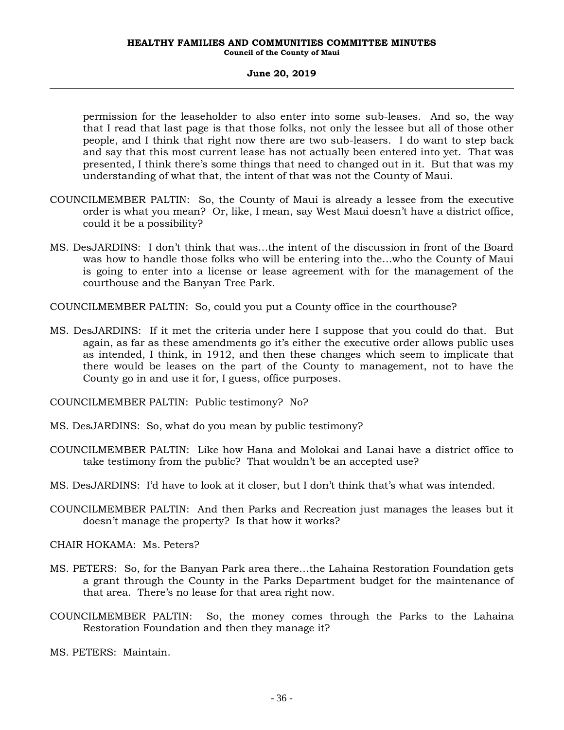permission for the leaseholder to also enter into some sub-leases. And so, the way that I read that last page is that those folks, not only the lessee but all of those other people, and I think that right now there are two sub-leasers. I do want to step back and say that this most current lease has not actually been entered into yet. That was presented, I think there's some things that need to changed out in it. But that was my understanding of what that, the intent of that was not the County of Maui.

COUNCILMEMBER PALTIN: So, the County of Maui is already a lessee from the executive order is what you mean? Or, like, I mean, say West Maui doesn't have a district office, could it be a possibility?

MS. DesJARDINS: I don't think that was…the intent of the discussion in front of the Board was how to handle those folks who will be entering into the…who the County of Maui is going to enter into a license or lease agreement with for the management of the courthouse and the Banyan Tree Park.

COUNCILMEMBER PALTIN: So, could you put a County office in the courthouse?

MS. DesJARDINS: If it met the criteria under here I suppose that you could do that. But again, as far as these amendments go it's either the executive order allows public uses as intended, I think, in 1912, and then these changes which seem to implicate that there would be leases on the part of the County to management, not to have the County go in and use it for, I guess, office purposes.

COUNCILMEMBER PALTIN: Public testimony? No?

MS. DesJARDINS: So, what do you mean by public testimony?

COUNCILMEMBER PALTIN: Like how Hana and Molokai and Lanai have a district office to take testimony from the public? That wouldn't be an accepted use?

MS. DesJARDINS: I'd have to look at it closer, but I don't think that's what was intended.

COUNCILMEMBER PALTIN: And then Parks and Recreation just manages the leases but it doesn't manage the property? Is that how it works?

CHAIR HOKAMA: Ms. Peters?

MS. PETERS: So, for the Banyan Park area there…the Lahaina Restoration Foundation gets a grant through the County in the Parks Department budget for the maintenance of that area. There's no lease for that area right now.

COUNCILMEMBER PALTIN: So, the money comes through the Parks to the Lahaina Restoration Foundation and then they manage it?

MS. PETERS: Maintain.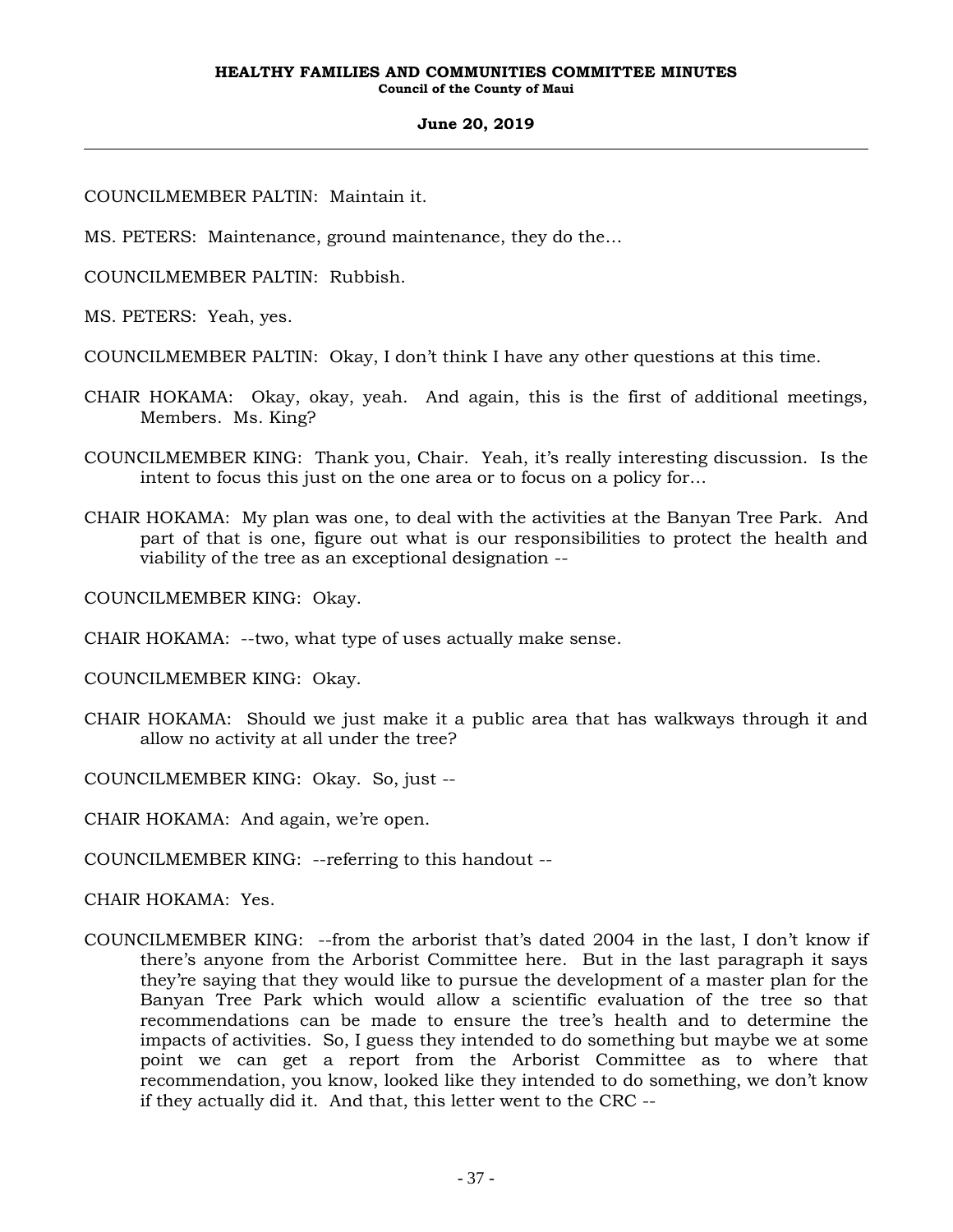COUNCILMEMBER PALTIN: Maintain it.

MS. PETERS: Maintenance, ground maintenance, they do the…

COUNCILMEMBER PALTIN: Rubbish.

MS. PETERS: Yeah, yes.

COUNCILMEMBER PALTIN: Okay, I don't think I have any other questions at this time.

CHAIR HOKAMA: Okay, okay, yeah. And again, this is the first of additional meetings, Members. Ms. King?

COUNCILMEMBER KING: Thank you, Chair. Yeah, it's really interesting discussion. Is the intent to focus this just on the one area or to focus on a policy for…

CHAIR HOKAMA: My plan was one, to deal with the activities at the Banyan Tree Park. And part of that is one, figure out what is our responsibilities to protect the health and viability of the tree as an exceptional designation --

COUNCILMEMBER KING: Okay.

CHAIR HOKAMA: --two, what type of uses actually make sense.

COUNCILMEMBER KING: Okay.

CHAIR HOKAMA: Should we just make it a public area that has walkways through it and allow no activity at all under the tree?

COUNCILMEMBER KING: Okay. So, just --

CHAIR HOKAMA: And again, we're open.

COUNCILMEMBER KING: --referring to this handout --

CHAIR HOKAMA: Yes.

COUNCILMEMBER KING: --from the arborist that's dated 2004 in the last, I don't know if there's anyone from the Arborist Committee here. But in the last paragraph it says they're saying that they would like to pursue the development of a master plan for the Banyan Tree Park which would allow a scientific evaluation of the tree so that recommendations can be made to ensure the tree's health and to determine the impacts of activities. So, I guess they intended to do something but maybe we at some point we can get a report from the Arborist Committee as to where that recommendation, you know, looked like they intended to do something, we don't know if they actually did it. And that, this letter went to the CRC --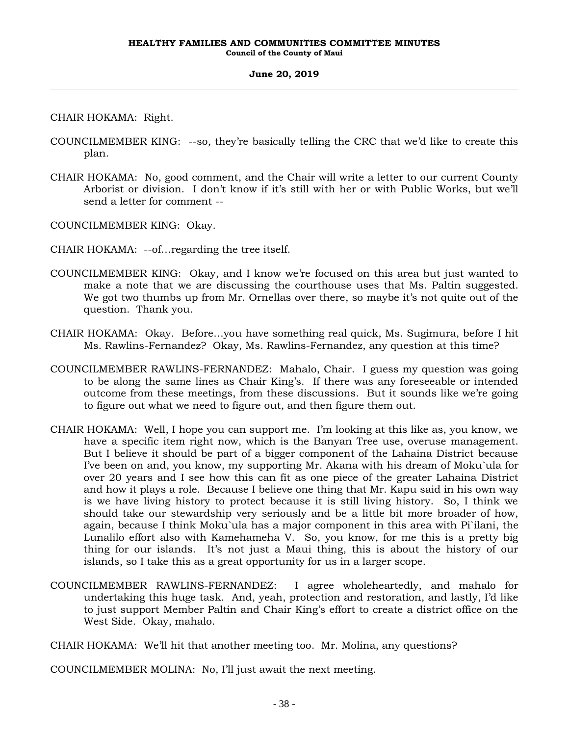CHAIR HOKAMA: Right.

COUNCILMEMBER KING: --so, they're basically telling the CRC that we'd like to create this plan.

CHAIR HOKAMA: No, good comment, and the Chair will write a letter to our current County Arborist or division. I don't know if it's still with her or with Public Works, but we'll send a letter for comment --

COUNCILMEMBER KING: Okay.

CHAIR HOKAMA: --of…regarding the tree itself.

COUNCILMEMBER KING: Okay, and I know we're focused on this area but just wanted to make a note that we are discussing the courthouse uses that Ms. Paltin suggested. We got two thumbs up from Mr. Ornellas over there, so maybe it's not quite out of the question. Thank you.

CHAIR HOKAMA: Okay. Before…you have something real quick, Ms. Sugimura, before I hit Ms. Rawlins-Fernandez? Okay, Ms. Rawlins-Fernandez, any question at this time?

COUNCILMEMBER RAWLINS-FERNANDEZ: Mahalo, Chair. I guess my question was going to be along the same lines as Chair King's. If there was any foreseeable or intended outcome from these meetings, from these discussions. But it sounds like we're going to figure out what we need to figure out, and then figure them out.

CHAIR HOKAMA: Well, I hope you can support me. I'm looking at this like as, you know, we have a specific item right now, which is the Banyan Tree use, overuse management. But I believe it should be part of a bigger component of the Lahaina District because I've been on and, you know, my supporting Mr. Akana with his dream of Moku`ula for over 20 years and I see how this can fit as one piece of the greater Lahaina District and how it plays a role. Because I believe one thing that Mr. Kapu said in his own way is we have living history to protect because it is still living history. So, I think we should take our stewardship very seriously and be a little bit more broader of how, again, because I think Moku`ula has a major component in this area with Pi`ilani, the Lunalilo effort also with Kamehameha V. So, you know, for me this is a pretty big thing for our islands. It's not just a Maui thing, this is about the history of our islands, so I take this as a great opportunity for us in a larger scope.

COUNCILMEMBER RAWLINS-FERNANDEZ: I agree wholeheartedly, and mahalo for undertaking this huge task. And, yeah, protection and restoration, and lastly, I'd like to just support Member Paltin and Chair King's effort to create a district office on the West Side. Okay, mahalo.

CHAIR HOKAMA: We'll hit that another meeting too. Mr. Molina, any questions?

COUNCILMEMBER MOLINA: No, I'll just await the next meeting.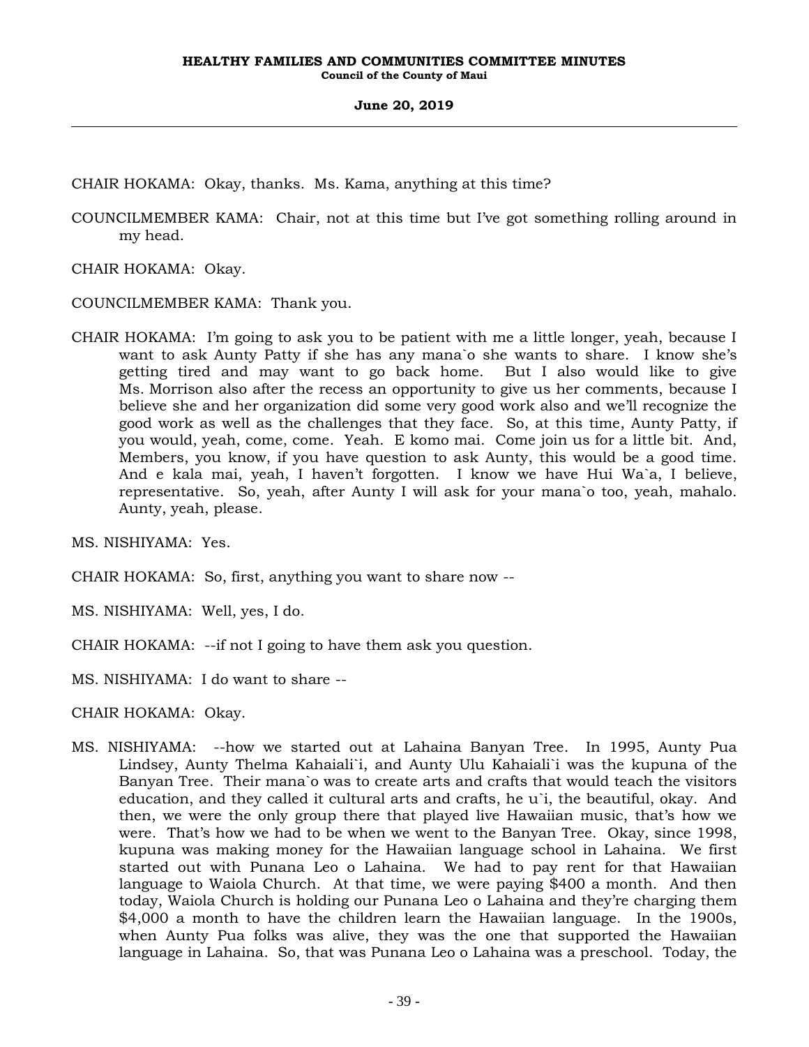CHAIR HOKAMA: Okay, thanks. Ms. Kama, anything at this time?

COUNCILMEMBER KAMA: Chair, not at this time but I've got something rolling around in my head.

CHAIR HOKAMA: Okay.

COUNCILMEMBER KAMA: Thank you.

CHAIR HOKAMA: I'm going to ask you to be patient with me a little longer, yeah, because I want to ask Aunty Patty if she has any mana`o she wants to share. I know she's getting tired and may want to go back home. But I also would like to give Ms. Morrison also after the recess an opportunity to give us her comments, because I believe she and her organization did some very good work also and we'll recognize the good work as well as the challenges that they face. So, at this time, Aunty Patty, if you would, yeah, come, come. Yeah. E komo mai. Come join us for a little bit. And, Members, you know, if you have question to ask Aunty, this would be a good time. And e kala mai, yeah, I haven't forgotten. I know we have Hui Wa`a, I believe, representative. So, yeah, after Aunty I will ask for your mana`o too, yeah, mahalo. Aunty, yeah, please.

MS. NISHIYAMA: Yes.

CHAIR HOKAMA: So, first, anything you want to share now --

MS. NISHIYAMA: Well, yes, I do.

CHAIR HOKAMA: --if not I going to have them ask you question.

MS. NISHIYAMA: I do want to share --

CHAIR HOKAMA: Okay.

MS. NISHIYAMA: --how we started out at Lahaina Banyan Tree. In 1995, Aunty Pua Lindsey, Aunty Thelma Kahaiali`i, and Aunty Ulu Kahaiali`i was the kupuna of the Banyan Tree. Their mana`o was to create arts and crafts that would teach the visitors education, and they called it cultural arts and crafts, he u`i, the beautiful, okay. And then, we were the only group there that played live Hawaiian music, that's how we were. That's how we had to be when we went to the Banyan Tree. Okay, since 1998, kupuna was making money for the Hawaiian language school in Lahaina. We first started out with Punana Leo o Lahaina. We had to pay rent for that Hawaiian language to Waiola Church. At that time, we were paying $400 a month. And then today, Waiola Church is holding our Punana Leo o Lahaina and they're charging them $4,000 a month to have the children learn the Hawaiian language. In the 1900s, when Aunty Pua folks was alive, they was the one that supported the Hawaiian language in Lahaina. So, that was Punana Leo o Lahaina was a preschool. Today, the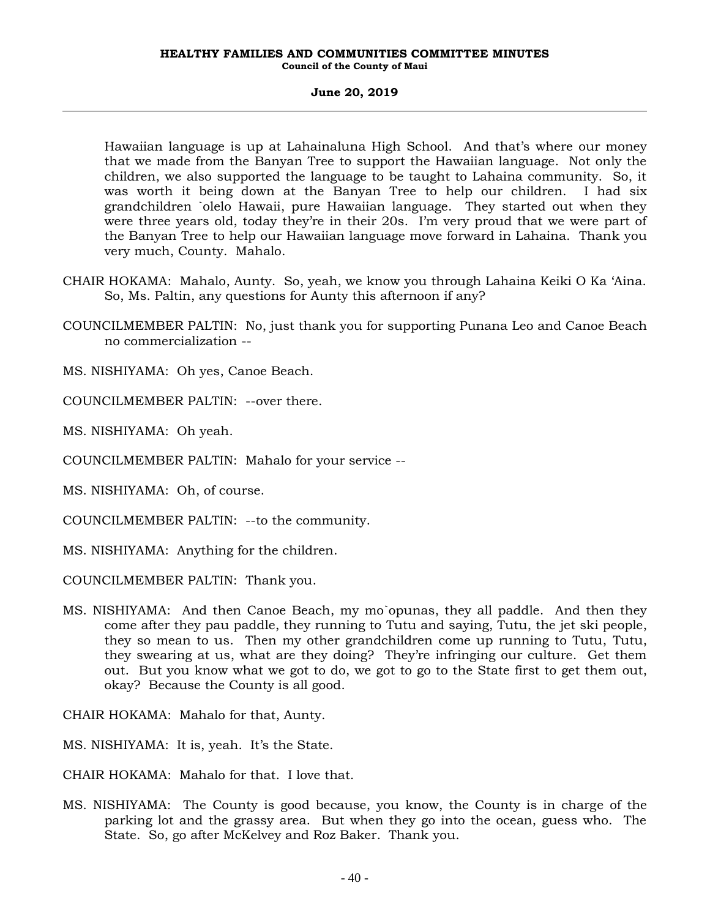Hawaiian language is up at Lahainaluna High School. And that's where our money that we made from the Banyan Tree to support the Hawaiian language. Not only the children, we also supported the language to be taught to Lahaina community. So, it was worth it being down at the Banyan Tree to help our children. I had six grandchildren `olelo Hawaii, pure Hawaiian language. They started out when they were three years old, today they're in their 20s. I'm very proud that we were part of the Banyan Tree to help our Hawaiian language move forward in Lahaina. Thank you very much, County. Mahalo.

CHAIR HOKAMA: Mahalo, Aunty. So, yeah, we know you through Lahaina Keiki O Ka 'Aina. So, Ms. Paltin, any questions for Aunty this afternoon if any?

COUNCILMEMBER PALTIN: No, just thank you for supporting Punana Leo and Canoe Beach no commercialization --

MS. NISHIYAMA: Oh yes, Canoe Beach.

COUNCILMEMBER PALTIN: --over there.

MS. NISHIYAMA: Oh yeah.

COUNCILMEMBER PALTIN: Mahalo for your service --

MS. NISHIYAMA: Oh, of course.

COUNCILMEMBER PALTIN: --to the community.

MS. NISHIYAMA: Anything for the children.

COUNCILMEMBER PALTIN: Thank you.

MS. NISHIYAMA: And then Canoe Beach, my mo`opunas, they all paddle. And then they come after they pau paddle, they running to Tutu and saying, Tutu, the jet ski people, they so mean to us. Then my other grandchildren come up running to Tutu, Tutu, they swearing at us, what are they doing? They're infringing our culture. Get them out. But you know what we got to do, we got to go to the State first to get them out, okay? Because the County is all good.

CHAIR HOKAMA: Mahalo for that, Aunty.

MS. NISHIYAMA: It is, yeah. It's the State.

CHAIR HOKAMA: Mahalo for that. I love that.

MS. NISHIYAMA: The County is good because, you know, the County is in charge of the parking lot and the grassy area. But when they go into the ocean, guess who. The State. So, go after McKelvey and Roz Baker. Thank you.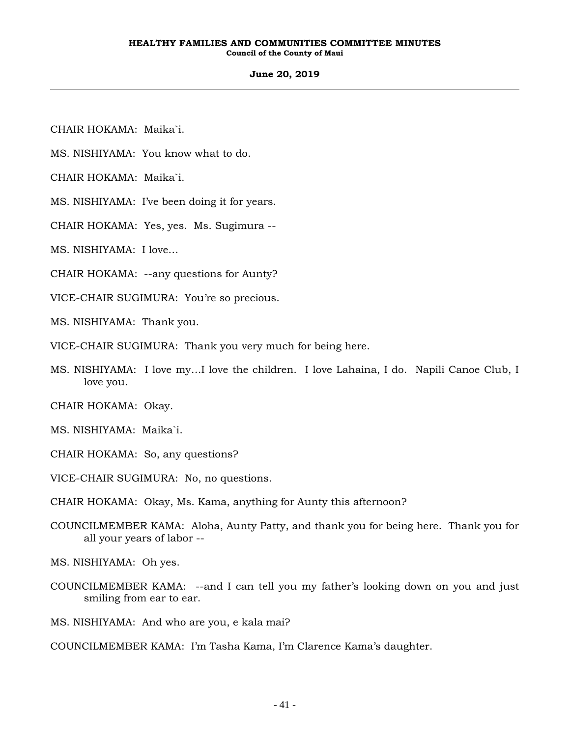CHAIR HOKAMA: Maika`i.

MS. NISHIYAMA: You know what to do.

CHAIR HOKAMA: Maika`i.

MS. NISHIYAMA: I've been doing it for years.

CHAIR HOKAMA: Yes, yes. Ms. Sugimura --

MS. NISHIYAMA: I love…

CHAIR HOKAMA: --any questions for Aunty?

VICE-CHAIR SUGIMURA: You're so precious.

MS. NISHIYAMA: Thank you.

VICE-CHAIR SUGIMURA: Thank you very much for being here.

MS. NISHIYAMA: I love my…I love the children. I love Lahaina, I do. Napili Canoe Club, I love you.

CHAIR HOKAMA: Okay.

MS. NISHIYAMA: Maika`i.

CHAIR HOKAMA: So, any questions?

VICE-CHAIR SUGIMURA: No, no questions.

CHAIR HOKAMA: Okay, Ms. Kama, anything for Aunty this afternoon?

COUNCILMEMBER KAMA: Aloha, Aunty Patty, and thank you for being here. Thank you for all your years of labor --

MS. NISHIYAMA: Oh yes.

COUNCILMEMBER KAMA: --and I can tell you my father's looking down on you and just smiling from ear to ear.

MS. NISHIYAMA: And who are you, e kala mai?

COUNCILMEMBER KAMA: I'm Tasha Kama, I'm Clarence Kama's daughter.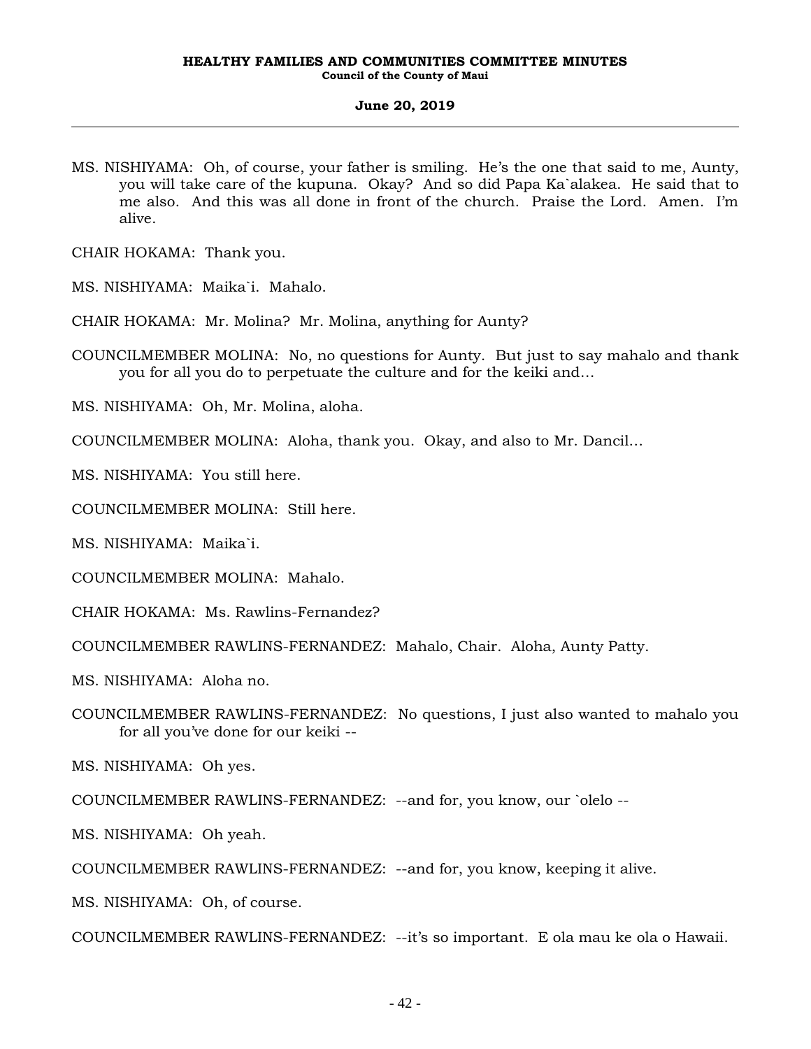MS. NISHIYAMA: Oh, of course, your father is smiling. He's the one that said to me, Aunty, you will take care of the kupuna. Okay? And so did Papa Ka`alakea. He said that to me also. And this was all done in front of the church. Praise the Lord. Amen. I'm alive.

CHAIR HOKAMA: Thank you.

MS. NISHIYAMA: Maika`i. Mahalo.

CHAIR HOKAMA: Mr. Molina? Mr. Molina, anything for Aunty?

COUNCILMEMBER MOLINA: No, no questions for Aunty. But just to say mahalo and thank you for all you do to perpetuate the culture and for the keiki and...

MS. NISHIYAMA: Oh, Mr. Molina, aloha.

COUNCILMEMBER MOLINA: Aloha, thank you. Okay, and also to Mr. Dancil...

MS. NISHIYAMA: You still here.

COUNCILMEMBER MOLINA: Still here.

MS. NISHIYAMA: Maika`i.

COUNCILMEMBER MOLINA: Mahalo.

CHAIR HOKAMA: Ms. Rawlins-Fernandez?

COUNCILMEMBER RAWLINS-FERNANDEZ: Mahalo, Chair. Aloha, Aunty Patty.

MS. NISHIYAMA: Aloha no.

COUNCILMEMBER RAWLINS-FERNANDEZ: No questions, I just also wanted to mahalo you for all you've done for our keiki --

MS. NISHIYAMA: Oh yes.

COUNCILMEMBER RAWLINS-FERNANDEZ: --and for, you know, our `olelo --

MS. NISHIYAMA: Oh yeah.

COUNCILMEMBER RAWLINS-FERNANDEZ: --and for, you know, keeping it alive.

MS. NISHIYAMA: Oh, of course.

COUNCILMEMBER RAWLINS-FERNANDEZ: --it's so important. E ola mau ke ola o Hawaii.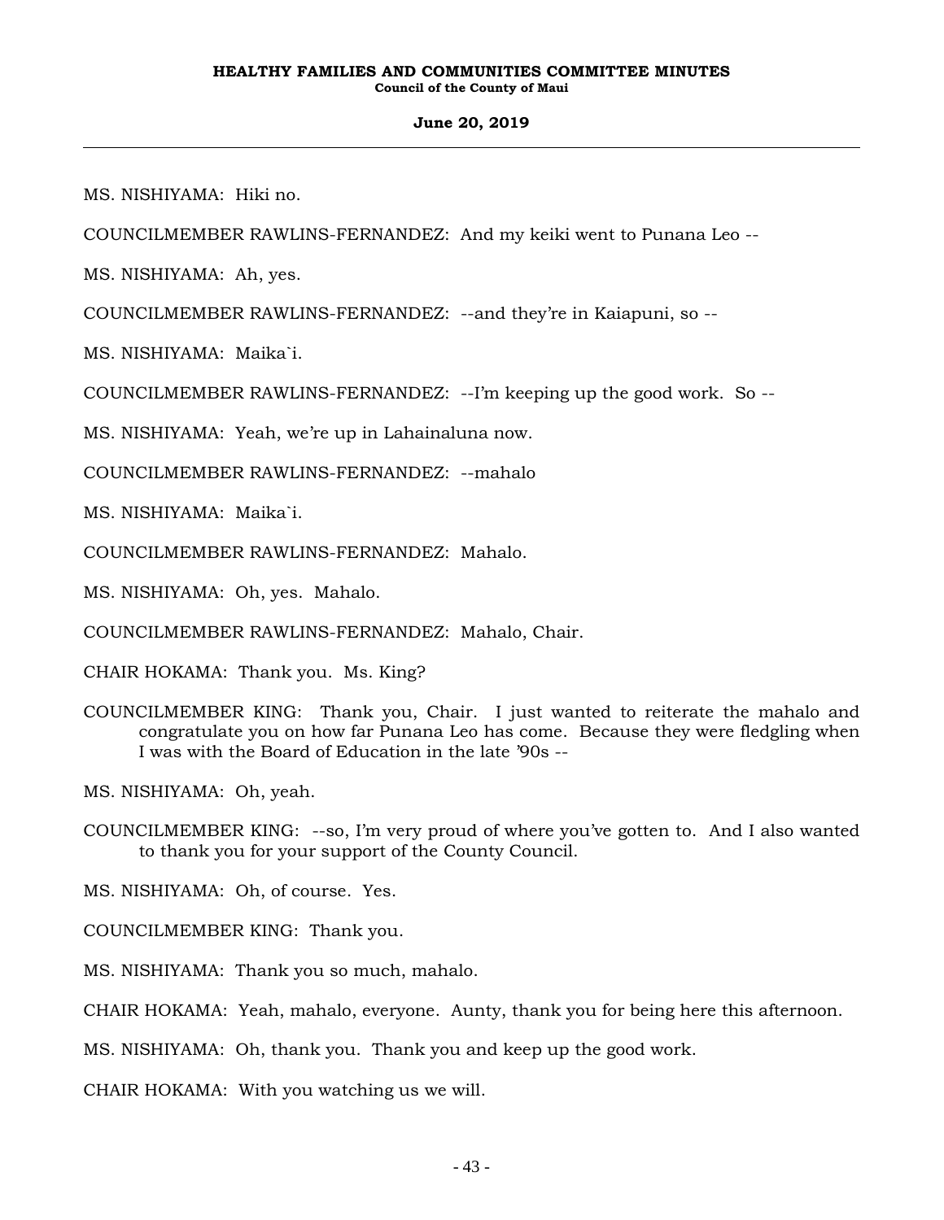MS. NISHIYAMA: Hiki no.

COUNCILMEMBER RAWLINS-FERNANDEZ: And my keiki went to Punana Leo --

MS. NISHIYAMA: Ah, yes.

COUNCILMEMBER RAWLINS-FERNANDEZ: --and they're in Kaiapuni, so --

MS. NISHIYAMA: Maika`i.

COUNCILMEMBER RAWLINS-FERNANDEZ: --I'm keeping up the good work. So --

MS. NISHIYAMA: Yeah, we're up in Lahainaluna now.

COUNCILMEMBER RAWLINS-FERNANDEZ: --mahalo

MS. NISHIYAMA: Maika`i.

COUNCILMEMBER RAWLINS-FERNANDEZ: Mahalo.

MS. NISHIYAMA: Oh, yes. Mahalo.

COUNCILMEMBER RAWLINS-FERNANDEZ: Mahalo, Chair.

CHAIR HOKAMA: Thank you. Ms. King?

COUNCILMEMBER KING: Thank you, Chair. I just wanted to reiterate the mahalo and congratulate you on how far Punana Leo has come. Because they were fledgling when I was with the Board of Education in the late '90s --

MS. NISHIYAMA: Oh, yeah.

COUNCILMEMBER KING: --so, I'm very proud of where you've gotten to. And I also wanted to thank you for your support of the County Council.

MS. NISHIYAMA: Oh, of course. Yes.

COUNCILMEMBER KING: Thank you.

MS. NISHIYAMA: Thank you so much, mahalo.

CHAIR HOKAMA: Yeah, mahalo, everyone. Aunty, thank you for being here this afternoon.

MS. NISHIYAMA: Oh, thank you. Thank you and keep up the good work.

CHAIR HOKAMA: With you watching us we will.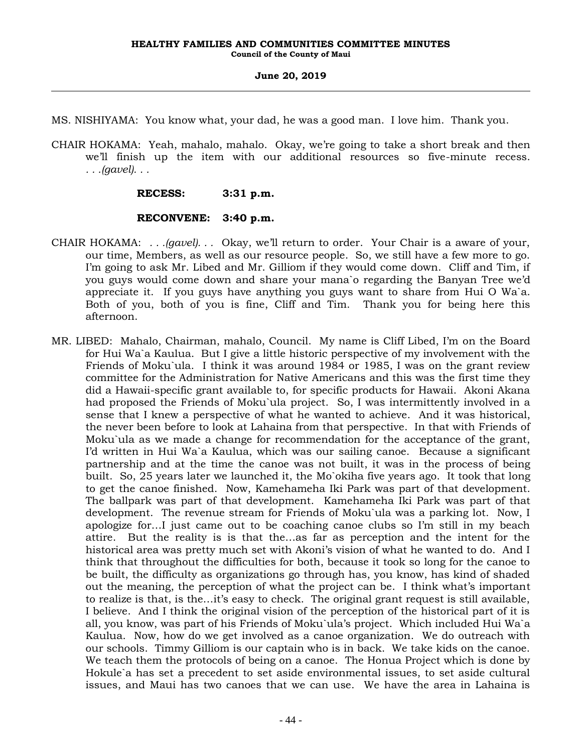MS. NISHIYAMA: You know what, your dad, he was a good man. I love him. Thank you.

CHAIR HOKAMA: Yeah, mahalo, mahalo. Okay, we're going to take a short break and then we'll finish up the item with our additional resources so five-minute recess. . . .*(gavel)*. . .

**RECESS: 3:31 p.m.**

**RECONVENE: 3:40 p.m.**

CHAIR HOKAMA: . . .*(gavel)*. . . Okay, we'll return to order. Your Chair is a aware of your, our time, Members, as well as our resource people. So, we still have a few more to go. I'm going to ask Mr. Libed and Mr. Gilliom if they would come down. Cliff and Tim, if you guys would come down and share your mana`o regarding the Banyan Tree we'd appreciate it. If you guys have anything you guys want to share from Hui O Wa`a. Both of you, both of you is fine, Cliff and Tim. Thank you for being here this afternoon.

MR. LIBED: Mahalo, Chairman, mahalo, Council. My name is Cliff Libed, I'm on the Board for Hui Wa`a Kaulua. But I give a little historic perspective of my involvement with the Friends of Moku`ula. I think it was around 1984 or 1985, I was on the grant review committee for the Administration for Native Americans and this was the first time they did a Hawaii-specific grant available to, for specific products for Hawaii. Akoni Akana had proposed the Friends of Moku`ula project. So, I was intermittently involved in a sense that I knew a perspective of what he wanted to achieve. And it was historical, the never been before to look at Lahaina from that perspective. In that with Friends of Moku`ula as we made a change for recommendation for the acceptance of the grant, I'd written in Hui Wa`a Kaulua, which was our sailing canoe. Because a significant partnership and at the time the canoe was not built, it was in the process of being built. So, 25 years later we launched it, the Mo`okiha five years ago. It took that long to get the canoe finished. Now, Kamehameha Iki Park was part of that development. The ballpark was part of that development. Kamehameha Iki Park was part of that development. The revenue stream for Friends of Moku`ula was a parking lot. Now, I apologize for...I just came out to be coaching canoe clubs so I'm still in my beach attire. But the reality is is that the...as far as perception and the intent for the historical area was pretty much set with Akoni's vision of what he wanted to do. And I think that throughout the difficulties for both, because it took so long for the canoe to be built, the difficulty as organizations go through has, you know, has kind of shaded out the meaning, the perception of what the project can be. I think what's important to realize is that, is the...it's easy to check. The original grant request is still available, I believe. And I think the original vision of the perception of the historical part of it is all, you know, was part of his Friends of Moku`ula's project. Which included Hui Wa`a Kaulua. Now, how do we get involved as a canoe organization. We do outreach with our schools. Timmy Gilliom is our captain who is in back. We take kids on the canoe. We teach them the protocols of being on a canoe. The Honua Project which is done by Hokule`a has set a precedent to set aside environmental issues, to set aside cultural issues, and Maui has two canoes that we can use. We have the area in Lahaina is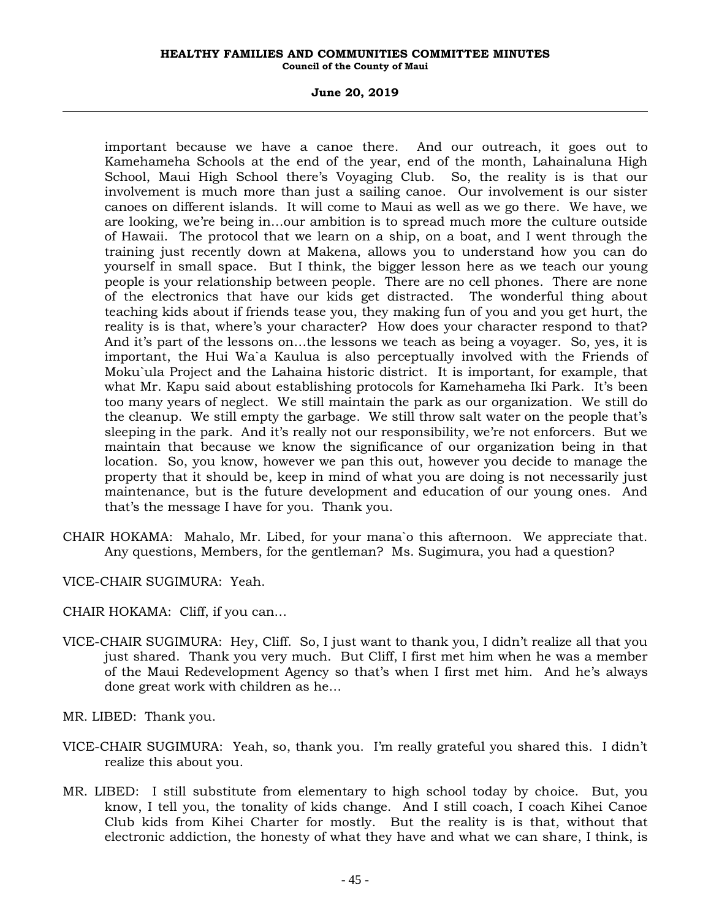important because we have a canoe there. And our outreach, it goes out to Kamehameha Schools at the end of the year, end of the month, Lahainaluna High School, Maui High School there's Voyaging Club. So, the reality is is that our involvement is much more than just a sailing canoe. Our involvement is our sister canoes on different islands. It will come to Maui as well as we go there. We have, we are looking, we're being in…our ambition is to spread much more the culture outside of Hawaii. The protocol that we learn on a ship, on a boat, and I went through the training just recently down at Makena, allows you to understand how you can do yourself in small space. But I think, the bigger lesson here as we teach our young people is your relationship between people. There are no cell phones. There are none of the electronics that have our kids get distracted. The wonderful thing about teaching kids about if friends tease you, they making fun of you and you get hurt, the reality is is that, where's your character? How does your character respond to that? And it's part of the lessons on…the lessons we teach as being a voyager. So, yes, it is important, the Hui Wa`a Kaulua is also perceptually involved with the Friends of Moku`ula Project and the Lahaina historic district. It is important, for example, that what Mr. Kapu said about establishing protocols for Kamehameha Iki Park. It's been too many years of neglect. We still maintain the park as our organization. We still do the cleanup. We still empty the garbage. We still throw salt water on the people that's sleeping in the park. And it's really not our responsibility, we're not enforcers. But we maintain that because we know the significance of our organization being in that location. So, you know, however we pan this out, however you decide to manage the property that it should be, keep in mind of what you are doing is not necessarily just maintenance, but is the future development and education of our young ones. And that's the message I have for you. Thank you.

CHAIR HOKAMA: Mahalo, Mr. Libed, for your mana`o this afternoon. We appreciate that. Any questions, Members, for the gentleman? Ms. Sugimura, you had a question?

VICE-CHAIR SUGIMURA: Yeah.

CHAIR HOKAMA: Cliff, if you can…

VICE-CHAIR SUGIMURA: Hey, Cliff. So, I just want to thank you, I didn't realize all that you just shared. Thank you very much. But Cliff, I first met him when he was a member of the Maui Redevelopment Agency so that's when I first met him. And he's always done great work with children as he…

MR. LIBED: Thank you.

VICE-CHAIR SUGIMURA: Yeah, so, thank you. I'm really grateful you shared this. I didn't realize this about you.

MR. LIBED: I still substitute from elementary to high school today by choice. But, you know, I tell you, the tonality of kids change. And I still coach, I coach Kihei Canoe Club kids from Kihei Charter for mostly. But the reality is is that, without that electronic addiction, the honesty of what they have and what we can share, I think, is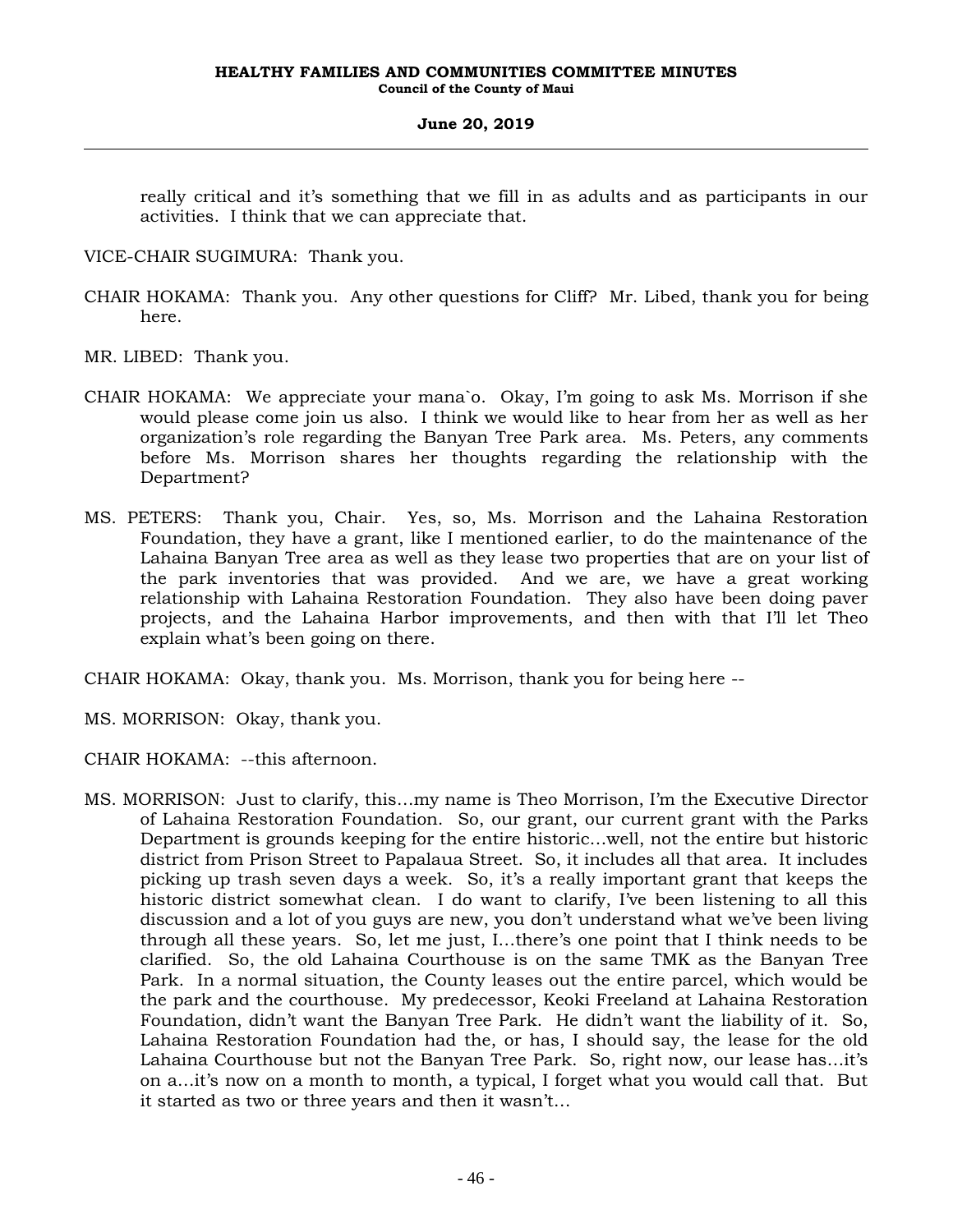really critical and it's something that we fill in as adults and as participants in our activities. I think that we can appreciate that.

VICE-CHAIR SUGIMURA: Thank you.

CHAIR HOKAMA: Thank you. Any other questions for Cliff? Mr. Libed, thank you for being here.

MR. LIBED: Thank you.

CHAIR HOKAMA: We appreciate your mana`o. Okay, I'm going to ask Ms. Morrison if she would please come join us also. I think we would like to hear from her as well as her organization's role regarding the Banyan Tree Park area. Ms. Peters, any comments before Ms. Morrison shares her thoughts regarding the relationship with the Department?

MS. PETERS: Thank you, Chair. Yes, so, Ms. Morrison and the Lahaina Restoration Foundation, they have a grant, like I mentioned earlier, to do the maintenance of the Lahaina Banyan Tree area as well as they lease two properties that are on your list of the park inventories that was provided. And we are, we have a great working relationship with Lahaina Restoration Foundation. They also have been doing paver projects, and the Lahaina Harbor improvements, and then with that I'll let Theo explain what's been going on there.

CHAIR HOKAMA: Okay, thank you. Ms. Morrison, thank you for being here --

MS. MORRISON: Okay, thank you.

CHAIR HOKAMA: --this afternoon.

MS. MORRISON: Just to clarify, this…my name is Theo Morrison, I'm the Executive Director of Lahaina Restoration Foundation. So, our grant, our current grant with the Parks Department is grounds keeping for the entire historic…well, not the entire but historic district from Prison Street to Papalaua Street. So, it includes all that area. It includes picking up trash seven days a week. So, it's a really important grant that keeps the historic district somewhat clean. I do want to clarify, I've been listening to all this discussion and a lot of you guys are new, you don't understand what we've been living through all these years. So, let me just, I…there's one point that I think needs to be clarified. So, the old Lahaina Courthouse is on the same TMK as the Banyan Tree Park. In a normal situation, the County leases out the entire parcel, which would be the park and the courthouse. My predecessor, Keoki Freeland at Lahaina Restoration Foundation, didn't want the Banyan Tree Park. He didn't want the liability of it. So, Lahaina Restoration Foundation had the, or has, I should say, the lease for the old Lahaina Courthouse but not the Banyan Tree Park. So, right now, our lease has…it's on a…it's now on a month to month, a typical, I forget what you would call that. But it started as two or three years and then it wasn't…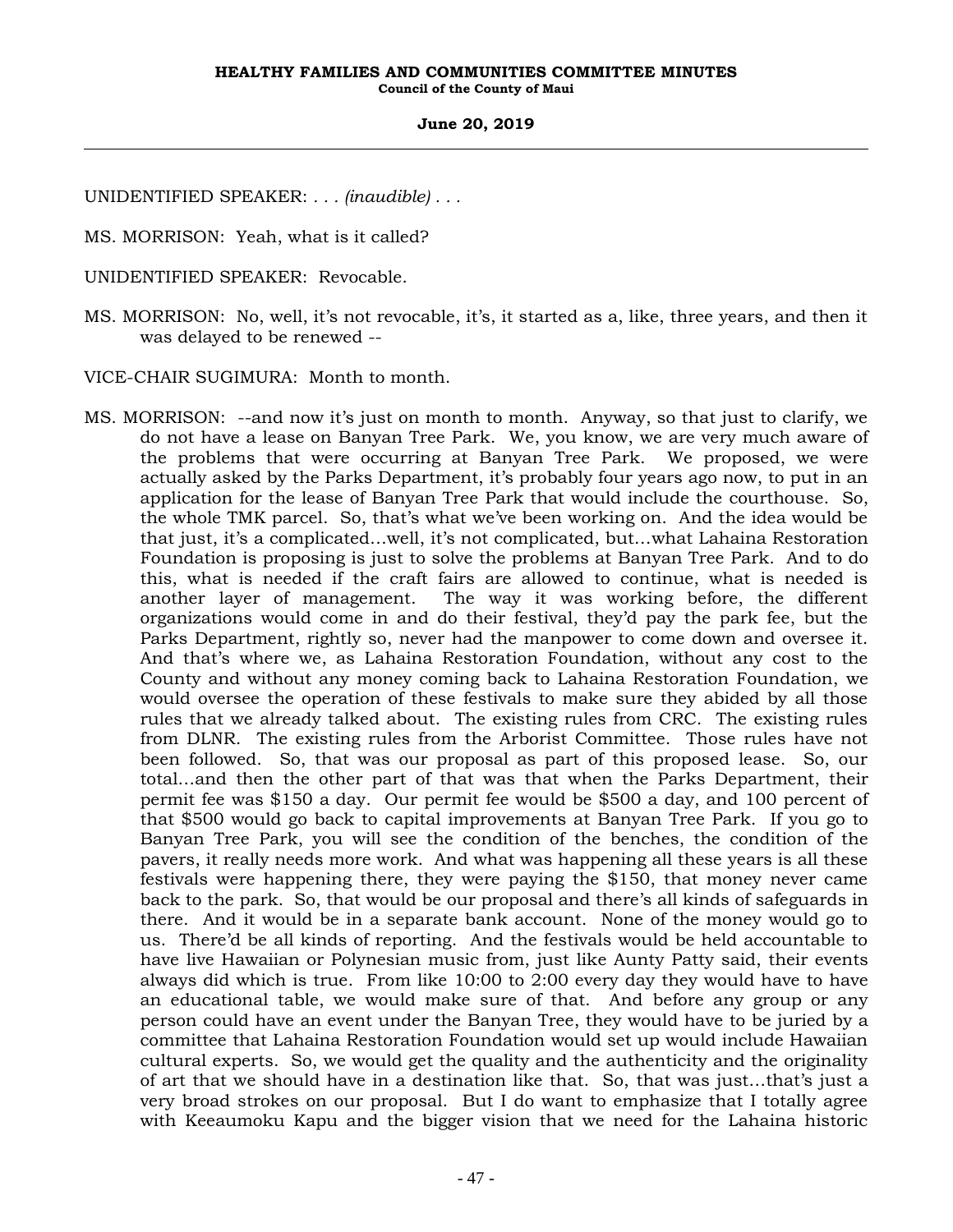UNIDENTIFIED SPEAKER: . . . *(inaudible)* . . .

MS. MORRISON: Yeah, what is it called?

UNIDENTIFIED SPEAKER: Revocable.

MS. MORRISON: No, well, it's not revocable, it's, it started as a, like, three years, and then it was delayed to be renewed --

VICE-CHAIR SUGIMURA: Month to month.

MS. MORRISON: --and now it's just on month to month. Anyway, so that just to clarify, we do not have a lease on Banyan Tree Park. We, you know, we are very much aware of the problems that were occurring at Banyan Tree Park. We proposed, we were actually asked by the Parks Department, it's probably four years ago now, to put in an application for the lease of Banyan Tree Park that would include the courthouse. So, the whole TMK parcel. So, that's what we've been working on. And the idea would be that just, it's a complicated...well, it's not complicated, but...what Lahaina Restoration Foundation is proposing is just to solve the problems at Banyan Tree Park. And to do this, what is needed if the craft fairs are allowed to continue, what is needed is another layer of management. The way it was working before, the different organizations would come in and do their festival, they'd pay the park fee, but the Parks Department, rightly so, never had the manpower to come down and oversee it. And that's where we, as Lahaina Restoration Foundation, without any cost to the County and without any money coming back to Lahaina Restoration Foundation, we would oversee the operation of these festivals to make sure they abided by all those rules that we already talked about. The existing rules from CRC. The existing rules from DLNR. The existing rules from the Arborist Committee. Those rules have not been followed. So, that was our proposal as part of this proposed lease. So, our total...and then the other part of that was that when the Parks Department, their permit fee was $150 a day. Our permit fee would be $500 a day, and 100 percent of that $500 would go back to capital improvements at Banyan Tree Park. If you go to Banyan Tree Park, you will see the condition of the benches, the condition of the pavers, it really needs more work. And what was happening all these years is all these festivals were happening there, they were paying the $150, that money never came back to the park. So, that would be our proposal and there's all kinds of safeguards in there. And it would be in a separate bank account. None of the money would go to us. There'd be all kinds of reporting. And the festivals would be held accountable to have live Hawaiian or Polynesian music from, just like Aunty Patty said, their events always did which is true. From like 10:00 to 2:00 every day they would have to have an educational table, we would make sure of that. And before any group or any person could have an event under the Banyan Tree, they would have to be juried by a committee that Lahaina Restoration Foundation would set up would include Hawaiian cultural experts. So, we would get the quality and the authenticity and the originality of art that we should have in a destination like that. So, that was just...that's just a very broad strokes on our proposal. But I do want to emphasize that I totally agree with Keeaumoku Kapu and the bigger vision that we need for the Lahaina historic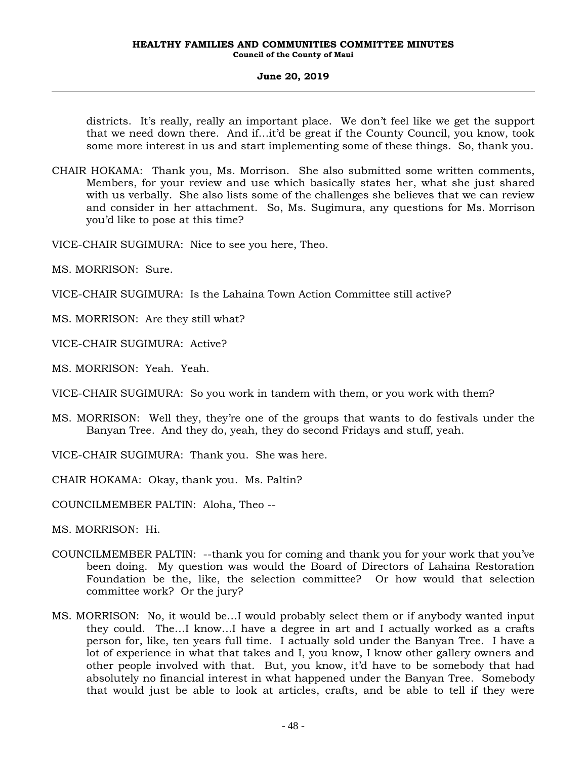districts. It's really, really an important place. We don't feel like we get the support that we need down there. And if…it'd be great if the County Council, you know, took some more interest in us and start implementing some of these things. So, thank you.

CHAIR HOKAMA: Thank you, Ms. Morrison. She also submitted some written comments, Members, for your review and use which basically states her, what she just shared with us verbally. She also lists some of the challenges she believes that we can review and consider in her attachment. So, Ms. Sugimura, any questions for Ms. Morrison you'd like to pose at this time?

VICE-CHAIR SUGIMURA: Nice to see you here, Theo.

MS. MORRISON: Sure.

VICE-CHAIR SUGIMURA: Is the Lahaina Town Action Committee still active?

MS. MORRISON: Are they still what?

VICE-CHAIR SUGIMURA: Active?

MS. MORRISON: Yeah. Yeah.

VICE-CHAIR SUGIMURA: So you work in tandem with them, or you work with them?

MS. MORRISON: Well they, they're one of the groups that wants to do festivals under the Banyan Tree. And they do, yeah, they do second Fridays and stuff, yeah.

VICE-CHAIR SUGIMURA: Thank you. She was here.

CHAIR HOKAMA: Okay, thank you. Ms. Paltin?

COUNCILMEMBER PALTIN: Aloha, Theo --

MS. MORRISON: Hi.

COUNCILMEMBER PALTIN: --thank you for coming and thank you for your work that you've been doing. My question was would the Board of Directors of Lahaina Restoration Foundation be the, like, the selection committee? Or how would that selection committee work? Or the jury?

MS. MORRISON: No, it would be…I would probably select them or if anybody wanted input they could. The…I know…I have a degree in art and I actually worked as a crafts person for, like, ten years full time. I actually sold under the Banyan Tree. I have a lot of experience in what that takes and I, you know, I know other gallery owners and other people involved with that. But, you know, it'd have to be somebody that had absolutely no financial interest in what happened under the Banyan Tree. Somebody that would just be able to look at articles, crafts, and be able to tell if they were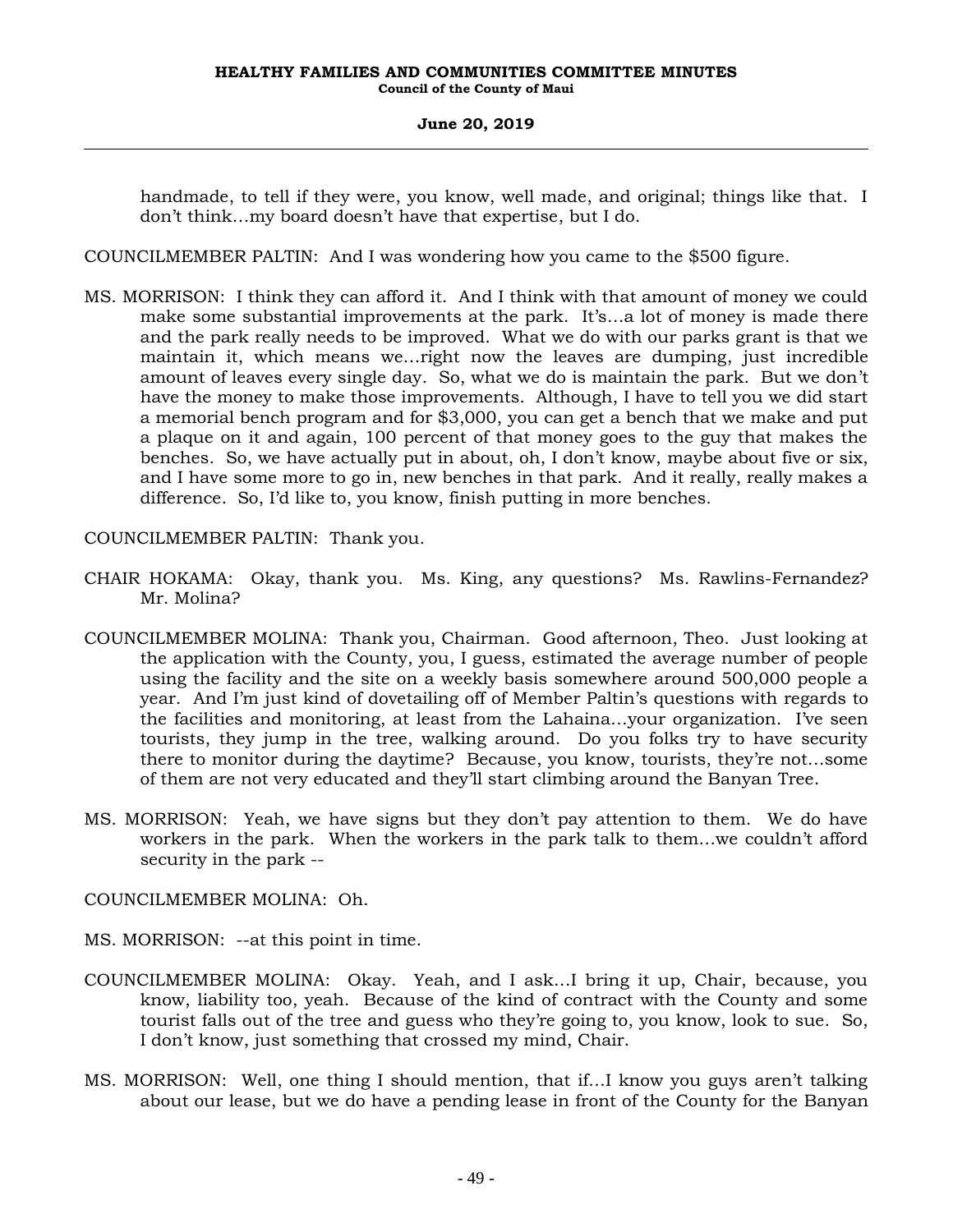handmade, to tell if they were, you know, well made, and original; things like that. I don't think…my board doesn't have that expertise, but I do.

COUNCILMEMBER PALTIN: And I was wondering how you came to the $500 figure.

MS. MORRISON: I think they can afford it. And I think with that amount of money we could make some substantial improvements at the park. It's…a lot of money is made there and the park really needs to be improved. What we do with our parks grant is that we maintain it, which means we…right now the leaves are dumping, just incredible amount of leaves every single day. So, what we do is maintain the park. But we don't have the money to make those improvements. Although, I have to tell you we did start a memorial bench program and for $3,000, you can get a bench that we make and put a plaque on it and again, 100 percent of that money goes to the guy that makes the benches. So, we have actually put in about, oh, I don't know, maybe about five or six, and I have some more to go in, new benches in that park. And it really, really makes a difference. So, I'd like to, you know, finish putting in more benches.

COUNCILMEMBER PALTIN: Thank you.

CHAIR HOKAMA: Okay, thank you. Ms. King, any questions? Ms. Rawlins-Fernandez? Mr. Molina?

COUNCILMEMBER MOLINA: Thank you, Chairman. Good afternoon, Theo. Just looking at the application with the County, you, I guess, estimated the average number of people using the facility and the site on a weekly basis somewhere around 500,000 people a year. And I'm just kind of dovetailing off of Member Paltin's questions with regards to the facilities and monitoring, at least from the Lahaina…your organization. I've seen tourists, they jump in the tree, walking around. Do you folks try to have security there to monitor during the daytime? Because, you know, tourists, they're not…some of them are not very educated and they'll start climbing around the Banyan Tree.

MS. MORRISON: Yeah, we have signs but they don't pay attention to them. We do have workers in the park. When the workers in the park talk to them…we couldn't afford security in the park --

COUNCILMEMBER MOLINA: Oh.

MS. MORRISON: --at this point in time.

COUNCILMEMBER MOLINA: Okay. Yeah, and I ask…I bring it up, Chair, because, you know, liability too, yeah. Because of the kind of contract with the County and some tourist falls out of the tree and guess who they're going to, you know, look to sue. So, I don't know, just something that crossed my mind, Chair.

MS. MORRISON: Well, one thing I should mention, that if…I know you guys aren't talking about our lease, but we do have a pending lease in front of the County for the Banyan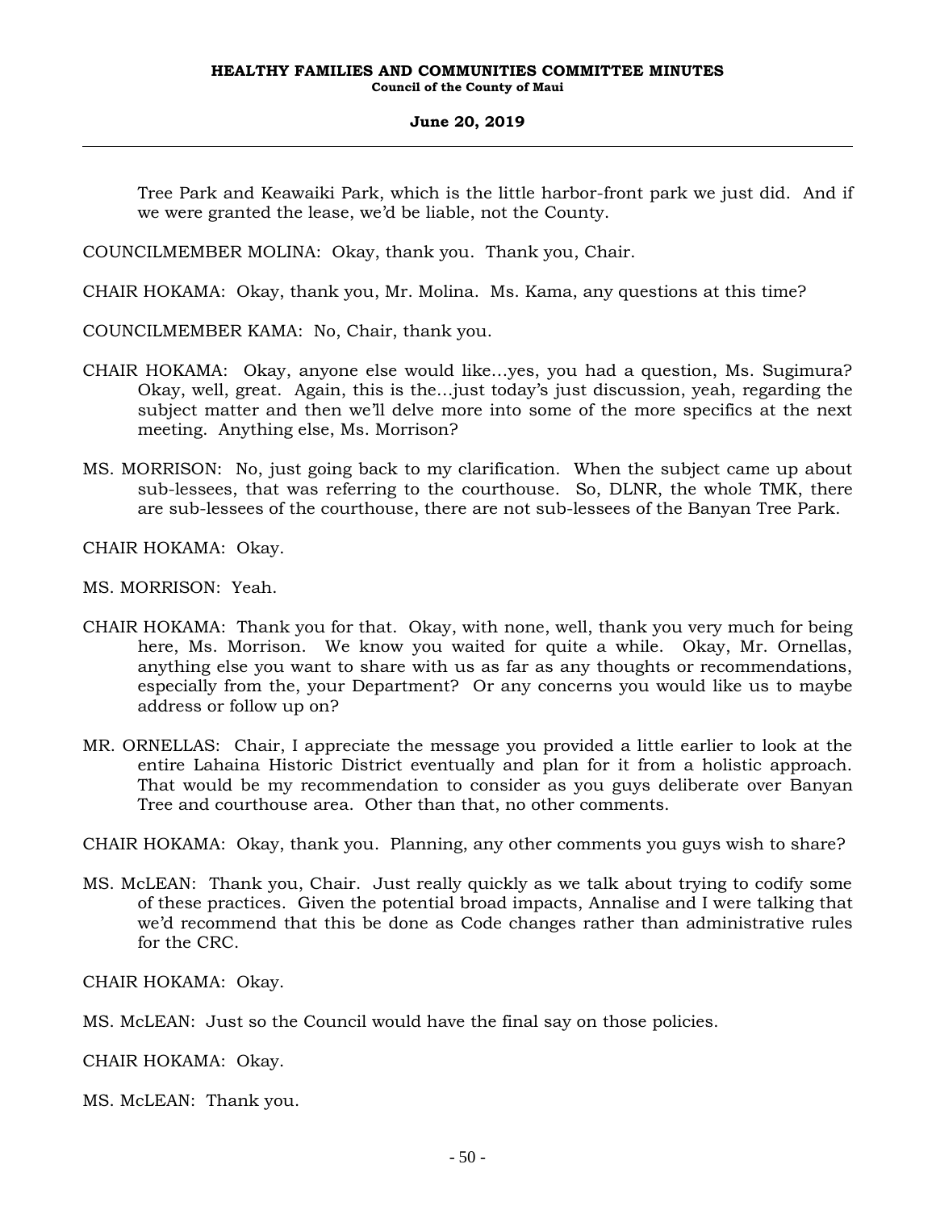Tree Park and Keawaiki Park, which is the little harbor-front park we just did. And if we were granted the lease, we'd be liable, not the County.

COUNCILMEMBER MOLINA: Okay, thank you. Thank you, Chair.

CHAIR HOKAMA: Okay, thank you, Mr. Molina. Ms. Kama, any questions at this time?

COUNCILMEMBER KAMA: No, Chair, thank you.

CHAIR HOKAMA: Okay, anyone else would like…yes, you had a question, Ms. Sugimura? Okay, well, great. Again, this is the…just today's just discussion, yeah, regarding the subject matter and then we'll delve more into some of the more specifics at the next meeting. Anything else, Ms. Morrison?

MS. MORRISON: No, just going back to my clarification. When the subject came up about sub-lessees, that was referring to the courthouse. So, DLNR, the whole TMK, there are sub-lessees of the courthouse, there are not sub-lessees of the Banyan Tree Park.

CHAIR HOKAMA: Okay.

MS. MORRISON: Yeah.

CHAIR HOKAMA: Thank you for that. Okay, with none, well, thank you very much for being here, Ms. Morrison. We know you waited for quite a while. Okay, Mr. Ornellas, anything else you want to share with us as far as any thoughts or recommendations, especially from the, your Department? Or any concerns you would like us to maybe address or follow up on?

MR. ORNELLAS: Chair, I appreciate the message you provided a little earlier to look at the entire Lahaina Historic District eventually and plan for it from a holistic approach. That would be my recommendation to consider as you guys deliberate over Banyan Tree and courthouse area. Other than that, no other comments.

CHAIR HOKAMA: Okay, thank you. Planning, any other comments you guys wish to share?

MS. McLEAN: Thank you, Chair. Just really quickly as we talk about trying to codify some of these practices. Given the potential broad impacts, Annalise and I were talking that we'd recommend that this be done as Code changes rather than administrative rules for the CRC.

CHAIR HOKAMA: Okay.

MS. McLEAN: Just so the Council would have the final say on those policies.

CHAIR HOKAMA: Okay.

MS. McLEAN: Thank you.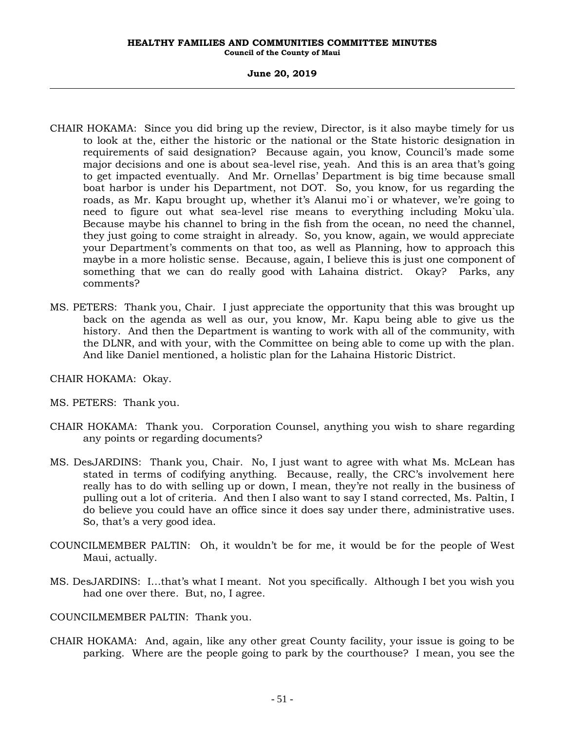CHAIR HOKAMA: Since you did bring up the review, Director, is it also maybe timely for us to look at the, either the historic or the national or the State historic designation in requirements of said designation? Because again, you know, Council's made some major decisions and one is about sea-level rise, yeah. And this is an area that's going to get impacted eventually. And Mr. Ornellas' Department is big time because small boat harbor is under his Department, not DOT. So, you know, for us regarding the roads, as Mr. Kapu brought up, whether it's Alanui mo`i or whatever, we're going to need to figure out what sea-level rise means to everything including Moku`ula. Because maybe his channel to bring in the fish from the ocean, no need the channel, they just going to come straight in already. So, you know, again, we would appreciate your Department's comments on that too, as well as Planning, how to approach this maybe in a more holistic sense. Because, again, I believe this is just one component of something that we can do really good with Lahaina district. Okay? Parks, any comments?

MS. PETERS: Thank you, Chair. I just appreciate the opportunity that this was brought up back on the agenda as well as our, you know, Mr. Kapu being able to give us the history. And then the Department is wanting to work with all of the community, with the DLNR, and with your, with the Committee on being able to come up with the plan. And like Daniel mentioned, a holistic plan for the Lahaina Historic District.

CHAIR HOKAMA: Okay.

MS. PETERS: Thank you.

CHAIR HOKAMA: Thank you. Corporation Counsel, anything you wish to share regarding any points or regarding documents?

MS. DesJARDINS: Thank you, Chair. No, I just want to agree with what Ms. McLean has stated in terms of codifying anything. Because, really, the CRC's involvement here really has to do with selling up or down, I mean, they're not really in the business of pulling out a lot of criteria. And then I also want to say I stand corrected, Ms. Paltin, I do believe you could have an office since it does say under there, administrative uses. So, that's a very good idea.

COUNCILMEMBER PALTIN: Oh, it wouldn't be for me, it would be for the people of West Maui, actually.

MS. DesJARDINS: I...that's what I meant. Not you specifically. Although I bet you wish you had one over there. But, no, I agree.

COUNCILMEMBER PALTIN: Thank you.

CHAIR HOKAMA: And, again, like any other great County facility, your issue is going to be parking. Where are the people going to park by the courthouse? I mean, you see the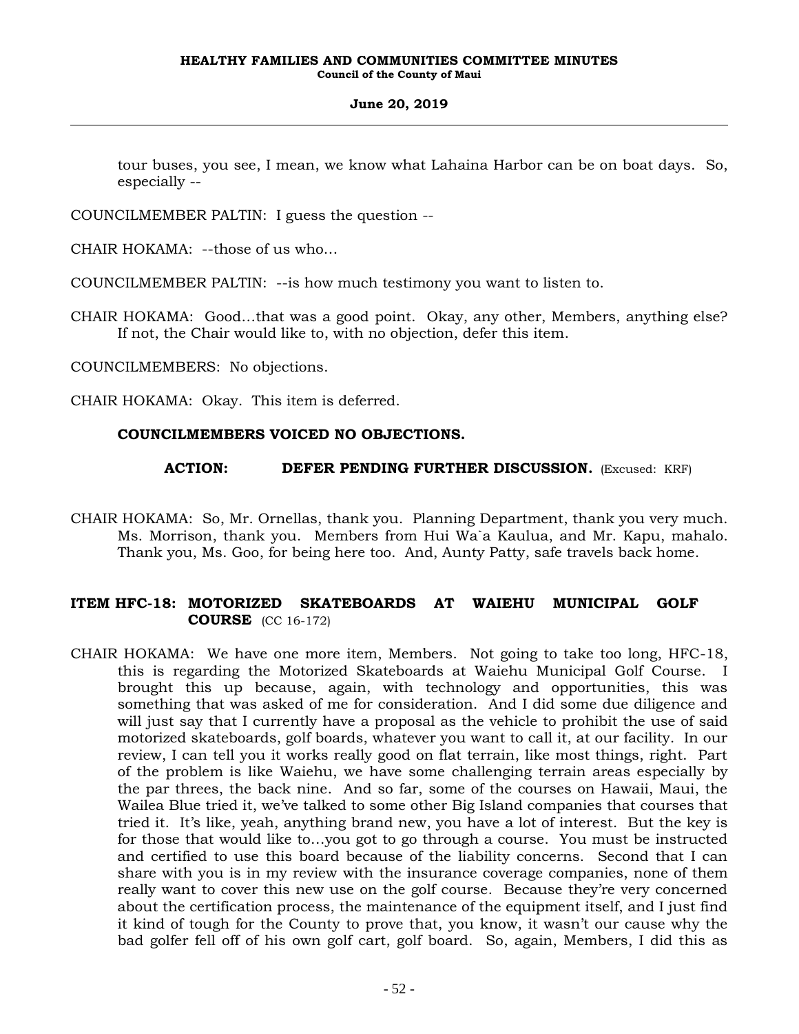tour buses, you see, I mean, we know what Lahaina Harbor can be on boat days. So, especially --

COUNCILMEMBER PALTIN: I guess the question --

CHAIR HOKAMA: --those of us who...

COUNCILMEMBER PALTIN: --is how much testimony you want to listen to.

CHAIR HOKAMA: Good...that was a good point. Okay, any other, Members, anything else? If not, the Chair would like to, with no objection, defer this item.

COUNCILMEMBERS: No objections.

CHAIR HOKAMA: Okay. This item is deferred.

**COUNCILMEMBERS VOICED NO OBJECTIONS.**

**ACTION: DEFER PENDING FURTHER DISCUSSION.** (Excused: KRF)

CHAIR HOKAMA: So, Mr. Ornellas, thank you. Planning Department, thank you very much. Ms. Morrison, thank you. Members from Hui Wa`a Kaulua, and Mr. Kapu, mahalo. Thank you, Ms. Goo, for being here too. And, Aunty Patty, safe travels back home.

**ITEM HFC-18: MOTORIZED SKATEBOARDS AT WAIEHU MUNICIPAL GOLF COURSE** (CC 16-172)

CHAIR HOKAMA: We have one more item, Members. Not going to take too long, HFC-18, this is regarding the Motorized Skateboards at Waiehu Municipal Golf Course. I brought this up because, again, with technology and opportunities, this was something that was asked of me for consideration. And I did some due diligence and will just say that I currently have a proposal as the vehicle to prohibit the use of said motorized skateboards, golf boards, whatever you want to call it, at our facility. In our review, I can tell you it works really good on flat terrain, like most things, right. Part of the problem is like Waiehu, we have some challenging terrain areas especially by the par threes, the back nine. And so far, some of the courses on Hawaii, Maui, the Wailea Blue tried it, we've talked to some other Big Island companies that courses that tried it. It's like, yeah, anything brand new, you have a lot of interest. But the key is for those that would like to...you got to go through a course. You must be instructed and certified to use this board because of the liability concerns. Second that I can share with you is in my review with the insurance coverage companies, none of them really want to cover this new use on the golf course. Because they're very concerned about the certification process, the maintenance of the equipment itself, and I just find it kind of tough for the County to prove that, you know, it wasn't our cause why the bad golfer fell off of his own golf cart, golf board. So, again, Members, I did this as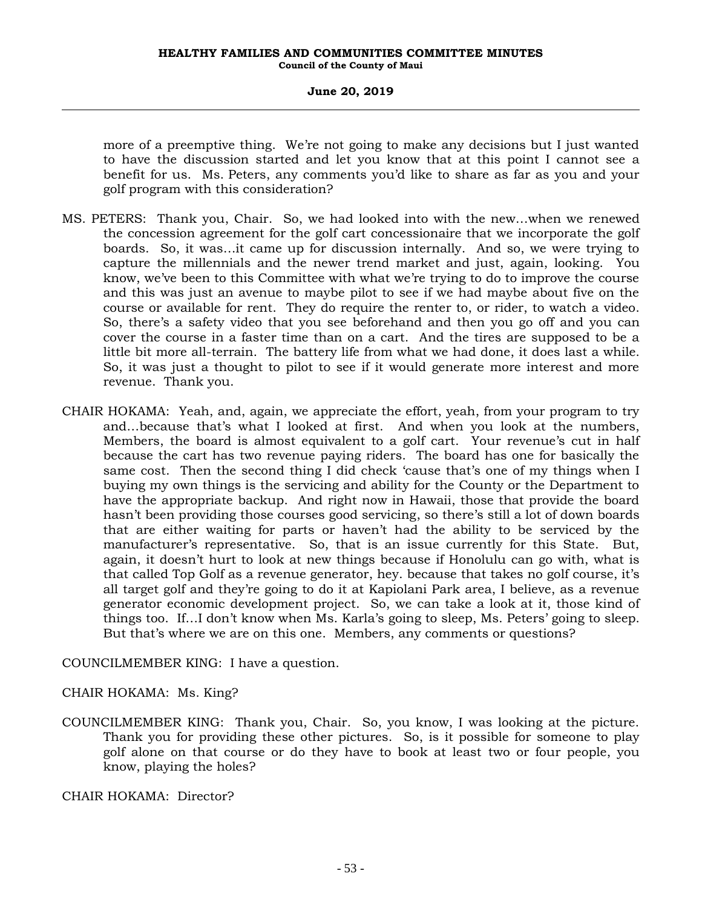more of a preemptive thing. We're not going to make any decisions but I just wanted to have the discussion started and let you know that at this point I cannot see a benefit for us. Ms. Peters, any comments you'd like to share as far as you and your golf program with this consideration?

MS. PETERS: Thank you, Chair. So, we had looked into with the new…when we renewed the concession agreement for the golf cart concessionaire that we incorporate the golf boards. So, it was…it came up for discussion internally. And so, we were trying to capture the millennials and the newer trend market and just, again, looking. You know, we've been to this Committee with what we're trying to do to improve the course and this was just an avenue to maybe pilot to see if we had maybe about five on the course or available for rent. They do require the renter to, or rider, to watch a video. So, there's a safety video that you see beforehand and then you go off and you can cover the course in a faster time than on a cart. And the tires are supposed to be a little bit more all-terrain. The battery life from what we had done, it does last a while. So, it was just a thought to pilot to see if it would generate more interest and more revenue. Thank you.

CHAIR HOKAMA: Yeah, and, again, we appreciate the effort, yeah, from your program to try and…because that's what I looked at first. And when you look at the numbers, Members, the board is almost equivalent to a golf cart. Your revenue's cut in half because the cart has two revenue paying riders. The board has one for basically the same cost. Then the second thing I did check 'cause that's one of my things when I buying my own things is the servicing and ability for the County or the Department to have the appropriate backup. And right now in Hawaii, those that provide the board hasn't been providing those courses good servicing, so there's still a lot of down boards that are either waiting for parts or haven't had the ability to be serviced by the manufacturer's representative. So, that is an issue currently for this State. But, again, it doesn't hurt to look at new things because if Honolulu can go with, what is that called Top Golf as a revenue generator, hey. because that takes no golf course, it's all target golf and they're going to do it at Kapiolani Park area, I believe, as a revenue generator economic development project. So, we can take a look at it, those kind of things too. If…I don't know when Ms. Karla's going to sleep, Ms. Peters' going to sleep. But that's where we are on this one. Members, any comments or questions?

COUNCILMEMBER KING: I have a question.

CHAIR HOKAMA: Ms. King?

COUNCILMEMBER KING: Thank you, Chair. So, you know, I was looking at the picture. Thank you for providing these other pictures. So, is it possible for someone to play golf alone on that course or do they have to book at least two or four people, you know, playing the holes?

CHAIR HOKAMA: Director?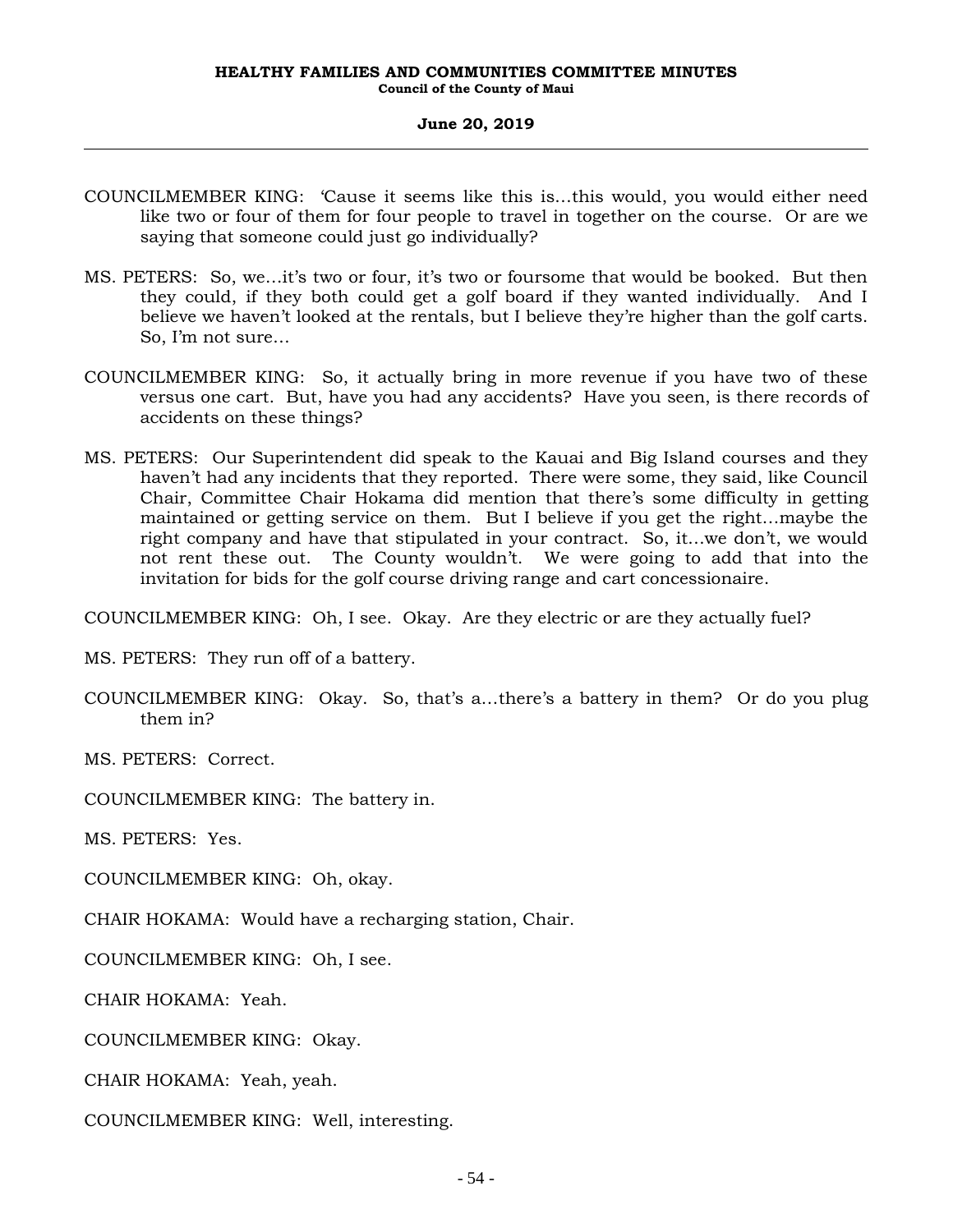COUNCILMEMBER KING: 'Cause it seems like this is...this would, you would either need like two or four of them for four people to travel in together on the course. Or are we saying that someone could just go individually?

MS. PETERS: So, we...it's two or four, it's two or foursome that would be booked. But then they could, if they both could get a golf board if they wanted individually. And I believe we haven't looked at the rentals, but I believe they're higher than the golf carts. So, I'm not sure...

COUNCILMEMBER KING: So, it actually bring in more revenue if you have two of these versus one cart. But, have you had any accidents? Have you seen, is there records of accidents on these things?

MS. PETERS: Our Superintendent did speak to the Kauai and Big Island courses and they haven't had any incidents that they reported. There were some, they said, like Council Chair, Committee Chair Hokama did mention that there's some difficulty in getting maintained or getting service on them. But I believe if you get the right...maybe the right company and have that stipulated in your contract. So, it...we don't, we would not rent these out. The County wouldn't. We were going to add that into the invitation for bids for the golf course driving range and cart concessionaire.

COUNCILMEMBER KING: Oh, I see. Okay. Are they electric or are they actually fuel?

MS. PETERS: They run off of a battery.

COUNCILMEMBER KING: Okay. So, that's a...there's a battery in them? Or do you plug them in?

MS. PETERS: Correct.

COUNCILMEMBER KING: The battery in.

MS. PETERS: Yes.

COUNCILMEMBER KING: Oh, okay.

CHAIR HOKAMA: Would have a recharging station, Chair.

COUNCILMEMBER KING: Oh, I see.

CHAIR HOKAMA: Yeah.

COUNCILMEMBER KING: Okay.

CHAIR HOKAMA: Yeah, yeah.

COUNCILMEMBER KING: Well, interesting.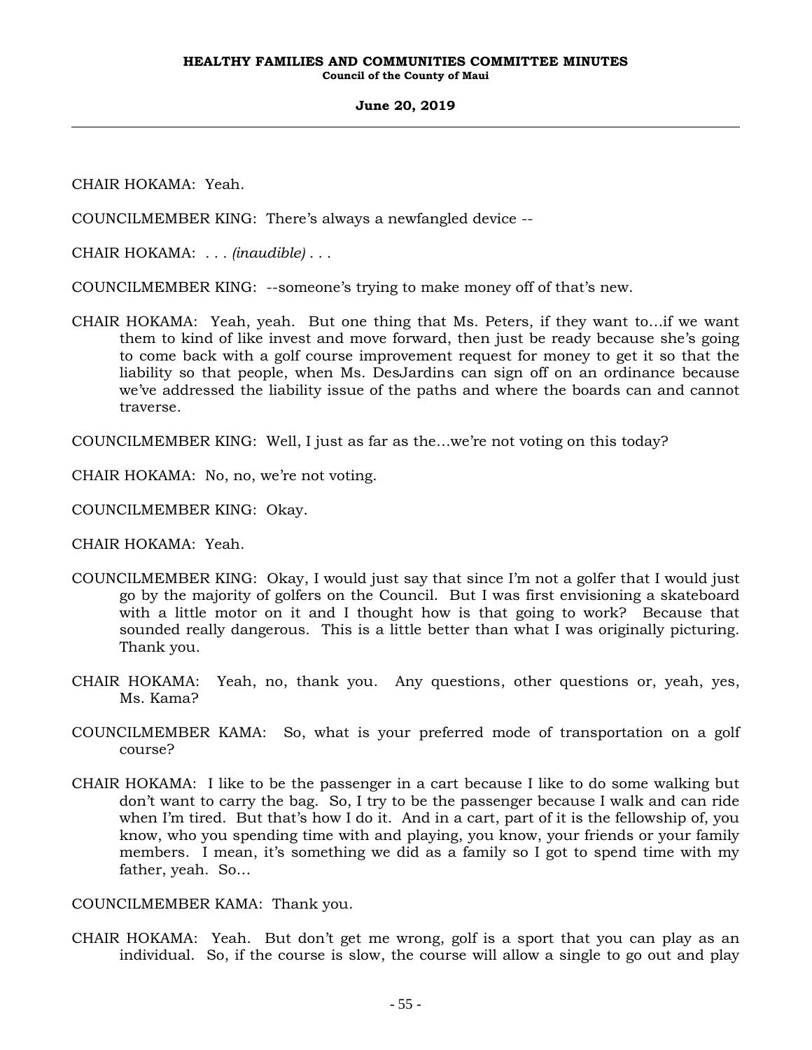CHAIR HOKAMA: Yeah.

COUNCILMEMBER KING: There's always a newfangled device --

CHAIR HOKAMA: . . . *(inaudible)* . . .

COUNCILMEMBER KING: --someone's trying to make money off of that's new.

CHAIR HOKAMA: Yeah, yeah. But one thing that Ms. Peters, if they want to...if we want them to kind of like invest and move forward, then just be ready because she's going to come back with a golf course improvement request for money to get it so that the liability so that people, when Ms. DesJardins can sign off on an ordinance because we've addressed the liability issue of the paths and where the boards can and cannot traverse.

COUNCILMEMBER KING: Well, I just as far as the...we're not voting on this today?

CHAIR HOKAMA: No, no, we're not voting.

COUNCILMEMBER KING: Okay.

CHAIR HOKAMA: Yeah.

COUNCILMEMBER KING: Okay, I would just say that since I'm not a golfer that I would just go by the majority of golfers on the Council. But I was first envisioning a skateboard with a little motor on it and I thought how is that going to work? Because that sounded really dangerous. This is a little better than what I was originally picturing. Thank you.

CHAIR HOKAMA: Yeah, no, thank you. Any questions, other questions or, yeah, yes, Ms. Kama?

COUNCILMEMBER KAMA: So, what is your preferred mode of transportation on a golf course?

CHAIR HOKAMA: I like to be the passenger in a cart because I like to do some walking but don't want to carry the bag. So, I try to be the passenger because I walk and can ride when I'm tired. But that's how I do it. And in a cart, part of it is the fellowship of, you know, who you spending time with and playing, you know, your friends or your family members. I mean, it's something we did as a family so I got to spend time with my father, yeah. So...

COUNCILMEMBER KAMA: Thank you.

CHAIR HOKAMA: Yeah. But don't get me wrong, golf is a sport that you can play as an individual. So, if the course is slow, the course will allow a single to go out and play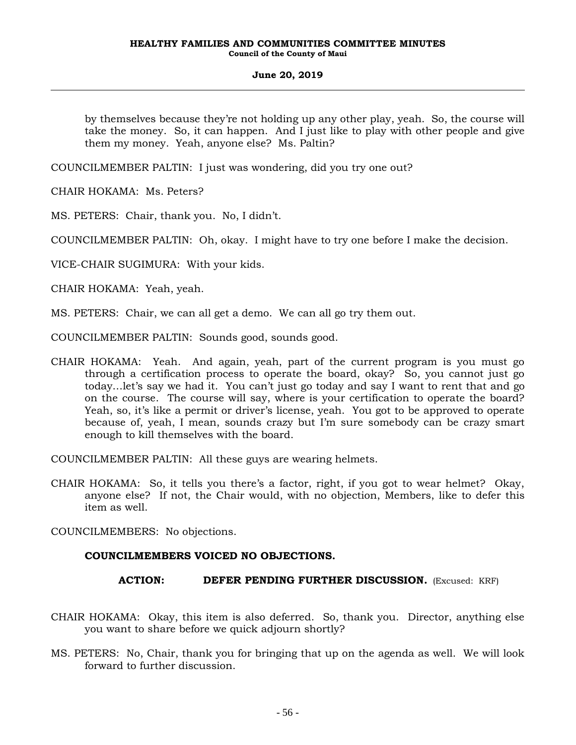by themselves because they're not holding up any other play, yeah. So, the course will take the money. So, it can happen. And I just like to play with other people and give them my money. Yeah, anyone else? Ms. Paltin?

COUNCILMEMBER PALTIN: I just was wondering, did you try one out?

CHAIR HOKAMA: Ms. Peters?

MS. PETERS: Chair, thank you. No, I didn't.

COUNCILMEMBER PALTIN: Oh, okay. I might have to try one before I make the decision.

VICE-CHAIR SUGIMURA: With your kids.

CHAIR HOKAMA: Yeah, yeah.

MS. PETERS: Chair, we can all get a demo. We can all go try them out.

COUNCILMEMBER PALTIN: Sounds good, sounds good.

CHAIR HOKAMA: Yeah. And again, yeah, part of the current program is you must go through a certification process to operate the board, okay? So, you cannot just go today…let's say we had it. You can't just go today and say I want to rent that and go on the course. The course will say, where is your certification to operate the board? Yeah, so, it's like a permit or driver's license, yeah. You got to be approved to operate because of, yeah, I mean, sounds crazy but I'm sure somebody can be crazy smart enough to kill themselves with the board.

COUNCILMEMBER PALTIN: All these guys are wearing helmets.

CHAIR HOKAMA: So, it tells you there's a factor, right, if you got to wear helmet? Okay, anyone else? If not, the Chair would, with no objection, Members, like to defer this item as well.

COUNCILMEMBERS: No objections.

**COUNCILMEMBERS VOICED NO OBJECTIONS.**

**ACTION: DEFER PENDING FURTHER DISCUSSION.** (Excused: KRF)

CHAIR HOKAMA: Okay, this item is also deferred. So, thank you. Director, anything else you want to share before we quick adjourn shortly?

MS. PETERS: No, Chair, thank you for bringing that up on the agenda as well. We will look forward to further discussion.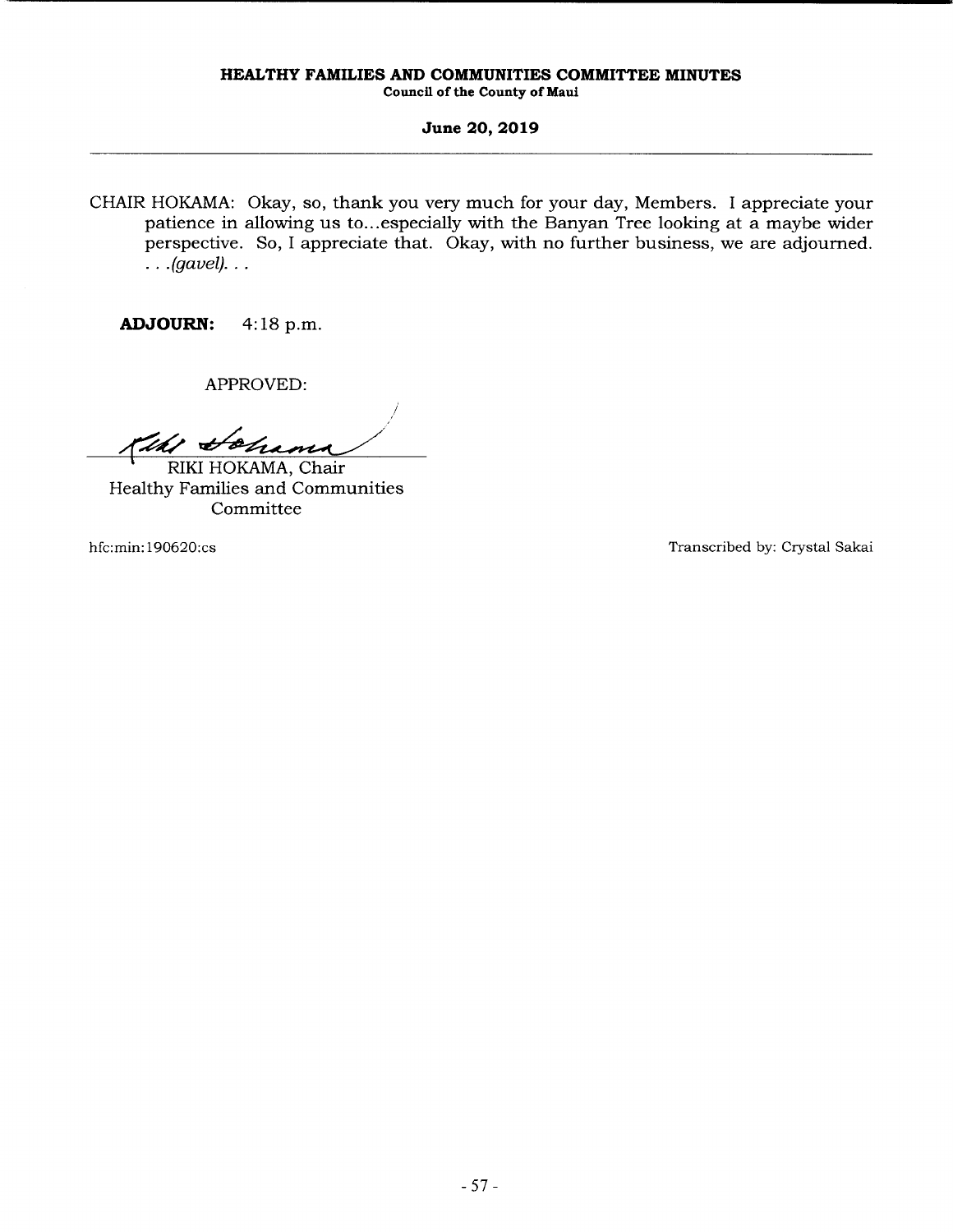CHAIR HOKAMA: Okay, so, thank you very much for your day, Members. I appreciate your patience in allowing us to...especially with the Banyan Tree looking at a maybe wider perspective. So, I appreciate that. Okay, with no further business, we are adjourned. . . *.(gavel).* . .

**ADJOURN:** 4:18 p.m.

APPROVED:

RIKI HOKAMA, Chair
Healthy Families and Communities Committee

hfc:min:190620:cs

Transcribed by: Crystal Sakai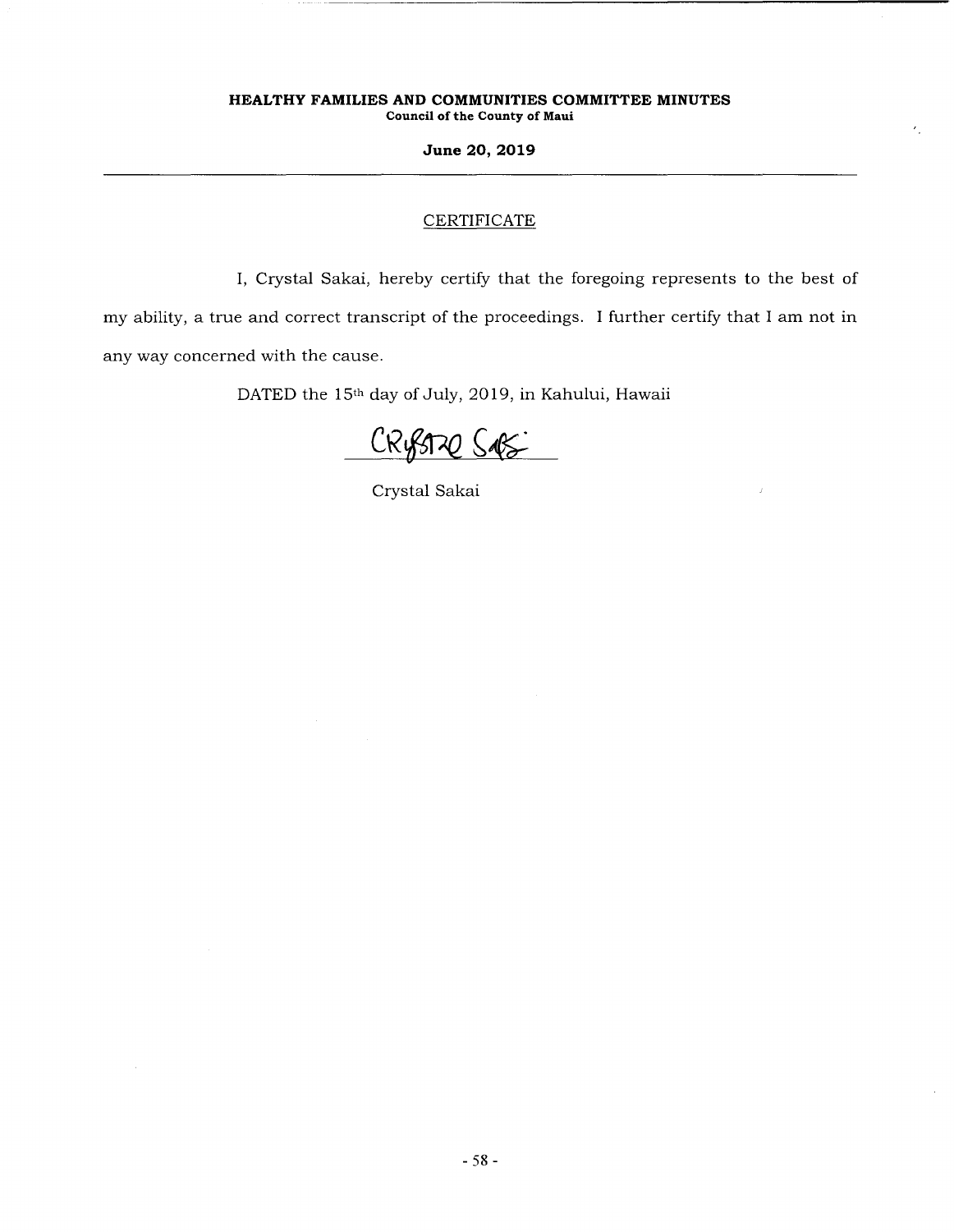HEALTHY FAMILIES AND COMMUNITIES COMMITTEE MINUTES
Council of the County of Maui

June 20, 2019

---

CERTIFICATE

I, Crystal Sakai, hereby certify that the foregoing represents to the best of my ability, a true and correct transcript of the proceedings. I further certify that I am not in any way concerned with the cause.

DATED the 15th day of July, 2019, in Kahului, Hawaii

Crystal Sakai